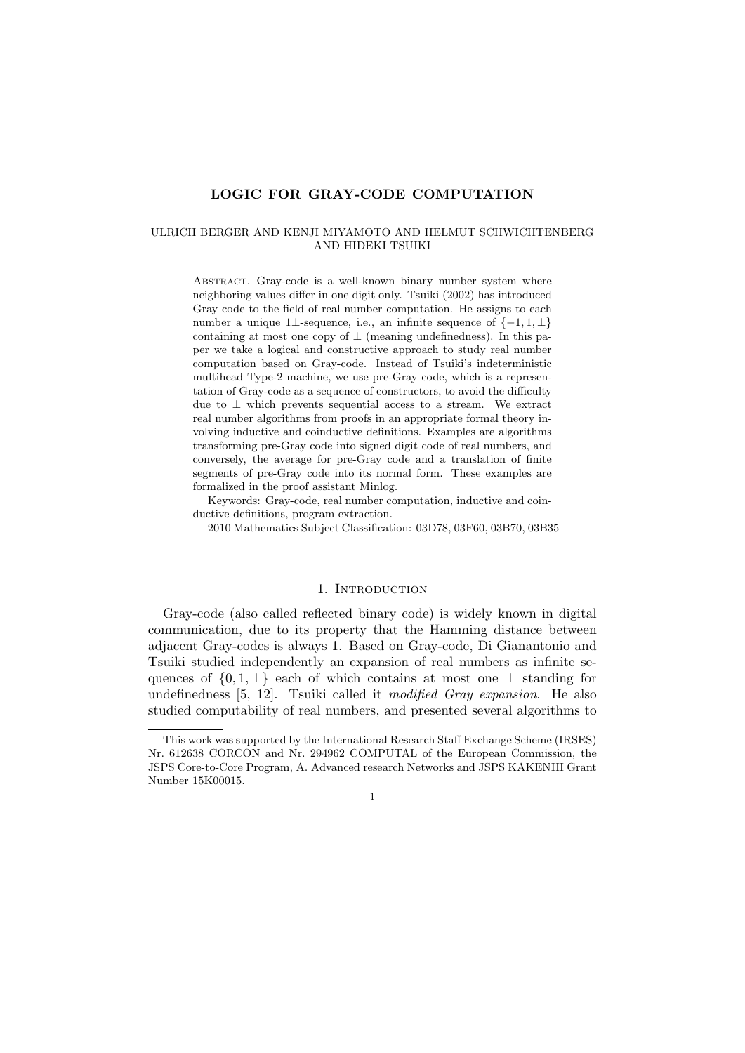# LOGIC FOR GRAY-CODE COMPUTATION

ULRICH BERGER AND KENJI MIYAMOTO AND HELMUT SCHWICHTENBERG AND HIDEKI TSUIKI

ABSTRACT. Gray-code is a well-known binary number system where neighboring values differ in one digit only. Tsuiki (2002) has introduced Gray code to the field of real number computation. He assigns to each number a unique $1\bot$-sequence, i.e., an infinite sequence of $\{-1, 1, \bot\}$ containing at most one copy of $\bot$ (meaning undefinedness). In this paper we take a logical and constructive approach to study real number computation based on Gray-code. Instead of Tsuiki's indeterministic multihead Type-2 machine, we use pre-Gray code, which is a representation of Gray-code as a sequence of constructors, to avoid the difficulty due to $\bot$ which prevents sequential access to a stream. We extract real number algorithms from proofs in an appropriate formal theory involving inductive and coinductive definitions. Examples are algorithms transforming pre-Gray code into signed digit code of real numbers, and conversely, the average for pre-Gray code and a translation of finite segments of pre-Gray code into its normal form. These examples are formalized in the proof assistant Minlog.

Keywords: Gray-code, real number computation, inductive and coinductive definitions, program extraction.

2010 Mathematics Subject Classification: 03D78, 03F60, 03B70, 03B35

## 1. INTRODUCTION

Gray-code (also called reflected binary code) is widely known in digital communication, due to its property that the Hamming distance between adjacent Gray-codes is always 1. Based on Gray-code, Di Gianantonio and Tsuiki studied independently an expansion of real numbers as infinite sequences of $\{0, 1, \bot\}$ each of which contains at most one $\bot$ standing for undefinedness [5, 12]. Tsuiki called it *modified Gray expansion*. He also studied computability of real numbers, and presented several algorithms to

---

This work was supported by the International Research Staff Exchange Scheme (IRSES) Nr. 612638 CORCON and Nr. 294962 COMPUTAL of the European Commission, the JSPS Core-to-Core Program, A. Advanced research Networks and JSPS KAKENHI Grant Number 15K00015.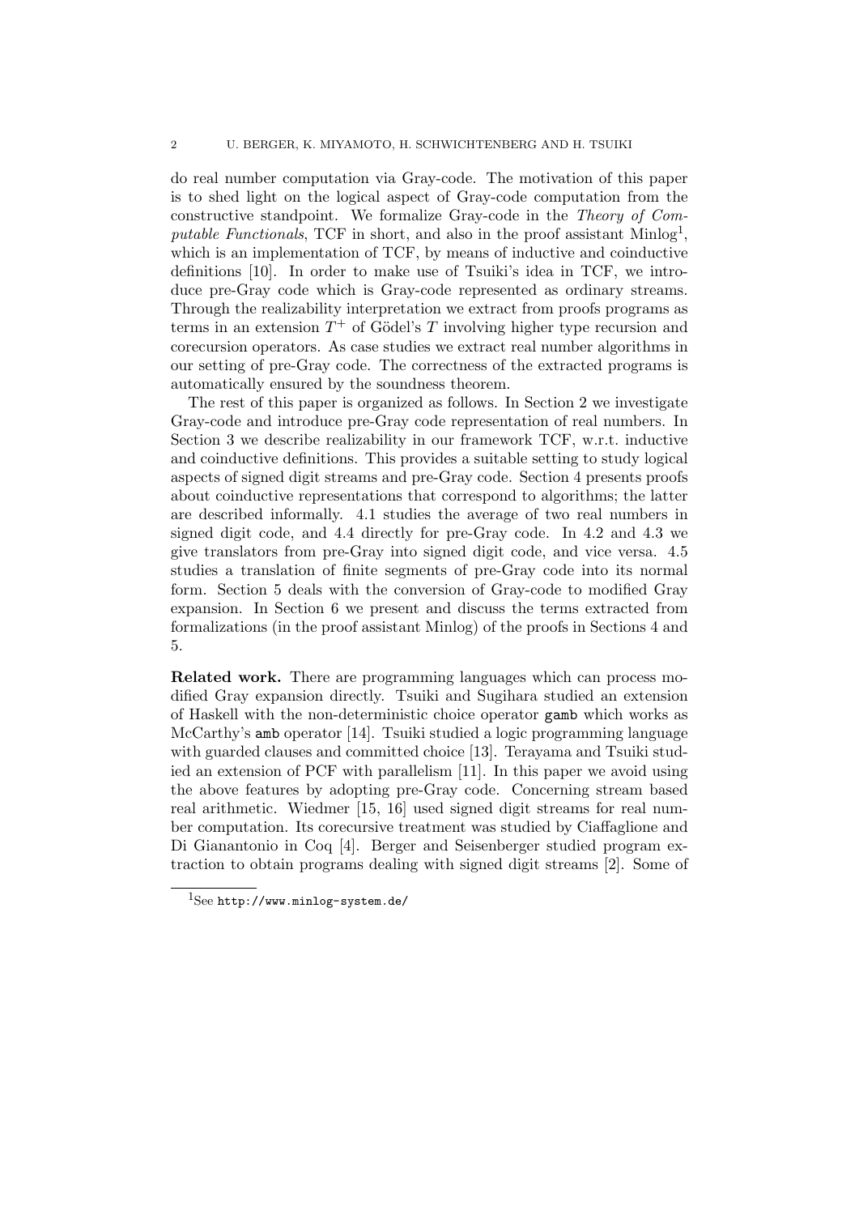do real number computation via Gray-code. The motivation of this paper is to shed light on the logical aspect of Gray-code computation from the constructive standpoint. We formalize Gray-code in the *Theory of Computable Functionals*, TCF in short, and also in the proof assistant Minlog[1], which is an implementation of TCF, by means of inductive and coinductive definitions [10]. In order to make use of Tsuiki's idea in TCF, we introduce pre-Gray code which is Gray-code represented as ordinary streams. Through the realizability interpretation we extract from proofs programs as terms in an extension $T^+$ of Gödel's $T$ involving higher type recursion and corecursion operators. As case studies we extract real number algorithms in our setting of pre-Gray code. The correctness of the extracted programs is automatically ensured by the soundness theorem.

The rest of this paper is organized as follows. In Section 2 we investigate Gray-code and introduce pre-Gray code representation of real numbers. In Section 3 we describe realizability in our framework TCF, w.r.t. inductive and coinductive definitions. This provides a suitable setting to study logical aspects of signed digit streams and pre-Gray code. Section 4 presents proofs about coinductive representations that correspond to algorithms; the latter are described informally. 4.1 studies the average of two real numbers in signed digit code, and 4.4 directly for pre-Gray code. In 4.2 and 4.3 we give translators from pre-Gray into signed digit code, and vice versa. 4.5 studies a translation of finite segments of pre-Gray code into its normal form. Section 5 deals with the conversion of Gray-code to modified Gray expansion. In Section 6 we present and discuss the terms extracted from formalizations (in the proof assistant Minlog) of the proofs in Sections 4 and 5.

**Related work.** There are programming languages which can process modified Gray expansion directly. Tsuiki and Sugihara studied an extension of Haskell with the non-deterministic choice operator `gamb` which works as McCarthy's `amb` operator [14]. Tsuiki studied a logic programming language with guarded clauses and committed choice [13]. Terayama and Tsuiki studied an extension of PCF with parallelism [11]. In this paper we avoid using the above features by adopting pre-Gray code. Concerning stream based real arithmetic. Wiedmer [15, 16] used signed digit streams for real number computation. Its corecursive treatment was studied by Ciaffaglione and Di Gianantonio in Coq [4]. Berger and Seisenberger studied program extraction to obtain programs dealing with signed digit streams [2]. Some of

[1] See `http://www.minlog-system.de/`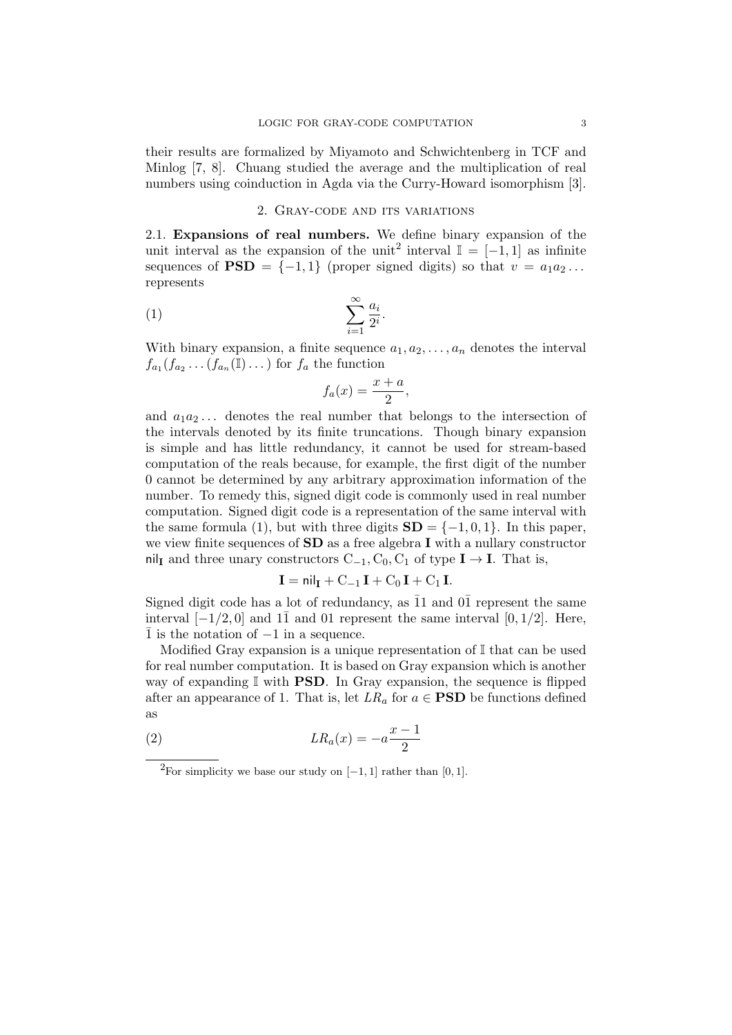their results are formalized by Miyamoto and Schwichtenberg in TCF and Minlog [7, 8]. Chuang studied the average and the multiplication of real numbers using coinduction in Agda via the Curry-Howard isomorphism [3].

## 2. Gray-code and its variations

2.1. **Expansions of real numbers.** We define binary expansion of the unit interval as the expansion of the unit[2] interval $\mathbb{I} = [-1, 1]$ as infinite sequences of $\mathbf{PSD} = \{-1, 1\}$ (proper signed digits) so that $v = a_1 a_2 \dots$ represents

$$\sum_{i=1}^{\infty} \frac{a_i}{2^i}. \tag{1}$$

With binary expansion, a finite sequence $a_1, a_2, \dots, a_n$ denotes the interval $f_{a_1}(f_{a_2} \dots (f_{a_n}(\mathbb{I}) \dots)$ for $f_a$ the function

$$f_a(x) = \frac{x + a}{2},$$

and $a_1 a_2 \dots$ denotes the real number that belongs to the intersection of the intervals denoted by its finite truncations. Though binary expansion is simple and has little redundancy, it cannot be used for stream-based computation of the reals because, for example, the first digit of the number 0 cannot be determined by any arbitrary approximation information of the number. To remedy this, signed digit code is commonly used in real number computation. Signed digit code is a representation of the same interval with the same formula (1), but with three digits $\mathbf{SD} = \{-1, 0, 1\}$. In this paper, we view finite sequences of $\mathbf{SD}$ as a free algebra $\mathbf{I}$ with a nullary constructor $\mathsf{nil}_\mathbf{I}$ and three unary constructors $\mathrm{C}_{-1}, \mathrm{C}_0, \mathrm{C}_1$ of type $\mathbf{I} \to \mathbf{I}$. That is,

$$\mathbf{I} = \mathsf{nil}_\mathbf{I} + \mathrm{C}_{-1}\,\mathbf{I} + \mathrm{C}_0\,\mathbf{I} + \mathrm{C}_1\,\mathbf{I}.$$

Signed digit code has a lot of redundancy, as $\bar{1}1$ and $0\bar{1}$ represent the same interval $[-1/2, 0]$ and $1\bar{1}$ and $01$ represent the same interval $[0, 1/2]$. Here, $\bar{1}$ is the notation of $-1$ in a sequence.

Modified Gray expansion is a unique representation of $\mathbb{I}$ that can be used for real number computation. It is based on Gray expansion which is another way of expanding $\mathbb{I}$ with $\mathbf{PSD}$. In Gray expansion, the sequence is flipped after an appearance of 1. That is, let $LR_a$ for $a \in \mathbf{PSD}$ be functions defined as

$$LR_a(x) = -a\frac{x - 1}{2} \tag{2}$$

[2] For simplicity we base our study on $[-1, 1]$ rather than $[0, 1]$.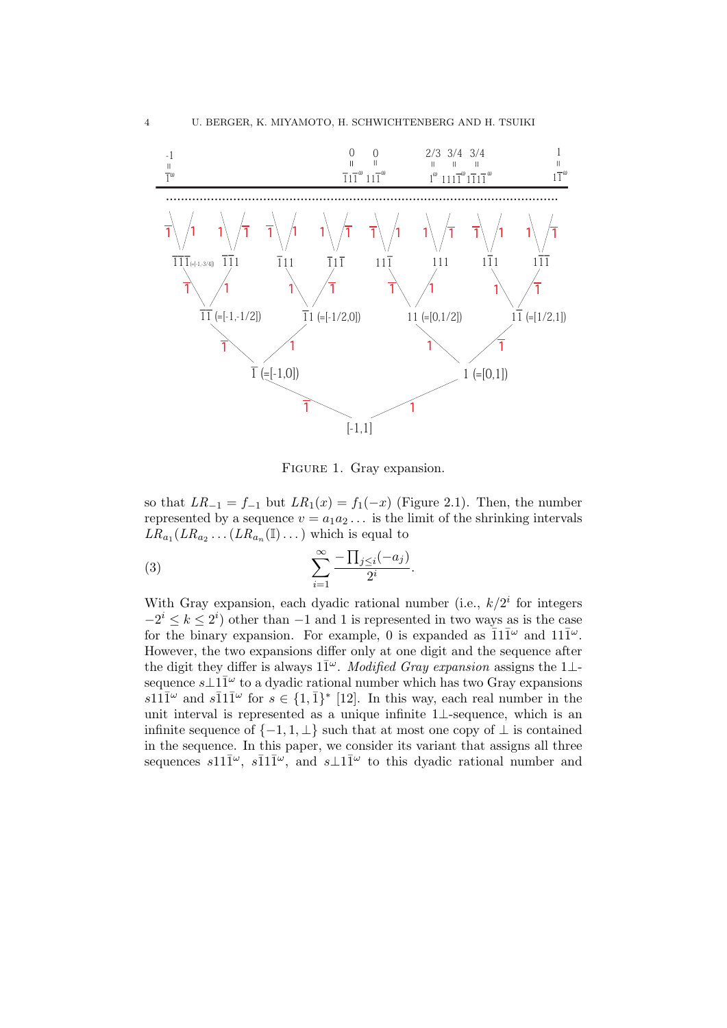FIGURE 1. Gray expansion.

so that $LR_{-1} = f_{-1}$ but $LR_1(x) = f_1(-x)$ (Figure 2.1). Then, the number represented by a sequence $v = a_1 a_2 \dots$ is the limit of the shrinking intervals $LR_{a_1}(LR_{a_2} \dots (LR_{a_n}(\mathbb{I}) \dots)$ which is equal to

$$\sum_{i=1}^{\infty} \frac{-\prod_{j \le i}(-a_j)}{2^i}. \tag{3}$$

With Gray expansion, each dyadic rational number (i.e., $k/2^i$ for integers $-2^i \le k \le 2^i$) other than $-1$ and $1$ is represented in two ways as is the case for the binary expansion. For example, 0 is expanded as $\bar{1}1\bar{1}^\omega$ and $11\bar{1}^\omega$. However, the two expansions differ only at one digit and the sequence after the digit they differ is always $1\bar{1}^\omega$. *Modified Gray expansion* assigns the $1\bot$-sequence $s\bot 1\bar{1}^\omega$ to a dyadic rational number which has two Gray expansions $s11\bar{1}^\omega$ and $s\bar{1}1\bar{1}^\omega$ for $s \in \{1, \bar{1}\}^*$ [12]. In this way, each real number in the unit interval is represented as a unique infinite $1\bot$-sequence, which is an infinite sequence of $\{-1, 1, \bot\}$ such that at most one copy of $\bot$ is contained in the sequence. In this paper, we consider its variant that assigns all three sequences $s11\bar{1}^\omega$, $s\bar{1}1\bar{1}^\omega$, and $s\bot 1\bar{1}^\omega$ to this dyadic rational number and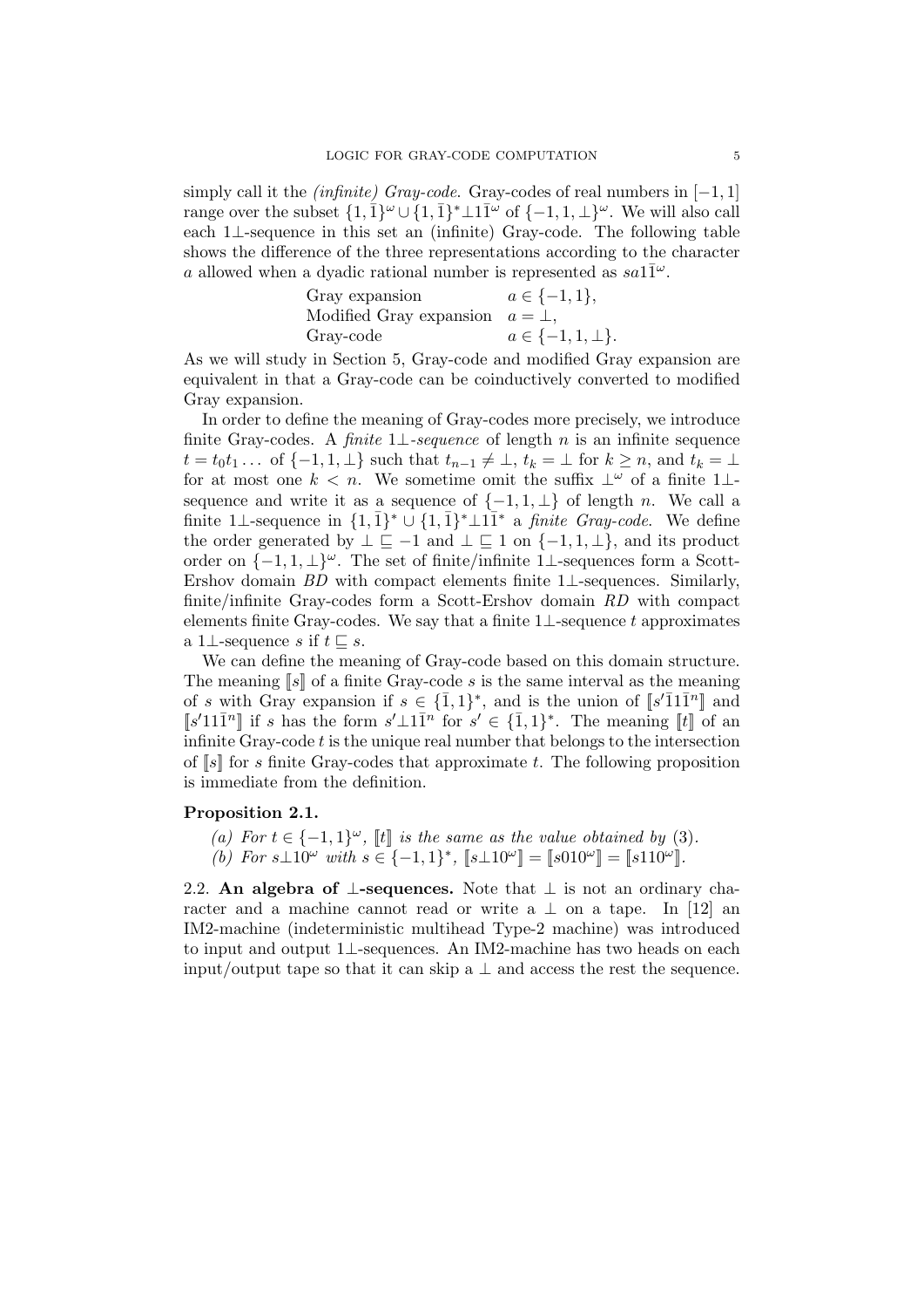simply call it the *(infinite) Gray-code*. Gray-codes of real numbers in $[-1, 1]$ range over the subset $\{1, \bar{1}\}^\omega \cup \{1, \bar{1}\}^* \bot 1\bar{1}^\omega$ of $\{-1, 1, \bot\}^\omega$. We will also call each $1\bot$-sequence in this set an (infinite) Gray-code. The following table shows the difference of the three representations according to the character $a$ allowed when a dyadic rational number is represented as $sa1\bar{1}^\omega$.

| | |
|---|---|
| Gray expansion | $a \in \{-1, 1\}$, |
| Modified Gray expansion | $a = \bot$, |
| Gray-code | $a \in \{-1, 1, \bot\}$. |

As we will study in Section 5, Gray-code and modified Gray expansion are equivalent in that a Gray-code can be coinductively converted to modified Gray expansion.

In order to define the meaning of Gray-codes more precisely, we introduce finite Gray-codes. A *finite $1\bot$-sequence* of length $n$ is an infinite sequence $t = t_0 t_1 \dots$ of $\{-1, 1, \bot\}$ such that $t_{n-1} \neq \bot$, $t_k = \bot$ for $k \geq n$, and $t_k = \bot$ for at most one $k < n$. We sometime omit the suffix $\bot^\omega$ of a finite $1\bot$-sequence and write it as a sequence of $\{-1, 1, \bot\}$ of length $n$. We call a finite $1\bot$-sequence in $\{1, \bar{1}\}^* \cup \{1, \bar{1}\}^* \bot 1\bar{1}^*$ a *finite Gray-code*. We define the order generated by $\bot \sqsubseteq -1$ and $\bot \sqsubseteq 1$ on $\{-1, 1, \bot\}$, and its product order on $\{-1, 1, \bot\}^\omega$. The set of finite/infinite $1\bot$-sequences form a Scott-Ershov domain *BD* with compact elements finite $1\bot$-sequences. Similarly, finite/infinite Gray-codes form a Scott-Ershov domain *RD* with compact elements finite Gray-codes. We say that a finite $1\bot$-sequence $t$ approximates a $1\bot$-sequence $s$ if $t \sqsubseteq s$.

We can define the meaning of Gray-code based on this domain structure. The meaning $[\![s]\!]$ of a finite Gray-code $s$ is the same interval as the meaning of $s$ with Gray expansion if $s \in \{\bar{1}, 1\}^*$, and is the union of $[\![s'\bar{1}1\bar{1}^n]\!]$ and $[\![s'11\bar{1}^n]\!]$ if $s$ has the form $s'\bot 1\bar{1}^n$ for $s' \in \{\bar{1}, 1\}^*$. The meaning $[\![t]\!]$ of an infinite Gray-code $t$ is the unique real number that belongs to the intersection of $[\![s]\!]$ for $s$ finite Gray-codes that approximate $t$. The following proposition is immediate from the definition.

**Proposition 2.1.**

*(a) For $t \in \{-1, 1\}^\omega$, $[\![t]\!]$ is the same as the value obtained by (3).*
*(b) For $s\bot 10^\omega$ with $s \in \{-1, 1\}^*$, $[\![s\bot 10^\omega]\!] = [\![s010^\omega]\!] = [\![s110^\omega]\!]$.*

2.2. **An algebra of $\bot$-sequences.** Note that $\bot$ is not an ordinary character and a machine cannot read or write a $\bot$ on a tape. In [12] an IM2-machine (indeterministic multihead Type-2 machine) was introduced to input and output $1\bot$-sequences. An IM2-machine has two heads on each input/output tape so that it can skip a $\bot$ and access the rest the sequence.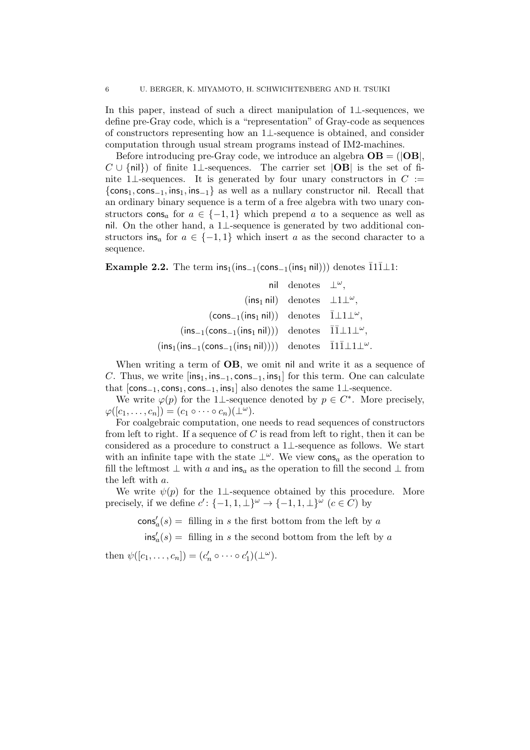In this paper, instead of such a direct manipulation of $1\bot$-sequences, we define pre-Gray code, which is a "representation" of Gray-code as sequences of constructors representing how an $1\bot$-sequence is obtained, and consider computation through usual stream programs instead of IM2-machines.

Before introducing pre-Gray code, we introduce an algebra $\mathbf{OB} = (|\mathbf{OB}|, C \cup \{\mathsf{nil}\})$ of finite $1\bot$-sequences. The carrier set $|\mathbf{OB}|$ is the set of finite $1\bot$-sequences. It is generated by four unary constructors in $C := \{\mathsf{cons}_1, \mathsf{cons}_{-1}, \mathsf{ins}_1, \mathsf{ins}_{-1}\}$ as well as a nullary constructor $\mathsf{nil}$. Recall that an ordinary binary sequence is a term of a free algebra with two unary constructors $\mathsf{cons}_a$ for $a \in \{-1, 1\}$ which prepend $a$ to a sequence as well as $\mathsf{nil}$. On the other hand, a $1\bot$-sequence is generated by two additional constructors $\mathsf{ins}_a$ for $a \in \{-1, 1\}$ which insert $a$ as the second character to a sequence.

**Example 2.2.** The term $\mathsf{ins}_1(\mathsf{ins}_{-1}(\mathsf{cons}_{-1}(\mathsf{ins}_1\,\mathsf{nil})))$ denotes $\bar{1}1\bar{1}\bot 1$:

$$
\begin{aligned}
\mathsf{nil} &\quad \text{denotes} \quad \bot^\omega, \\
(\mathsf{ins}_1\,\mathsf{nil}) &\quad \text{denotes} \quad \bot 1 \bot^\omega, \\
(\mathsf{cons}_{-1}(\mathsf{ins}_1\,\mathsf{nil})) &\quad \text{denotes} \quad \bar{1}\bot 1 \bot^\omega, \\
(\mathsf{ins}_{-1}(\mathsf{cons}_{-1}(\mathsf{ins}_1\,\mathsf{nil}))) &\quad \text{denotes} \quad \bar{1}\bar{1}\bot 1 \bot^\omega, \\
(\mathsf{ins}_1(\mathsf{ins}_{-1}(\mathsf{cons}_{-1}(\mathsf{ins}_1\,\mathsf{nil})))) &\quad \text{denotes} \quad \bar{1}1\bar{1}\bot 1 \bot^\omega.
\end{aligned}
$$

When writing a term of $\mathbf{OB}$, we omit $\mathsf{nil}$ and write it as a sequence of $C$. Thus, we write $[\mathsf{ins}_1, \mathsf{ins}_{-1}, \mathsf{cons}_{-1}, \mathsf{ins}_1]$ for this term. One can calculate that $[\mathsf{cons}_{-1}, \mathsf{cons}_1, \mathsf{cons}_{-1}, \mathsf{ins}_1]$ also denotes the same $1\bot$-sequence.

We write $\varphi(p)$ for the $1\bot$-sequence denoted by $p \in C^*$. More precisely, $\varphi([c_1, \dots, c_n]) = (c_1 \circ \dots \circ c_n)(\bot^\omega)$.

For coalgebraic computation, one needs to read sequences of constructors from left to right. If a sequence of $C$ is read from left to right, then it can be considered as a procedure to construct a $1\bot$-sequence as follows. We start with an infinite tape with the state $\bot^\omega$. We view $\mathsf{cons}_a$ as the operation to fill the leftmost $\bot$ with $a$ and $\mathsf{ins}_a$ as the operation to fill the second $\bot$ from the left with $a$.

We write $\psi(p)$ for the $1\bot$-sequence obtained by this procedure. More precisely, if we define $c' \colon \{-1, 1, \bot\}^\omega \to \{-1, 1, \bot\}^\omega$ $(c \in C)$ by

$$
\begin{aligned}
\mathsf{cons}'_a(s) &= \text{ filling in } s \text{ the first bottom from the left by } a \\
\mathsf{ins}'_a(s) &= \text{ filling in } s \text{ the second bottom from the left by } a
\end{aligned}
$$

then $\psi([c_1, \dots, c_n]) = (c'_n \circ \dots \circ c'_1)(\bot^\omega)$.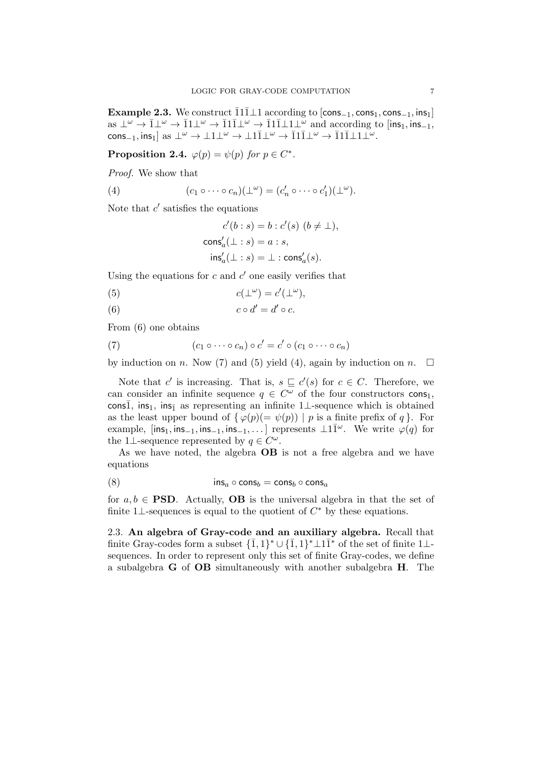**Example 2.3.** We construct $\bar{1}1\bar{1}\bot 1$ according to $[\mathsf{cons}_{-1}, \mathsf{cons}_1, \mathsf{cons}_{-1}, \mathsf{ins}_1]$ as $\bot^\omega \to \bar{1}\bot^\omega \to \bar{1}1\bot^\omega \to \bar{1}1\bar{1}\bot^\omega \to \bar{1}1\bar{1}\bot 1\bot^\omega$ and according to $[\mathsf{ins}_1, \mathsf{ins}_{-1}, \mathsf{cons}_{-1}, \mathsf{ins}_1]$ as $\bot^\omega \to \bot 1\bot^\omega \to \bot 1\bar{1}\bot^\omega \to \bar{1}1\bar{1}\bot^\omega \to \bar{1}1\bar{1}\bot 1\bot^\omega$.

**Proposition 2.4.** *$\varphi(p) = \psi(p)$ for $p \in C^*$.*

*Proof.* We show that

$$(c_1 \circ \cdots \circ c_n)(\bot^\omega) = (c'_n \circ \cdots \circ c'_1)(\bot^\omega). \tag{4}$$

Note that $c'$ satisfies the equations

$$c'(b : s) = b : c'(s) \ (b \neq \bot),$$
$$\mathsf{cons}'_a(\bot : s) = a : s,$$
$$\mathsf{ins}'_a(\bot : s) = \bot : \mathsf{cons}'_a(s).$$

Using the equations for $c$ and $c'$ one easily verifies that

$$c(\bot^\omega) = c'(\bot^\omega), \tag{5}$$

$$c \circ d' = d' \circ c. \tag{6}$$

From (6) one obtains

$$(c_1 \circ \cdots \circ c_n) \circ c' = c' \circ (c_1 \circ \cdots \circ c_n) \tag{7}$$

by induction on $n$. Now (7) and (5) yield (4), again by induction on $n$. $\square$

Note that $c'$ is increasing. That is, $s \sqsubseteq c'(s)$ for $c \in C$. Therefore, we can consider an infinite sequence $q \in C^\omega$ of the four constructors $\mathsf{cons}_1$, $\mathsf{cons}_{\bar{1}}$, $\mathsf{ins}_1$, $\mathsf{ins}_{\bar{1}}$ as representing an infinite $1\bot$-sequence which is obtained as the least upper bound of $\{\, \varphi(p)(= \psi(p)) \mid p \text{ is a finite prefix of } q \,\}$. For example, $[\mathsf{ins}_1, \mathsf{ins}_{-1}, \mathsf{ins}_{-1}, \mathsf{ins}_{-1}, \dots]$ represents $\bot 1\bar{1}^\omega$. We write $\varphi(q)$ for the $1\bot$-sequence represented by $q \in C^\omega$.

As we have noted, the algebra **OB** is not a free algebra and we have equations

$$\mathsf{ins}_a \circ \mathsf{cons}_b = \mathsf{cons}_b \circ \mathsf{cons}_a \tag{8}$$

for $a, b \in \mathbf{PSD}$. Actually, **OB** is the universal algebra in that the set of finite $1\bot$-sequences is equal to the quotient of $C^*$ by these equations.

2.3. **An algebra of Gray-code and an auxiliary algebra.** Recall that finite Gray-codes form a subset $\{\bar{1}, 1\}^* \cup \{\bar{1}, 1\}^* \bot 1\bar{1}^*$ of the set of finite $1\bot$-sequences. In order to represent only this set of finite Gray-codes, we define a subalgebra **G** of **OB** simultaneously with another subalgebra **H**. The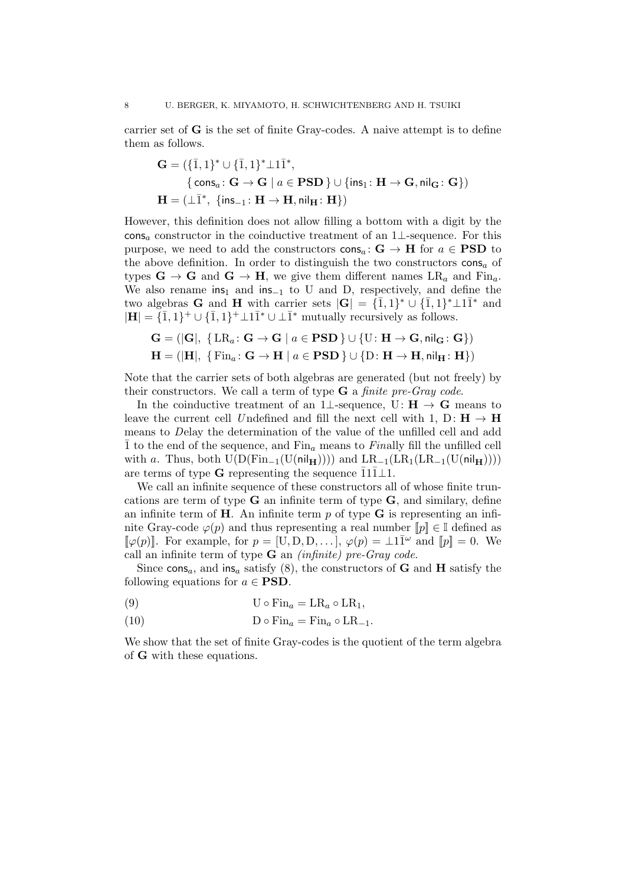carrier set of $\mathbf{G}$ is the set of finite Gray-codes. A naive attempt is to define them as follows.

$$
\begin{aligned}
\mathbf{G} = (&\{\bar{1}, 1\}^* \cup \{\bar{1}, 1\}^* \bot 1 \bar{1}^*, \\
&\{\, \mathsf{cons}_a \colon \mathbf{G} \to \mathbf{G} \mid a \in \mathbf{PSD} \,\} \cup \{\mathsf{ins}_1 \colon \mathbf{H} \to \mathbf{G}, \mathsf{nil}_{\mathbf{G}} \colon \mathbf{G}\}) \\
\mathbf{H} = (&\bot \bar{1}^*,\ \{\mathsf{ins}_{-1} \colon \mathbf{H} \to \mathbf{H}, \mathsf{nil}_{\mathbf{H}} \colon \mathbf{H}\})
\end{aligned}
$$

However, this definition does not allow filling a bottom with a digit by the $\mathsf{cons}_a$ constructor in the coinductive treatment of an $1\bot$-sequence. For this purpose, we need to add the constructors $\mathsf{cons}_a \colon \mathbf{G} \to \mathbf{H}$ for $a \in \mathbf{PSD}$ to the above definition. In order to distinguish the two constructors $\mathsf{cons}_a$ of types $\mathbf{G} \to \mathbf{G}$ and $\mathbf{G} \to \mathbf{H}$, we give them different names $\mathrm{LR}_a$ and $\mathrm{Fin}_a$. We also rename $\mathsf{ins}_1$ and $\mathsf{ins}_{-1}$ to U and D, respectively, and define the two algebras $\mathbf{G}$ and $\mathbf{H}$ with carrier sets $|\mathbf{G}| = \{\bar{1}, 1\}^* \cup \{\bar{1}, 1\}^* \bot 1 \bar{1}^*$ and $|\mathbf{H}| = \{\bar{1}, 1\}^+ \cup \{\bar{1}, 1\}^+ \bot 1 \bar{1}^* \cup \bot \bar{1}^*$ mutually recursively as follows.

$$
\begin{aligned}
\mathbf{G} &= (|\mathbf{G}|,\ \{\, \mathrm{LR}_a \colon \mathbf{G} \to \mathbf{G} \mid a \in \mathbf{PSD} \,\} \cup \{\mathrm{U} \colon \mathbf{H} \to \mathbf{G}, \mathsf{nil}_{\mathbf{G}} \colon \mathbf{G}\}) \\
\mathbf{H} &= (|\mathbf{H}|,\ \{\, \mathrm{Fin}_a \colon \mathbf{G} \to \mathbf{H} \mid a \in \mathbf{PSD} \,\} \cup \{\mathrm{D} \colon \mathbf{H} \to \mathbf{H}, \mathsf{nil}_{\mathbf{H}} \colon \mathbf{H}\})
\end{aligned}
$$

Note that the carrier sets of both algebras are generated (but not freely) by their constructors. We call a term of type $\mathbf{G}$ a *finite pre-Gray code*.

In the coinductive treatment of an $1\bot$-sequence, $\mathrm{U} \colon \mathbf{H} \to \mathbf{G}$ means to leave the current cell *U*ndefined and fill the next cell with 1, $\mathrm{D} \colon \mathbf{H} \to \mathbf{H}$ means to *D*elay the determination of the value of the unfilled cell and add $\bar{1}$ to the end of the sequence, and $\mathrm{Fin}_a$ means to *Fin*ally fill the unfilled cell with $a$. Thus, both $\mathrm{U}(\mathrm{D}(\mathrm{Fin}_{-1}(\mathrm{U}(\mathsf{nil}_{\mathbf{H}}))))$ and $\mathrm{LR}_{-1}(\mathrm{LR}_1(\mathrm{LR}_{-1}(\mathrm{U}(\mathsf{nil}_{\mathbf{H}}))))$ are terms of type $\mathbf{G}$ representing the sequence $\bar{1}1\bar{1}\bot 1$.

We call an infinite sequence of these constructors all of whose finite truncations are term of type $\mathbf{G}$ an infinite term of type $\mathbf{G}$, and similary, define an infinite term of $\mathbf{H}$. An infinite term $p$ of type $\mathbf{G}$ is representing an infinite Gray-code $\varphi(p)$ and thus representing a real number $[\![p]\!] \in \mathbb{I}$ defined as $[\![\varphi(p)]\!]$. For example, for $p = [\mathrm{U}, \mathrm{D}, \mathrm{D}, \dots]$, $\varphi(p) = \bot 1 \bar{1}^\omega$ and $[\![p]\!] = 0$. We call an infinite term of type $\mathbf{G}$ an *(infinite) pre-Gray code*.

Since $\mathsf{cons}_a$, and $\mathsf{ins}_a$ satisfy (8), the constructors of $\mathbf{G}$ and $\mathbf{H}$ satisfy the following equations for $a \in \mathbf{PSD}$.

$$
\mathrm{U} \circ \mathrm{Fin}_a = \mathrm{LR}_a \circ \mathrm{LR}_1, \tag{9}
$$

$$
\mathrm{D} \circ \mathrm{Fin}_a = \mathrm{Fin}_a \circ \mathrm{LR}_{-1}. \tag{10}
$$

We show that the set of finite Gray-codes is the quotient of the term algebra of $\mathbf{G}$ with these equations.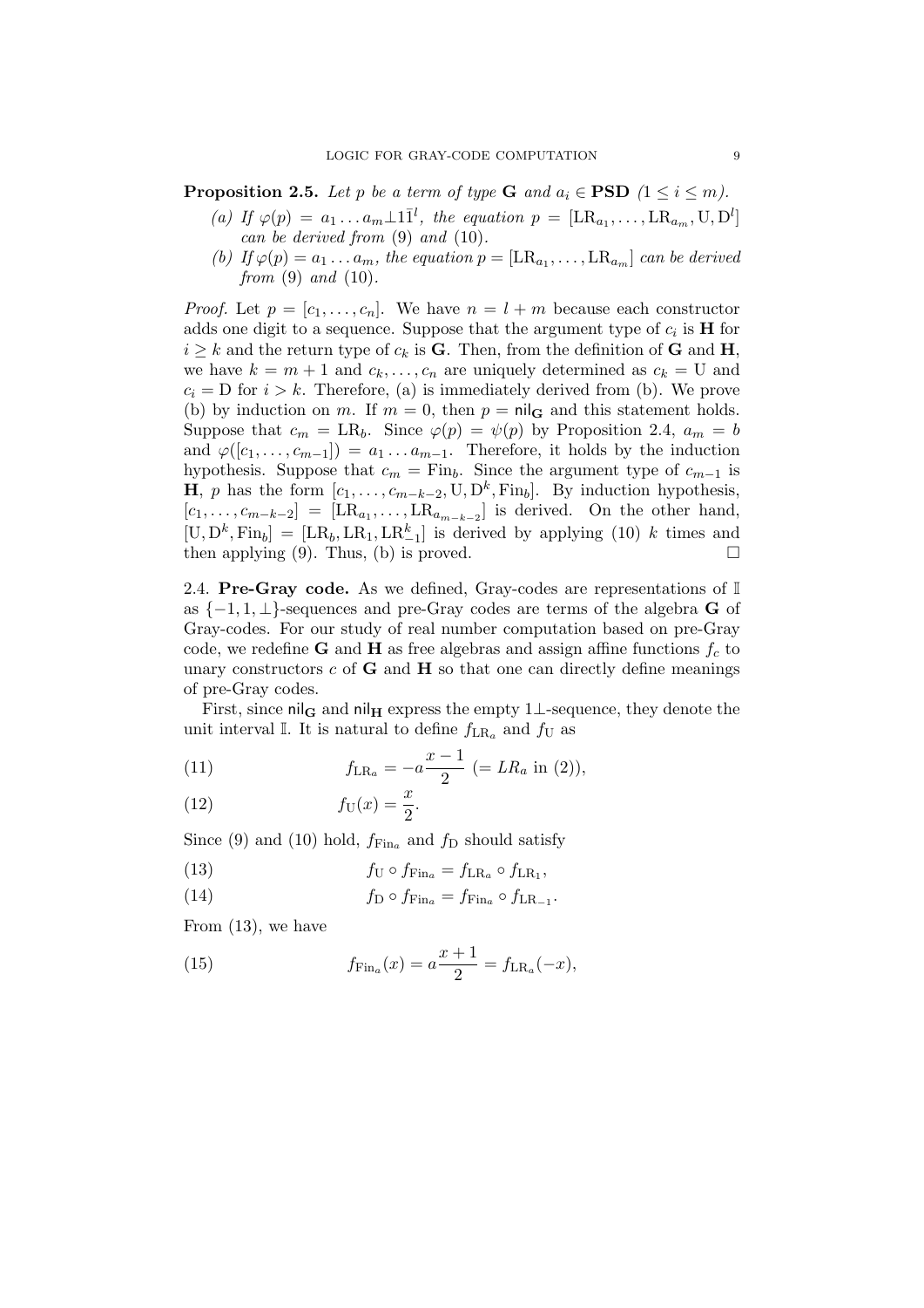**Proposition 2.5.** *Let $p$ be a term of type* $\mathbf{G}$ *and $a_i \in \mathbf{PSD}$ ($1 \leq i \leq m$).*

*(a) If $\varphi(p) = a_1 \dots a_m \bot 1 \bar{1}^l$, the equation $p = [\mathrm{LR}_{a_1}, \dots, \mathrm{LR}_{a_m}, \mathrm{U}, \mathrm{D}^l]$ can be derived from (9) and (10).*

*(b) If $\varphi(p) = a_1 \dots a_m$, the equation $p = [\mathrm{LR}_{a_1}, \dots, \mathrm{LR}_{a_m}]$ can be derived from (9) and (10).*

*Proof.* Let $p = [c_1, \dots, c_n]$. We have $n = l + m$ because each constructor adds one digit to a sequence. Suppose that the argument type of $c_i$ is $\mathbf{H}$ for $i \geq k$ and the return type of $c_k$ is $\mathbf{G}$. Then, from the definition of $\mathbf{G}$ and $\mathbf{H}$, we have $k = m + 1$ and $c_k, \dots, c_n$ are uniquely determined as $c_k = \mathrm{U}$ and $c_i = \mathrm{D}$ for $i > k$. Therefore, (a) is immediately derived from (b). We prove (b) by induction on $m$. If $m = 0$, then $p = \mathsf{nil}_{\mathbf{G}}$ and this statement holds. Suppose that $c_m = \mathrm{LR}_b$. Since $\varphi(p) = \psi(p)$ by Proposition 2.4, $a_m = b$ and $\varphi([c_1, \dots, c_{m-1}]) = a_1 \dots a_{m-1}$. Therefore, it holds by the induction hypothesis. Suppose that $c_m = \mathrm{Fin}_b$. Since the argument type of $c_{m-1}$ is $\mathbf{H}$, $p$ has the form $[c_1, \dots, c_{m-k-2}, \mathrm{U}, \mathrm{D}^k, \mathrm{Fin}_b]$. By induction hypothesis, $[c_1, \dots, c_{m-k-2}] = [\mathrm{LR}_{a_1}, \dots, \mathrm{LR}_{a_{m-k-2}}]$ is derived. On the other hand, $[\mathrm{U}, \mathrm{D}^k, \mathrm{Fin}_b] = [\mathrm{LR}_b, \mathrm{LR}_1, \mathrm{LR}_{-1}^k]$ is derived by applying (10) $k$ times and then applying (9). Thus, (b) is proved. $\square$

2.4. **Pre-Gray code.** As we defined, Gray-codes are representations of $\mathbb{I}$ as $\{-1, 1, \bot\}$-sequences and pre-Gray codes are terms of the algebra $\mathbf{G}$ of Gray-codes. For our study of real number computation based on pre-Gray code, we redefine $\mathbf{G}$ and $\mathbf{H}$ as free algebras and assign affine functions $f_c$ to unary constructors $c$ of $\mathbf{G}$ and $\mathbf{H}$ so that one can directly define meanings of pre-Gray codes.

First, since $\mathsf{nil}_{\mathbf{G}}$ and $\mathsf{nil}_{\mathbf{H}}$ express the empty $1\bot$-sequence, they denote the unit interval $\mathbb{I}$. It is natural to define $f_{\mathrm{LR}_a}$ and $f_{\mathrm{U}}$ as

$$f_{\mathrm{LR}_a} = -a\frac{x-1}{2} \ (= LR_a \text{ in (2)}), \tag{11}$$

$$f_{\mathrm{U}}(x) = \frac{x}{2}. \tag{12}$$

Since (9) and (10) hold, $f_{\mathrm{Fin}_a}$ and $f_{\mathrm{D}}$ should satisfy

$$f_{\mathrm{U}} \circ f_{\mathrm{Fin}_a} = f_{\mathrm{LR}_a} \circ f_{\mathrm{LR}_1}, \tag{13}$$

$$f_{\mathrm{D}} \circ f_{\mathrm{Fin}_a} = f_{\mathrm{Fin}_a} \circ f_{\mathrm{LR}_{-1}}. \tag{14}$$

From (13), we have

$$f_{\mathrm{Fin}_a}(x) = a\frac{x+1}{2} = f_{\mathrm{LR}_a}(-x), \tag{15}$$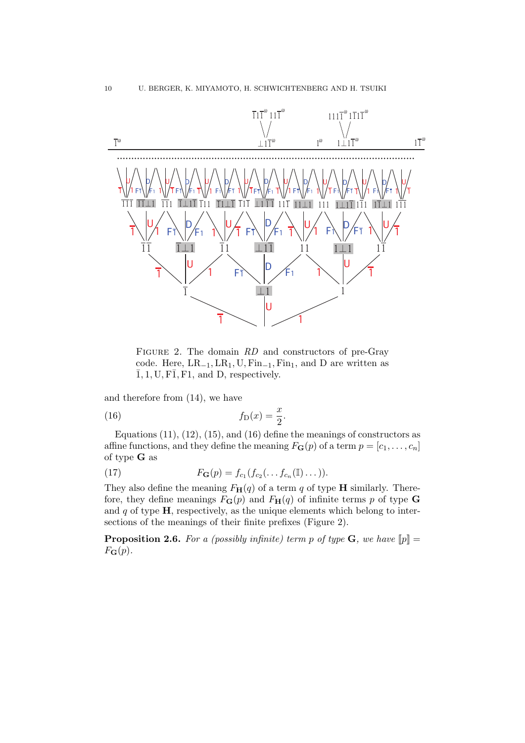FIGURE 2. The domain *RD* and constructors of pre-Gray code. Here, $\mathrm{LR}_{-1}, \mathrm{LR}_1, \mathrm{U}, \mathrm{Fin}_{-1}, \mathrm{Fin}_1$, and D are written as $\bar{1}, 1, \mathrm{U}, \mathrm{F}\bar{1}, \mathrm{F}1$, and D, respectively.

and therefore from (14), we have

$$f_{\mathrm{D}}(x) = \frac{x}{2}. \tag{16}$$

Equations (11), (12), (15), and (16) define the meanings of constructors as affine functions, and they define the meaning $F_{\mathbf{G}}(p)$ of a term $p = [c_1, \ldots, c_n]$ of type $\mathbf{G}$ as

$$F_{\mathbf{G}}(p) = f_{c_1}(f_{c_2}(\ldots f_{c_n}(\mathbb{I})\ldots)). \tag{17}$$

They also define the meaning $F_{\mathbf{H}}(q)$ of a term $q$ of type $\mathbf{H}$ similarly. Therefore, they define meanings $F_{\mathbf{G}}(p)$ and $F_{\mathbf{H}}(q)$ of infinite terms $p$ of type $\mathbf{G}$ and $q$ of type $\mathbf{H}$, respectively, as the unique elements which belong to intersections of the meanings of their finite prefixes (Figure 2).

**Proposition 2.6.** *For a (possibly infinite) term $p$ of type $\mathbf{G}$, we have $[\![p]\!] = F_{\mathbf{G}}(p)$.*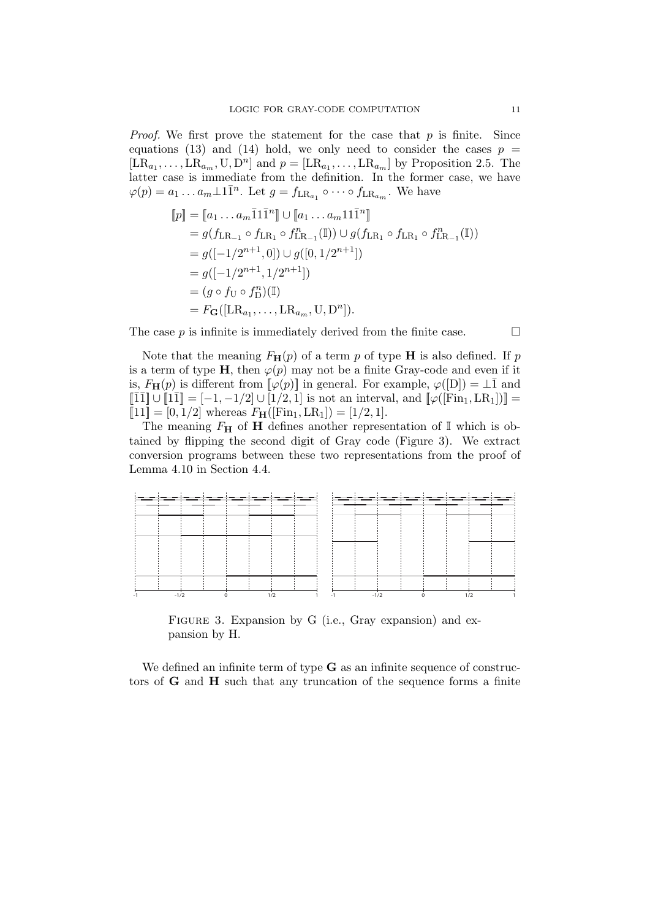*Proof.* We first prove the statement for the case that $p$ is finite. Since equations (13) and (14) hold, we only need to consider the cases $p = [\mathrm{LR}_{a_1}, \dots, \mathrm{LR}_{a_m}, \mathrm{U}, \mathrm{D}^n]$ and $p = [\mathrm{LR}_{a_1}, \dots, \mathrm{LR}_{a_m}]$ by Proposition 2.5. The latter case is immediate from the definition. In the former case, we have $\varphi(p) = a_1 \dots a_m \bot 1 \bar{1}^n$. Let $g = f_{\mathrm{LR}_{a_1}} \circ \cdots \circ f_{\mathrm{LR}_{a_m}}$. We have

$$
\begin{aligned}
[\![p]\!] &= [\![a_1 \dots a_m \bar{1} 1 \bar{1}^n]\!] \cup [\![a_1 \dots a_m 1 1 \bar{1}^n]\!] \\
&= g(f_{\mathrm{LR}_{-1}} \circ f_{\mathrm{LR}_1} \circ f^n_{\mathrm{LR}_{-1}}(\mathbb{I})) \cup g(f_{\mathrm{LR}_1} \circ f_{\mathrm{LR}_1} \circ f^n_{\mathrm{LR}_{-1}}(\mathbb{I})) \\
&= g([-1/2^{n+1}, 0]) \cup g([0, 1/2^{n+1}]) \\
&= g([-1/2^{n+1}, 1/2^{n+1}]) \\
&= (g \circ f_{\mathrm{U}} \circ f^n_{\mathrm{D}})(\mathbb{I}) \\
&= F_{\mathbf{G}}([\mathrm{LR}_{a_1}, \dots, \mathrm{LR}_{a_m}, \mathrm{U}, \mathrm{D}^n]).
\end{aligned}
$$

The case $p$ is infinite is immediately derived from the finite case. $\square$

Note that the meaning $F_{\mathbf{H}}(p)$ of a term $p$ of type $\mathbf{H}$ is also defined. If $p$ is a term of type $\mathbf{H}$, then $\varphi(p)$ may not be a finite Gray-code and even if it is, $F_{\mathbf{H}}(p)$ is different from $[\![\varphi(p)]\!]$ in general. For example, $\varphi([\mathrm{D}]) = \bot \bar{1}$ and $[\![\bar{1}\bar{1}]\!] \cup [\![1\bar{1}]\!] = [-1, -1/2] \cup [1/2, 1]$ is not an interval, and $[\![\varphi([\mathrm{Fin}_1, \mathrm{LR}_1])]\!] = [\![11]\!] = [0, 1/2]$ whereas $F_{\mathbf{H}}([\mathrm{Fin}_1, \mathrm{LR}_1]) = [1/2, 1]$.

The meaning $F_{\mathbf{H}}$ of $\mathbf{H}$ defines another representation of $\mathbb{I}$ which is obtained by flipping the second digit of Gray code (Figure 3). We extract conversion programs between these two representations from the proof of Lemma 4.10 in Section 4.4.

Figure 3. Expansion by G (i.e., Gray expansion) and expansion by H.

We defined an infinite term of type $\mathbf{G}$ as an infinite sequence of constructors of $\mathbf{G}$ and $\mathbf{H}$ such that any truncation of the sequence forms a finite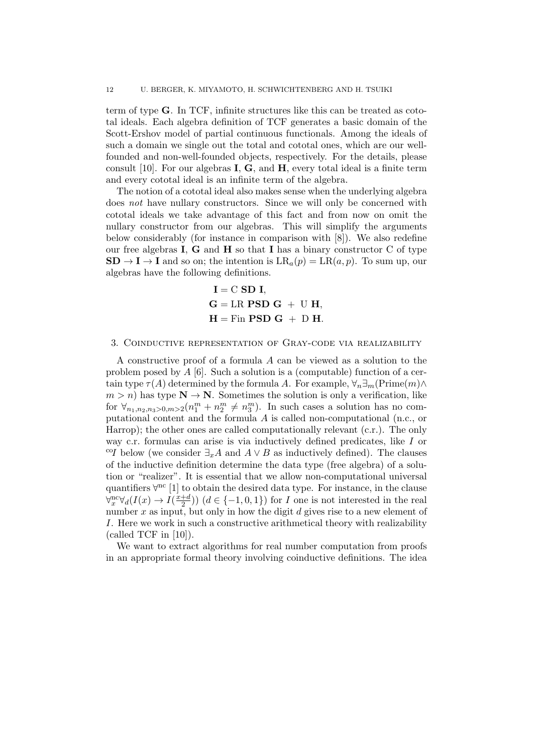term of type **G**. In TCF, infinite structures like this can be treated as cototal ideals. Each algebra definition of TCF generates a basic domain of the Scott-Ershov model of partial continuous functionals. Among the ideals of such a domain we single out the total and cototal ones, which are our well-founded and non-well-founded objects, respectively. For the details, please consult [10]. For our algebras **I**, **G**, and **H**, every total ideal is a finite term and every cototal ideal is an infinite term of the algebra.

The notion of a cototal ideal also makes sense when the underlying algebra does *not* have nullary constructors. Since we will only be concerned with cototal ideals we take advantage of this fact and from now on omit the nullary constructor from our algebras. This will simplify the arguments below considerably (for instance in comparison with [8]). We also redefine our free algebras **I**, **G** and **H** so that **I** has a binary constructor C of type $\mathbf{SD} \to \mathbf{I} \to \mathbf{I}$ and so on; the intention is $\mathrm{LR}_a(p) = \mathrm{LR}(a, p)$. To sum up, our algebras have the following definitions.

$$
\begin{aligned}
\mathbf{I} &= \mathrm{C}\ \mathbf{SD}\ \mathbf{I}, \\
\mathbf{G} &= \mathrm{LR}\ \mathbf{PSD}\ \mathbf{G}\ +\ \mathrm{U}\ \mathbf{H}, \\
\mathbf{H} &= \mathrm{Fin}\ \mathbf{PSD}\ \mathbf{G}\ +\ \mathrm{D}\ \mathbf{H}.
\end{aligned}
$$

## 3. Coinductive representation of Gray-code via realizability

A constructive proof of a formula $A$ can be viewed as a solution to the problem posed by $A$ [6]. Such a solution is a (computable) function of a certain type $\tau(A)$ determined by the formula $A$. For example, $\forall_n \exists_m (\mathrm{Prime}(m) \wedge m > n)$ has type $\mathbf{N} \to \mathbf{N}$. Sometimes the solution is only a verification, like for $\forall_{n_1,n_2,n_3>0,m>2}(n_1^m + n_2^m \neq n_3^m)$. In such cases a solution has no computational content and the formula $A$ is called non-computational (n.c., or Harrop); the other ones are called computationally relevant (c.r.). The only way c.r. formulas can arise is via inductively defined predicates, like $I$ or ${}^{\mathrm{co}}I$ below (we consider $\exists_x A$ and $A \vee B$ as inductively defined). The clauses of the inductive definition determine the data type (free algebra) of a solution or "realizer". It is essential that we allow non-computational universal quantifiers $\forall^{\mathrm{nc}}$ [1] to obtain the desired data type. For instance, in the clause $\forall^{\mathrm{nc}}_x \forall_d (I(x) \to I(\frac{x+d}{2}))$ ($d \in \{-1, 0, 1\}$) for $I$ one is not interested in the real number $x$ as input, but only in how the digit $d$ gives rise to a new element of $I$. Here we work in such a constructive arithmetical theory with realizability (called TCF in [10]).

We want to extract algorithms for real number computation from proofs in an appropriate formal theory involving coinductive definitions. The idea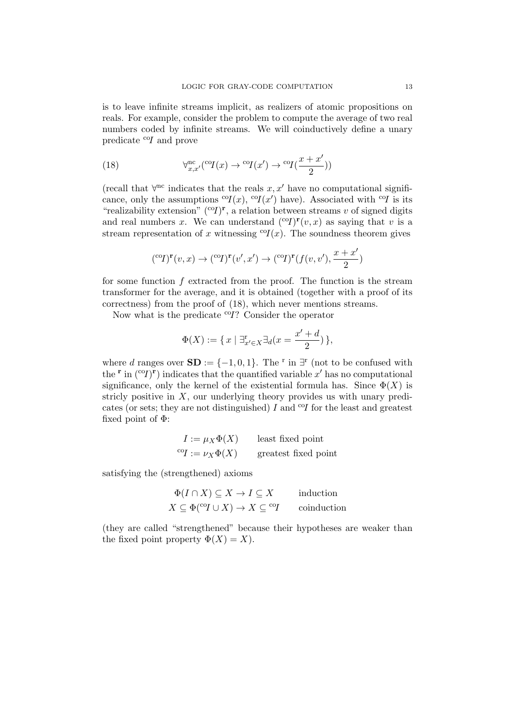is to leave infinite streams implicit, as realizers of atomic propositions on reals. For example, consider the problem to compute the average of two real numbers coded by infinite streams. We will coinductively define a unary predicate ${}^{\mathrm{co}}I$ and prove

$$\forall^{\mathrm{nc}}_{x,x'}({}^{\mathrm{co}}I(x) \to {}^{\mathrm{co}}I(x') \to {}^{\mathrm{co}}I(\frac{x+x'}{2})) \tag{18}$$

(recall that $\forall^{\mathrm{nc}}$ indicates that the reals $x, x'$ have no computational significance, only the assumptions ${}^{\mathrm{co}}I(x)$, ${}^{\mathrm{co}}I(x')$ have). Associated with ${}^{\mathrm{co}}I$ is its "realizability extension" $({}^{\mathrm{co}}I)^{\mathbf{r}}$, a relation between streams $v$ of signed digits and real numbers $x$. We can understand $({}^{\mathrm{co}}I)^{\mathbf{r}}(v, x)$ as saying that $v$ is a stream representation of $x$ witnessing ${}^{\mathrm{co}}I(x)$. The soundness theorem gives

$$({}^{\mathrm{co}}I)^{\mathbf{r}}(v, x) \to ({}^{\mathrm{co}}I)^{\mathbf{r}}(v', x') \to ({}^{\mathrm{co}}I)^{\mathbf{r}}(f(v, v'), \frac{x+x'}{2})$$

for some function $f$ extracted from the proof. The function is the stream transformer for the average, and it is obtained (together with a proof of its correctness) from the proof of (18), which never mentions streams.

Now what is the predicate ${}^{\mathrm{co}}I$? Consider the operator

$$\Phi(X) := \{\, x \mid \exists^{\mathrm{r}}_{x' \in X} \exists_d (x = \frac{x'+d}{2}) \,\},$$

where $d$ ranges over $\mathbf{SD} := \{-1, 0, 1\}$. The ${}^{\mathrm{r}}$ in $\exists^{\mathrm{r}}$ (not to be confused with the ${}^{\mathbf{r}}$ in $({}^{\mathrm{co}}I)^{\mathbf{r}}$) indicates that the quantified variable $x'$ has no computational significance, only the kernel of the existential formula has. Since $\Phi(X)$ is stricly positive in $X$, our underlying theory provides us with unary predicates (or sets; they are not distinguished) $I$ and ${}^{\mathrm{co}}I$ for the least and greatest fixed point of $\Phi$:

$$\begin{aligned} I &:= \mu_X \Phi(X) && \text{least fixed point} \\ {}^{\mathrm{co}}I &:= \nu_X \Phi(X) && \text{greatest fixed point} \end{aligned}$$

satisfying the (strengthened) axioms

$$\begin{aligned} \Phi(I \cap X) \subseteq X \to I \subseteq X && \text{induction} \\ X \subseteq \Phi({}^{\mathrm{co}}I \cup X) \to X \subseteq {}^{\mathrm{co}}I && \text{coinduction} \end{aligned}$$

(they are called "strengthened" because their hypotheses are weaker than the fixed point property $\Phi(X) = X$).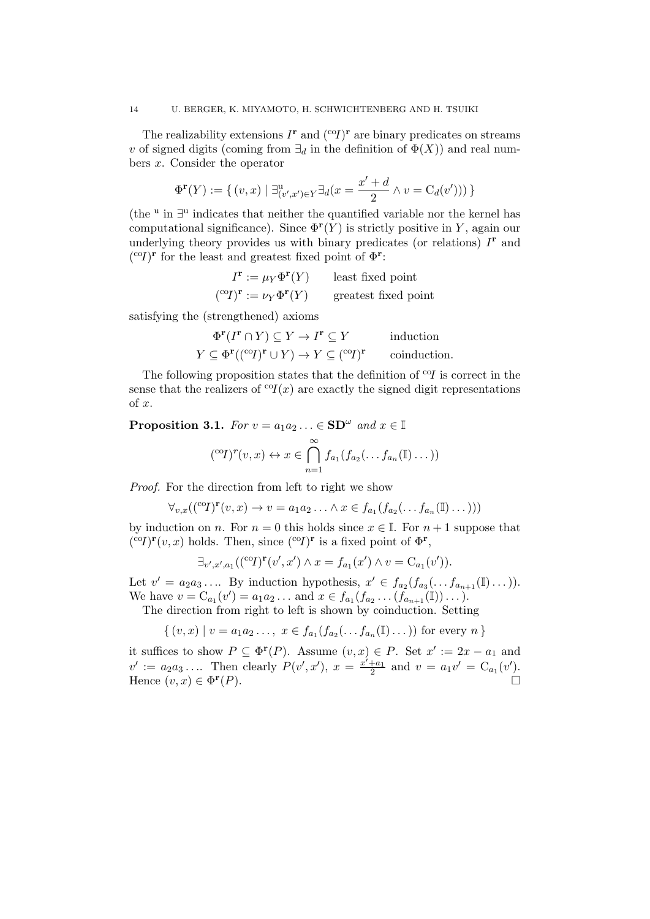The realizability extensions $I^{\mathbf{r}}$ and $({}^{\mathrm{co}}I)^{\mathbf{r}}$ are binary predicates on streams $v$ of signed digits (coming from $\exists_d$ in the definition of $\Phi(X)$) and real numbers $x$. Consider the operator

$$\Phi^{\mathbf{r}}(Y) := \{\, (v, x) \mid \exists^{\mathrm{u}}_{(v',x') \in Y} \exists_d (x = \frac{x' + d}{2} \wedge v = \mathrm{C}_d(v')) \,\}$$

(the $^{\mathrm{u}}$ in $\exists^{\mathrm{u}}$ indicates that neither the quantified variable nor the kernel has computational significance). Since $\Phi^{\mathbf{r}}(Y)$ is strictly positive in $Y$, again our underlying theory provides us with binary predicates (or relations) $I^{\mathbf{r}}$ and $({}^{\mathrm{co}}I)^{\mathbf{r}}$ for the least and greatest fixed point of $\Phi^{\mathbf{r}}$:

$$\begin{aligned} I^{\mathbf{r}} &:= \mu_Y \Phi^{\mathbf{r}}(Y) && \text{least fixed point} \\ ({}^{\mathrm{co}}I)^{\mathbf{r}} &:= \nu_Y \Phi^{\mathbf{r}}(Y) && \text{greatest fixed point} \end{aligned}$$

satisfying the (strengthened) axioms

$$\begin{aligned} \Phi^{\mathbf{r}}(I^{\mathbf{r}} \cap Y) \subseteq Y &\to I^{\mathbf{r}} \subseteq Y && \text{induction} \\ Y \subseteq \Phi^{\mathbf{r}}(({}^{\mathrm{co}}I)^{\mathbf{r}} \cup Y) &\to Y \subseteq ({}^{\mathrm{co}}I)^{\mathbf{r}} && \text{coinduction.} \end{aligned}$$

The following proposition states that the definition of ${}^{\mathrm{co}}I$ is correct in the sense that the realizers of ${}^{\mathrm{co}}I(x)$ are exactly the signed digit representations of $x$.

**Proposition 3.1.** *For $v = a_1 a_2 \ldots \in \mathbf{SD}^\omega$ and $x \in \mathbb{I}$*

$$({}^{\mathrm{co}}I)^{\mathbf{r}}(v, x) \leftrightarrow x \in \bigcap_{n=1}^{\infty} f_{a_1}(f_{a_2}(\ldots f_{a_n}(\mathbb{I}) \ldots))$$

*Proof.* For the direction from left to right we show

$$\forall_{v,x}(({}^{\mathrm{co}}I)^{\mathbf{r}}(v, x) \to v = a_1 a_2 \ldots \wedge x \in f_{a_1}(f_{a_2}(\ldots f_{a_n}(\mathbb{I}) \ldots)))$$

by induction on $n$. For $n = 0$ this holds since $x \in \mathbb{I}$. For $n + 1$ suppose that $({}^{\mathrm{co}}I)^{\mathbf{r}}(v, x)$ holds. Then, since $({}^{\mathrm{co}}I)^{\mathbf{r}}$ is a fixed point of $\Phi^{\mathbf{r}}$,

$$\exists_{v',x',a_1}(({}^{\mathrm{co}}I)^{\mathbf{r}}(v', x') \wedge x = f_{a_1}(x') \wedge v = \mathrm{C}_{a_1}(v')).$$

Let $v' = a_2 a_3 \ldots$. By induction hypothesis, $x' \in f_{a_2}(f_{a_3}(\ldots f_{a_{n+1}}(\mathbb{I}) \ldots))$. We have $v = \mathrm{C}_{a_1}(v') = a_1 a_2 \ldots$ and $x \in f_{a_1}(f_{a_2} \ldots (f_{a_{n+1}}(\mathbb{I})) \ldots)$.

The direction from right to left is shown by coinduction. Setting

$$\{\, (v, x) \mid v = a_1 a_2 \ldots,\ x \in f_{a_1}(f_{a_2}(\ldots f_{a_n}(\mathbb{I}) \ldots)) \text{ for every } n \,\}$$

it suffices to show $P \subseteq \Phi^{\mathbf{r}}(P)$. Assume $(v, x) \in P$. Set $x' := 2x - a_1$ and $v' := a_2 a_3 \ldots$. Then clearly $P(v', x')$, $x = \frac{x' + a_1}{2}$ and $v = a_1 v' = \mathrm{C}_{a_1}(v')$. Hence $(v, x) \in \Phi^{\mathbf{r}}(P)$. $\square$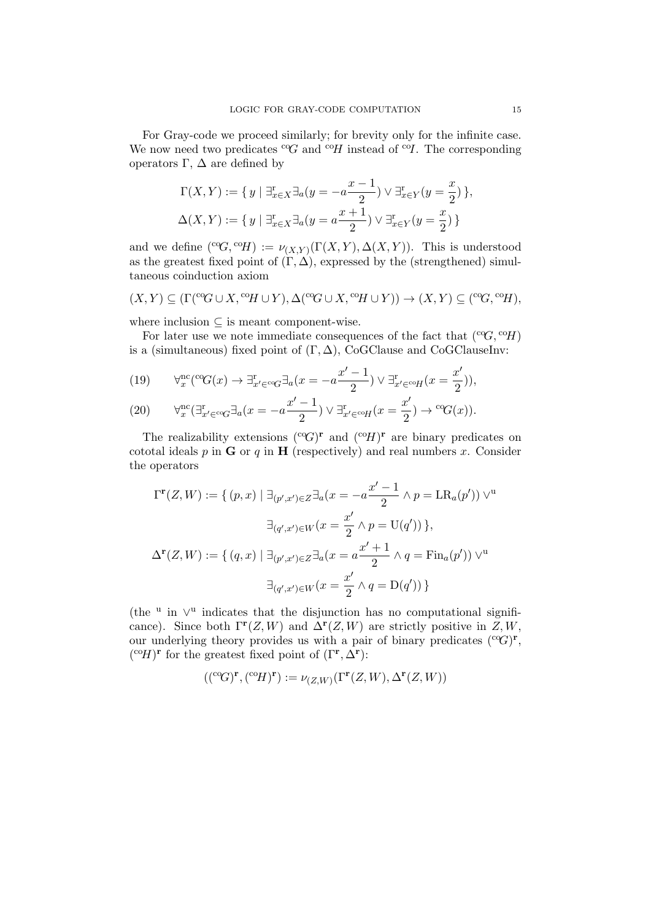For Gray-code we proceed similarly; for brevity only for the infinite case. We now need two predicates ${}^{\mathrm{co}}G$ and ${}^{\mathrm{co}}H$ instead of ${}^{\mathrm{co}}I$. The corresponding operators $\Gamma$, $\Delta$ are defined by

$$\Gamma(X,Y) := \{\, y \mid \exists^{\mathrm{r}}_{x\in X}\exists_a (y = -a\frac{x-1}{2}) \vee \exists^{\mathrm{r}}_{x\in Y}(y = \frac{x}{2})\,\},$$

$$\Delta(X,Y) := \{\, y \mid \exists^{\mathrm{r}}_{x\in X}\exists_a (y = a\frac{x+1}{2}) \vee \exists^{\mathrm{r}}_{x\in Y}(y = \frac{x}{2})\,\}$$

and we define $({}^{\mathrm{co}}G, {}^{\mathrm{co}}H) := \nu_{(X,Y)}(\Gamma(X,Y), \Delta(X,Y))$. This is understood as the greatest fixed point of $(\Gamma, \Delta)$, expressed by the (strengthened) simultaneous coinduction axiom

$$(X,Y) \subseteq (\Gamma({}^{\mathrm{co}}G \cup X, {}^{\mathrm{co}}H \cup Y), \Delta({}^{\mathrm{co}}G \cup X, {}^{\mathrm{co}}H \cup Y)) \to (X,Y) \subseteq ({}^{\mathrm{co}}G, {}^{\mathrm{co}}H),$$

where inclusion $\subseteq$ is meant component-wise.

For later use we note immediate consequences of the fact that $({}^{\mathrm{co}}G, {}^{\mathrm{co}}H)$ is a (simultaneous) fixed point of $(\Gamma, \Delta)$, CoGClause and CoGClauseInv:

$$\forall^{\mathrm{nc}}_x({}^{\mathrm{co}}G(x) \to \exists^{\mathrm{r}}_{x'\in {}^{\mathrm{co}}G}\exists_a(x = -a\frac{x'-1}{2}) \vee \exists^{\mathrm{r}}_{x'\in {}^{\mathrm{co}}H}(x = \frac{x'}{2})), \tag{19}$$

$$\forall^{\mathrm{nc}}_x(\exists^{\mathrm{r}}_{x'\in {}^{\mathrm{co}}G}\exists_a(x = -a\frac{x'-1}{2}) \vee \exists^{\mathrm{r}}_{x'\in {}^{\mathrm{co}}H}(x = \frac{x'}{2}) \to {}^{\mathrm{co}}G(x)). \tag{20}$$

The realizability extensions $({}^{\mathrm{co}}G)^{\mathbf{r}}$ and $({}^{\mathrm{co}}H)^{\mathbf{r}}$ are binary predicates on cototal ideals $p$ in $\mathbf{G}$ or $q$ in $\mathbf{H}$ (respectively) and real numbers $x$. Consider the operators

$$\Gamma^{\mathbf{r}}(Z,W) := \{\, (p,x) \mid \exists_{(p',x')\in Z}\exists_a(x = -a\frac{x'-1}{2} \wedge p = \mathrm{LR}_a(p')) \vee^{\mathrm{u}} \exists_{(q',x')\in W}(x = \frac{x'}{2} \wedge p = \mathrm{U}(q'))\,\},$$

$$\Delta^{\mathbf{r}}(Z,W) := \{\, (q,x) \mid \exists_{(p',x')\in Z}\exists_a(x = a\frac{x'+1}{2} \wedge q = \mathrm{Fin}_a(p')) \vee^{\mathrm{u}} \exists_{(q',x')\in W}(x = \frac{x'}{2} \wedge q = \mathrm{D}(q'))\,\}$$

(the ${}^{\mathrm{u}}$ in $\vee^{\mathrm{u}}$ indicates that the disjunction has no computational significance). Since both $\Gamma^{\mathbf{r}}(Z,W)$ and $\Delta^{\mathbf{r}}(Z,W)$ are strictly positive in $Z, W$, our underlying theory provides us with a pair of binary predicates $({}^{\mathrm{co}}G)^{\mathbf{r}}$, $({}^{\mathrm{co}}H)^{\mathbf{r}}$ for the greatest fixed point of $(\Gamma^{\mathbf{r}}, \Delta^{\mathbf{r}})$:

$$(({}^{\mathrm{co}}G)^{\mathbf{r}}, ({}^{\mathrm{co}}H)^{\mathbf{r}}) := \nu_{(Z,W)}(\Gamma^{\mathbf{r}}(Z,W), \Delta^{\mathbf{r}}(Z,W))$$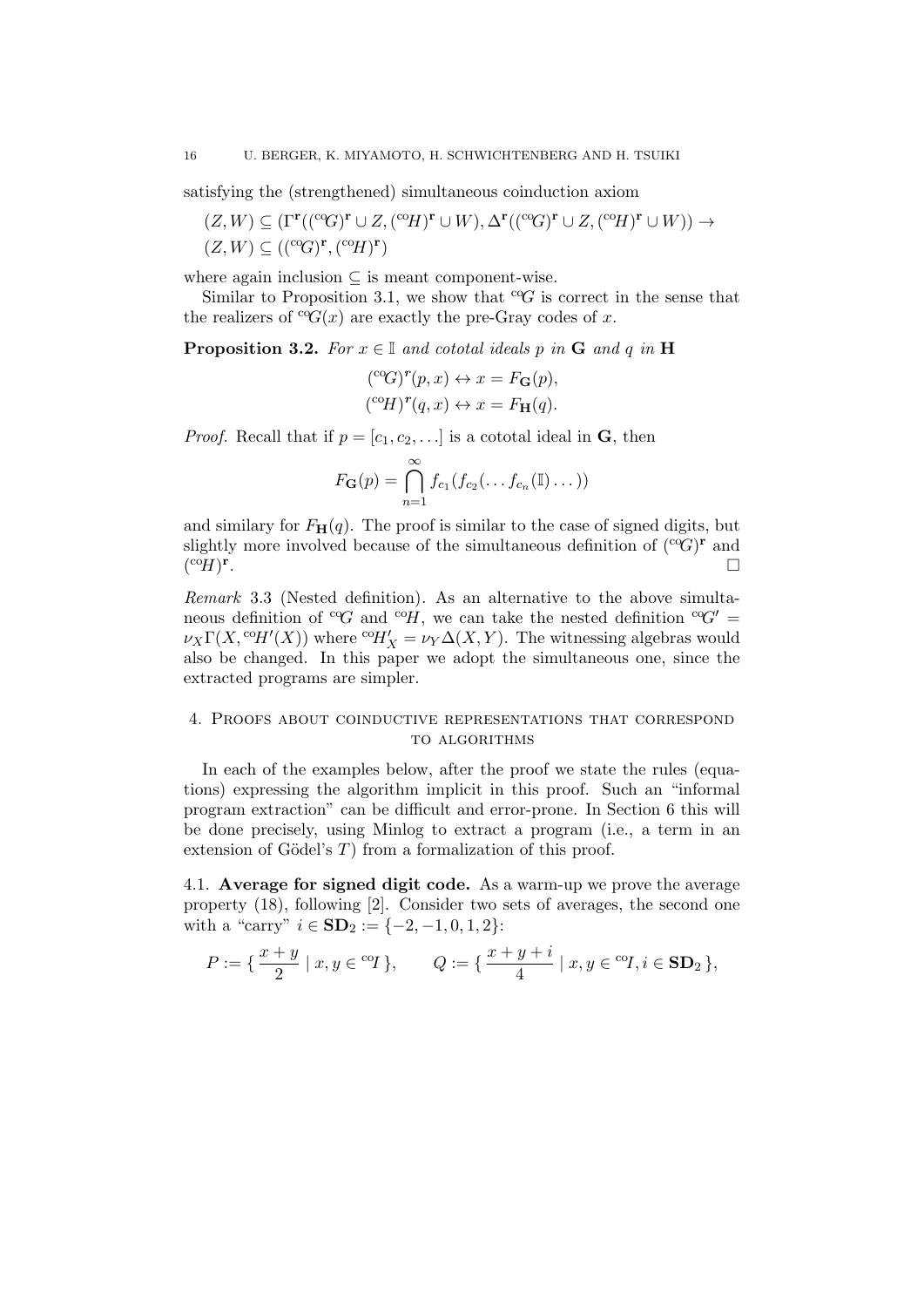satisfying the (strengthened) simultaneous coinduction axiom

$$(Z, W) \subseteq (\Gamma^{\mathbf{r}}(({}^{\mathrm{co}}G)^{\mathbf{r}} \cup Z, ({}^{\mathrm{co}}H)^{\mathbf{r}} \cup W), \Delta^{\mathbf{r}}(({}^{\mathrm{co}}G)^{\mathbf{r}} \cup Z, ({}^{\mathrm{co}}H)^{\mathbf{r}} \cup W)) \to (Z, W) \subseteq (({}^{\mathrm{co}}G)^{\mathbf{r}}, ({}^{\mathrm{co}}H)^{\mathbf{r}})$$

where again inclusion $\subseteq$ is meant component-wise.

Similar to Proposition 3.1, we show that ${}^{\mathrm{co}}G$ is correct in the sense that the realizers of ${}^{\mathrm{co}}G(x)$ are exactly the pre-Gray codes of $x$.

**Proposition 3.2.** *For $x \in \mathbb{I}$ and cototal ideals $p$ in $\mathbf{G}$ and $q$ in $\mathbf{H}$*

$$({}^{\mathrm{co}}G)^{\mathbf{r}}(p, x) \leftrightarrow x = F_{\mathbf{G}}(p),$$
$$({}^{\mathrm{co}}H)^{\mathbf{r}}(q, x) \leftrightarrow x = F_{\mathbf{H}}(q).$$

*Proof.* Recall that if $p = [c_1, c_2, \ldots]$ is a cototal ideal in $\mathbf{G}$, then

$$F_{\mathbf{G}}(p) = \bigcap_{n=1}^{\infty} f_{c_1}(f_{c_2}(\ldots f_{c_n}(\mathbb{I}) \ldots))$$

and similary for $F_{\mathbf{H}}(q)$. The proof is similar to the case of signed digits, but slightly more involved because of the simultaneous definition of $({}^{\mathrm{co}}G)^{\mathbf{r}}$ and $({}^{\mathrm{co}}H)^{\mathbf{r}}$. □

*Remark* 3.3 (Nested definition). As an alternative to the above simultaneous definition of ${}^{\mathrm{co}}G$ and ${}^{\mathrm{co}}H$, we can take the nested definition ${}^{\mathrm{co}}G' = \nu_X \Gamma(X, {}^{\mathrm{co}}H'(X))$ where ${}^{\mathrm{co}}H'_X = \nu_Y \Delta(X, Y)$. The witnessing algebras would also be changed. In this paper we adopt the simultaneous one, since the extracted programs are simpler.

## 4. Proofs about coinductive representations that correspond to algorithms

In each of the examples below, after the proof we state the rules (equations) expressing the algorithm implicit in this proof. Such an "informal program extraction" can be difficult and error-prone. In Section 6 this will be done precisely, using Minlog to extract a program (i.e., a term in an extension of Gödel's $T$) from a formalization of this proof.

**4.1. Average for signed digit code.** As a warm-up we prove the average property (18), following [2]. Consider two sets of averages, the second one with a "carry" $i \in \mathbf{SD}_2 := \{-2, -1, 0, 1, 2\}$:

$$P := \{ \frac{x+y}{2} \mid x, y \in {}^{\mathrm{co}}I \}, \qquad Q := \{ \frac{x+y+i}{4} \mid x, y \in {}^{\mathrm{co}}I, i \in \mathbf{SD}_2 \},$$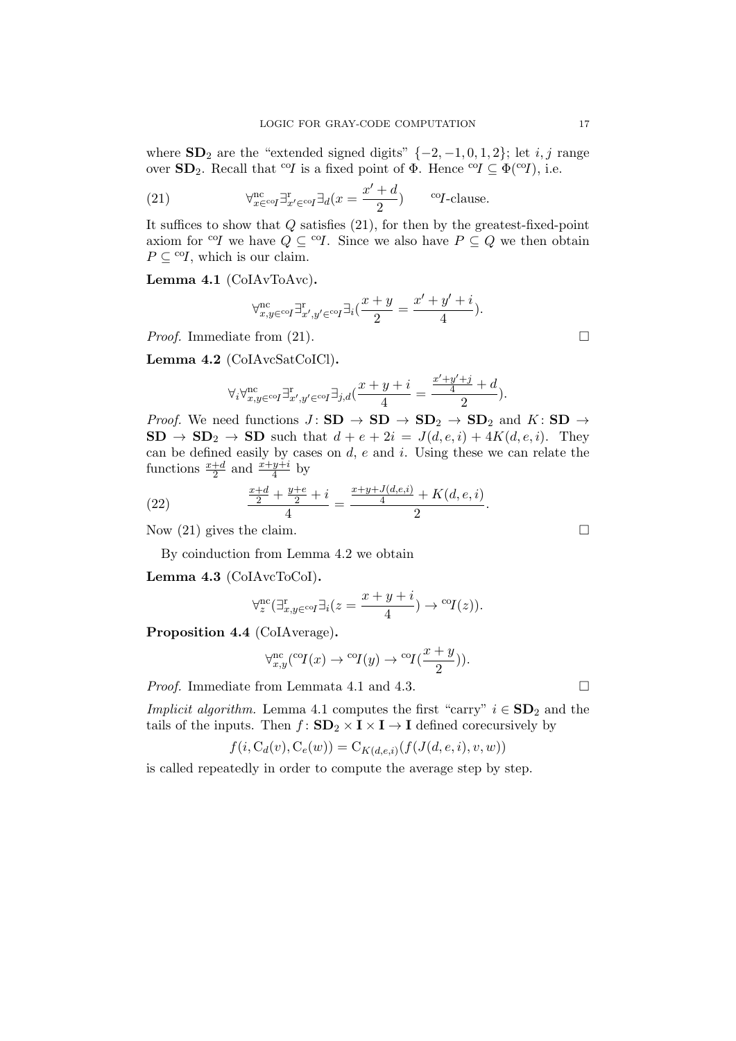where $\mathbf{SD}_2$ are the "extended signed digits" $\{-2, -1, 0, 1, 2\}$; let $i, j$ range over $\mathbf{SD}_2$. Recall that ${}^{\mathrm{co}}I$ is a fixed point of $\Phi$. Hence ${}^{\mathrm{co}}I \subseteq \Phi({}^{\mathrm{co}}I)$, i.e.

$$\forall^{\mathrm{nc}}_{x \in {}^{\mathrm{co}}I} \exists^{\mathrm{r}}_{x' \in {}^{\mathrm{co}}I} \exists_d (x = \frac{x' + d}{2}) \qquad {}^{\mathrm{co}}I\text{-clause.} \tag{21}$$

It suffices to show that $Q$ satisfies (21), for then by the greatest-fixed-point axiom for ${}^{\mathrm{co}}I$ we have $Q \subseteq {}^{\mathrm{co}}I$. Since we also have $P \subseteq Q$ we then obtain $P \subseteq {}^{\mathrm{co}}I$, which is our claim.

**Lemma 4.1** (CoIAvToAvc)**.**

$$\forall^{\mathrm{nc}}_{x,y \in {}^{\mathrm{co}}I} \exists^{\mathrm{r}}_{x',y' \in {}^{\mathrm{co}}I} \exists_i (\frac{x+y}{2} = \frac{x' + y' + i}{4}).$$

*Proof.* Immediate from (21). □

**Lemma 4.2** (CoIAvcSatCoICl)**.**

$$\forall_i \forall^{\mathrm{nc}}_{x,y \in {}^{\mathrm{co}}I} \exists^{\mathrm{r}}_{x',y' \in {}^{\mathrm{co}}I} \exists_{j,d} (\frac{x+y+i}{4} = \frac{\frac{x'+y'+j}{4} + d}{2}).$$

*Proof.* We need functions $J \colon \mathbf{SD} \to \mathbf{SD} \to \mathbf{SD}_2 \to \mathbf{SD}_2$ and $K \colon \mathbf{SD} \to \mathbf{SD} \to \mathbf{SD}_2 \to \mathbf{SD}$ such that $d + e + 2i = J(d,e,i) + 4K(d,e,i)$. They can be defined easily by cases on $d$, $e$ and $i$. Using these we can relate the functions $\frac{x+d}{2}$ and $\frac{x+y+i}{4}$ by

$$\frac{\frac{x+d}{2} + \frac{y+e}{2} + i}{4} = \frac{\frac{x+y+J(d,e,i)}{4} + K(d,e,i)}{2}. \tag{22}$$

Now (21) gives the claim. □

By coinduction from Lemma 4.2 we obtain

**Lemma 4.3** (CoIAvcToCoI)**.**

$$\forall^{\mathrm{nc}}_z (\exists^{\mathrm{r}}_{x,y \in {}^{\mathrm{co}}I} \exists_i (z = \frac{x+y+i}{4}) \to {}^{\mathrm{co}}I(z)).$$

**Proposition 4.4** (CoIAverage)**.**

$$\forall^{\mathrm{nc}}_{x,y} ({}^{\mathrm{co}}I(x) \to {}^{\mathrm{co}}I(y) \to {}^{\mathrm{co}}I(\frac{x+y}{2})).$$

*Proof.* Immediate from Lemmata 4.1 and 4.3. □

*Implicit algorithm.* Lemma 4.1 computes the first "carry" $i \in \mathbf{SD}_2$ and the tails of the inputs. Then $f \colon \mathbf{SD}_2 \times \mathbf{I} \times \mathbf{I} \to \mathbf{I}$ defined corecursively by

$$f(i, \mathrm{C}_d(v), \mathrm{C}_e(w)) = \mathrm{C}_{K(d,e,i)}(f(J(d,e,i), v, w))$$

is called repeatedly in order to compute the average step by step.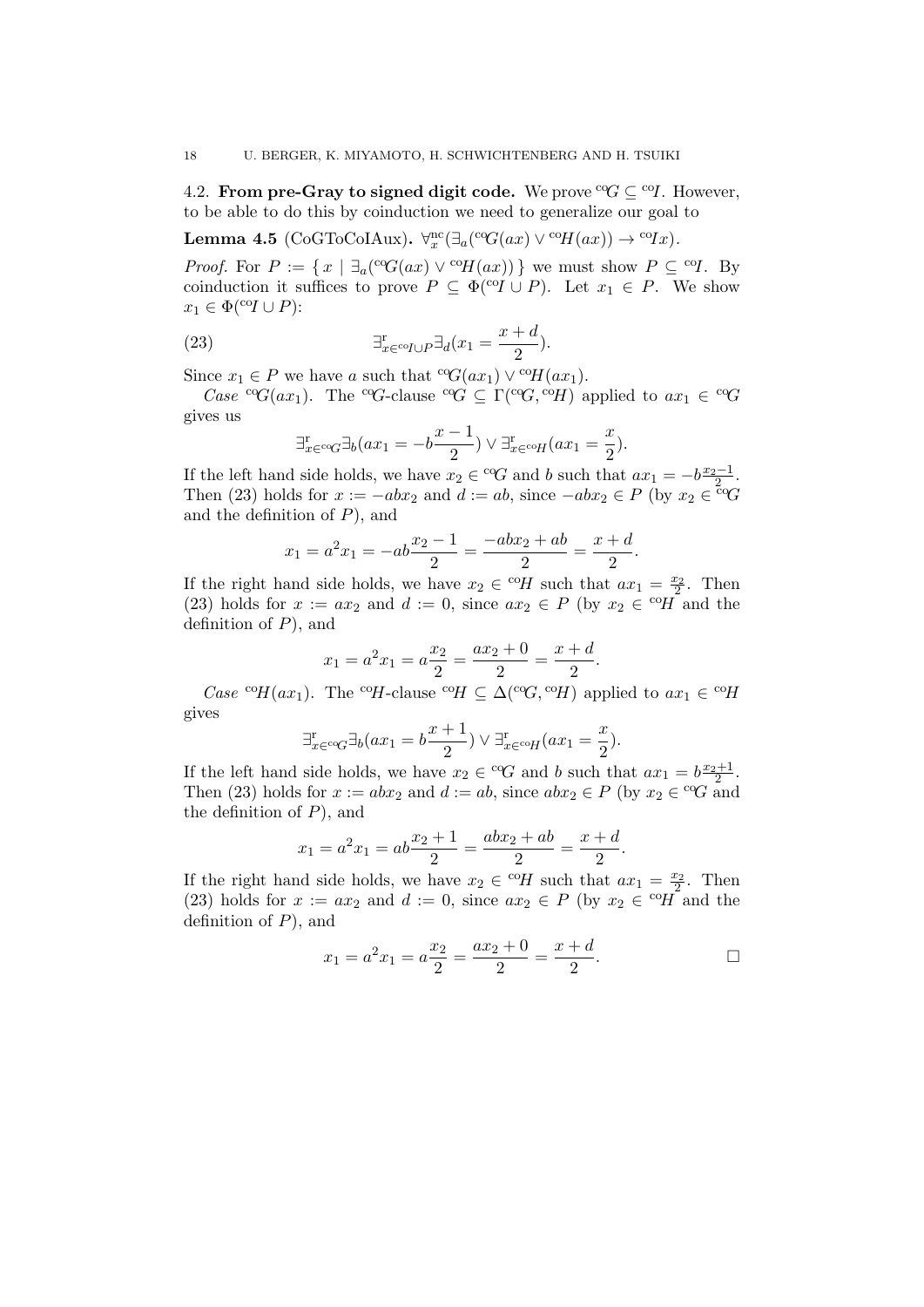4.2. **From pre-Gray to signed digit code.** We prove ${}^{\mathrm{co}}G \subseteq {}^{\mathrm{co}}I$. However, to be able to do this by coinduction we need to generalize our goal to

**Lemma 4.5** (CoGToCoIAux)**.** $\forall^{\mathrm{nc}}_x(\exists_a({}^{\mathrm{co}}G(ax) \vee {}^{\mathrm{co}}H(ax)) \to {}^{\mathrm{co}}Ix)$.

*Proof.* For $P := \{\, x \mid \exists_a({}^{\mathrm{co}}G(ax) \vee {}^{\mathrm{co}}H(ax)) \,\}$ we must show $P \subseteq {}^{\mathrm{co}}I$. By coinduction it suffices to prove $P \subseteq \Phi({}^{\mathrm{co}}I \cup P)$. Let $x_1 \in P$. We show $x_1 \in \Phi({}^{\mathrm{co}}I \cup P)$:

$$\exists^{\mathrm{r}}_{x \in {}^{\mathrm{co}}I \cup P} \exists_d (x_1 = \frac{x+d}{2}). \tag{23}$$

Since $x_1 \in P$ we have $a$ such that ${}^{\mathrm{co}}G(ax_1) \vee {}^{\mathrm{co}}H(ax_1)$.

*Case* ${}^{\mathrm{co}}G(ax_1)$. The ${}^{\mathrm{co}}G$-clause ${}^{\mathrm{co}}G \subseteq \Gamma({}^{\mathrm{co}}G, {}^{\mathrm{co}}H)$ applied to $ax_1 \in {}^{\mathrm{co}}G$ gives us

$$\exists^{\mathrm{r}}_{x \in {}^{\mathrm{co}}G} \exists_b (ax_1 = -b\frac{x-1}{2}) \vee \exists^{\mathrm{r}}_{x \in {}^{\mathrm{co}}H}(ax_1 = \frac{x}{2}).$$

If the left hand side holds, we have $x_2 \in {}^{\mathrm{co}}G$ and $b$ such that $ax_1 = -b\frac{x_2-1}{2}$. Then (23) holds for $x := -abx_2$ and $d := ab$, since $-abx_2 \in P$ (by $x_2 \in {}^{\mathrm{co}}G$ and the definition of $P$), and

$$x_1 = a^2 x_1 = -ab\frac{x_2 - 1}{2} = \frac{-abx_2 + ab}{2} = \frac{x+d}{2}.$$

If the right hand side holds, we have $x_2 \in {}^{\mathrm{co}}H$ such that $ax_1 = \frac{x_2}{2}$. Then (23) holds for $x := ax_2$ and $d := 0$, since $ax_2 \in P$ (by $x_2 \in {}^{\mathrm{co}}H$ and the definition of $P$), and

$$x_1 = a^2 x_1 = a\frac{x_2}{2} = \frac{ax_2 + 0}{2} = \frac{x+d}{2}.$$

*Case* ${}^{\mathrm{co}}H(ax_1)$. The ${}^{\mathrm{co}}H$-clause ${}^{\mathrm{co}}H \subseteq \Delta({}^{\mathrm{co}}G, {}^{\mathrm{co}}H)$ applied to $ax_1 \in {}^{\mathrm{co}}H$ gives

$$\exists^{\mathrm{r}}_{x \in {}^{\mathrm{co}}G} \exists_b (ax_1 = b\frac{x+1}{2}) \vee \exists^{\mathrm{r}}_{x \in {}^{\mathrm{co}}H}(ax_1 = \frac{x}{2}).$$

If the left hand side holds, we have $x_2 \in {}^{\mathrm{co}}G$ and $b$ such that $ax_1 = b\frac{x_2+1}{2}$. Then (23) holds for $x := abx_2$ and $d := ab$, since $abx_2 \in P$ (by $x_2 \in {}^{\mathrm{co}}G$ and the definition of $P$), and

$$x_1 = a^2 x_1 = ab\frac{x_2 + 1}{2} = \frac{abx_2 + ab}{2} = \frac{x+d}{2}.$$

If the right hand side holds, we have $x_2 \in {}^{\mathrm{co}}H$ such that $ax_1 = \frac{x_2}{2}$. Then (23) holds for $x := ax_2$ and $d := 0$, since $ax_2 \in P$ (by $x_2 \in {}^{\mathrm{co}}H$ and the definition of $P$), and

$$x_1 = a^2 x_1 = a\frac{x_2}{2} = \frac{ax_2 + 0}{2} = \frac{x+d}{2}.$$

□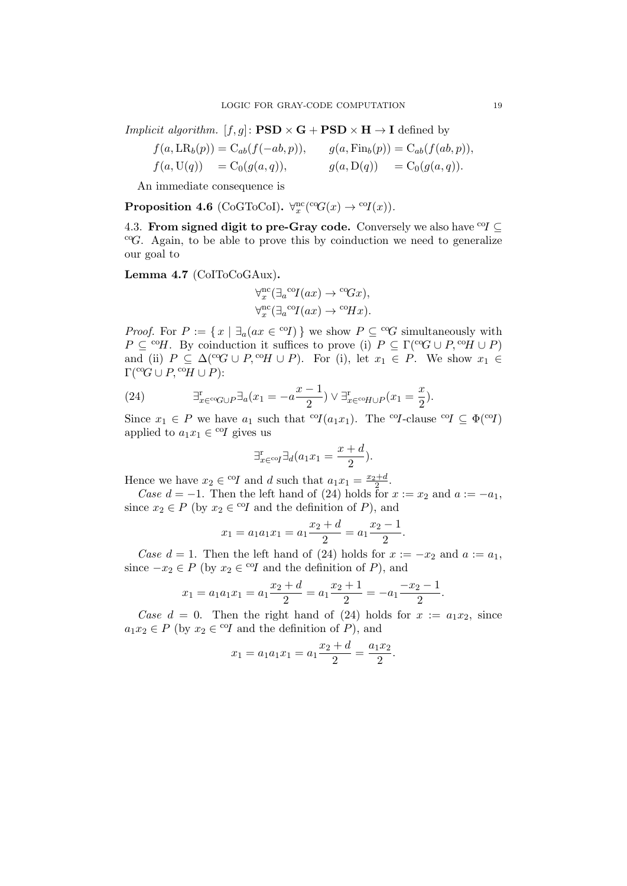*Implicit algorithm.* $[f, g] \colon \mathbf{PSD} \times \mathbf{G} + \mathbf{PSD} \times \mathbf{H} \to \mathbf{I}$ defined by

$$
\begin{aligned}
f(a, \mathrm{LR}_b(p)) &= \mathrm{C}_{ab}(f(-ab, p)), & g(a, \mathrm{Fin}_b(p)) &= \mathrm{C}_{ab}(f(ab, p)),\\
f(a, \mathrm{U}(q)) &= \mathrm{C}_0(g(a, q)), & g(a, \mathrm{D}(q)) &= \mathrm{C}_0(g(a, q)).
\end{aligned}
$$

An immediate consequence is

**Proposition 4.6** (CoGToCoI)**.** $\forall_x^{\mathrm{nc}}({}^{\mathrm{co}}G(x) \to {}^{\mathrm{co}}I(x))$.

4.3. **From signed digit to pre-Gray code.** Conversely we also have ${}^{\mathrm{co}}I \subseteq {}^{\mathrm{co}}G$. Again, to be able to prove this by coinduction we need to generalize our goal to

**Lemma 4.7** (CoIToCoGAux)**.**

$$
\begin{aligned}
&\forall_x^{\mathrm{nc}}(\exists_a {}^{\mathrm{co}}I(ax) \to {}^{\mathrm{co}}Gx),\\
&\forall_x^{\mathrm{nc}}(\exists_a {}^{\mathrm{co}}I(ax) \to {}^{\mathrm{co}}Hx).
\end{aligned}
$$

*Proof.* For $P := \{\, x \mid \exists_a(ax \in {}^{\mathrm{co}}I) \,\}$ we show $P \subseteq {}^{\mathrm{co}}G$ simultaneously with $P \subseteq {}^{\mathrm{co}}H$. By coinduction it suffices to prove (i) $P \subseteq \Gamma({}^{\mathrm{co}}G \cup P, {}^{\mathrm{co}}H \cup P)$ and (ii) $P \subseteq \Delta({}^{\mathrm{co}}G \cup P, {}^{\mathrm{co}}H \cup P)$. For (i), let $x_1 \in P$. We show $x_1 \in \Gamma({}^{\mathrm{co}}G \cup P, {}^{\mathrm{co}}H \cup P)$:

$$
\exists^{\mathrm{r}}_{x \in {}^{\mathrm{co}}G \cup P} \exists_a \Bigl(x_1 = -a\frac{x-1}{2}\Bigr) \vee \exists^{\mathrm{r}}_{x \in {}^{\mathrm{co}}H \cup P} \Bigl(x_1 = \frac{x}{2}\Bigr). \tag{24}
$$

Since $x_1 \in P$ we have $a_1$ such that ${}^{\mathrm{co}}I(a_1 x_1)$. The ${}^{\mathrm{co}}I$-clause ${}^{\mathrm{co}}I \subseteq \Phi({}^{\mathrm{co}}I)$ applied to $a_1 x_1 \in {}^{\mathrm{co}}I$ gives us

$$
\exists^{\mathrm{r}}_{x \in {}^{\mathrm{co}}I} \exists_d \Bigl(a_1 x_1 = \frac{x+d}{2}\Bigr).
$$

Hence we have $x_2 \in {}^{\mathrm{co}}I$ and $d$ such that $a_1 x_1 = \frac{x_2 + d}{2}$.

*Case* $d = -1$. Then the left hand of (24) holds for $x := x_2$ and $a := -a_1$, since $x_2 \in P$ (by $x_2 \in {}^{\mathrm{co}}I$ and the definition of $P$), and

$$
x_1 = a_1 a_1 x_1 = a_1 \frac{x_2 + d}{2} = a_1 \frac{x_2 - 1}{2}.
$$

*Case* $d = 1$. Then the left hand of (24) holds for $x := -x_2$ and $a := a_1$, since $-x_2 \in P$ (by $x_2 \in {}^{\mathrm{co}}I$ and the definition of $P$), and

$$
x_1 = a_1 a_1 x_1 = a_1 \frac{x_2 + d}{2} = a_1 \frac{x_2 + 1}{2} = -a_1 \frac{-x_2 - 1}{2}.
$$

*Case* $d = 0$. Then the right hand of (24) holds for $x := a_1 x_2$, since $a_1 x_2 \in P$ (by $x_2 \in {}^{\mathrm{co}}I$ and the definition of $P$), and

$$
x_1 = a_1 a_1 x_1 = a_1 \frac{x_2 + d}{2} = \frac{a_1 x_2}{2}.
$$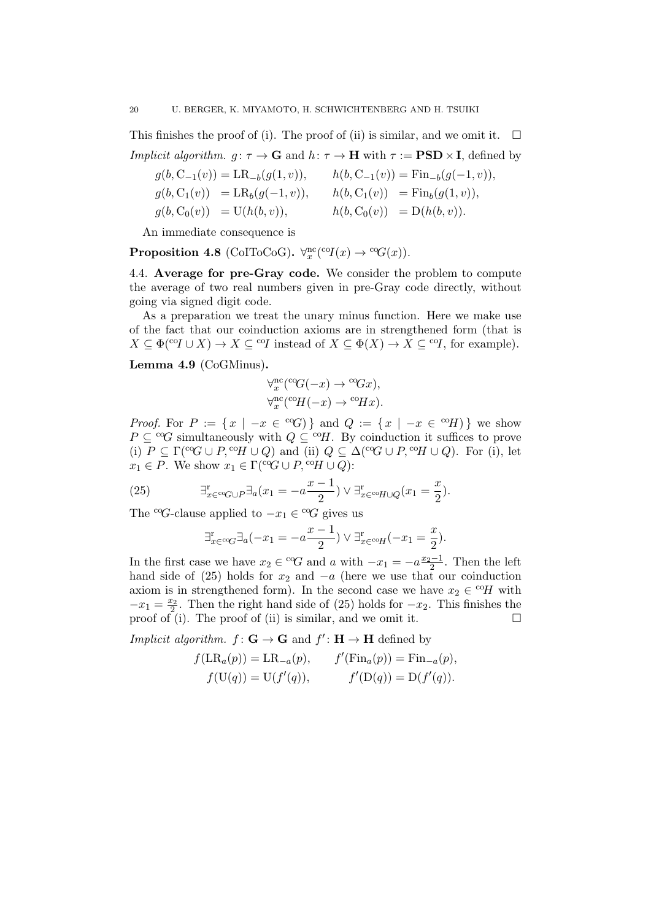This finishes the proof of (i). The proof of (ii) is similar, and we omit it. $\square$

*Implicit algorithm.* $g\colon \tau \to \mathbf{G}$ and $h\colon \tau \to \mathbf{H}$ with $\tau := \mathbf{PSD} \times \mathbf{I}$, defined by

$$
\begin{aligned}
g(b, \mathrm{C}_{-1}(v)) &= \mathrm{LR}_{-b}(g(1, v)), & h(b, \mathrm{C}_{-1}(v)) &= \mathrm{Fin}_{-b}(g(-1, v)),\\
g(b, \mathrm{C}_{1}(v)) &= \mathrm{LR}_{b}(g(-1, v)), & h(b, \mathrm{C}_{1}(v)) &= \mathrm{Fin}_{b}(g(1, v)),\\
g(b, \mathrm{C}_{0}(v)) &= \mathrm{U}(h(b, v)), & h(b, \mathrm{C}_{0}(v)) &= \mathrm{D}(h(b, v)).
\end{aligned}
$$

An immediate consequence is

**Proposition 4.8** (CoIToCoG)**.** $\forall^{\mathrm{nc}}_x ({}^{\mathrm{co}}I(x) \to {}^{\mathrm{co}}G(x))$.

4.4. **Average for pre-Gray code.** We consider the problem to compute the average of two real numbers given in pre-Gray code directly, without going via signed digit code.

As a preparation we treat the unary minus function. Here we make use of the fact that our coinduction axioms are in strengthened form (that is $X \subseteq \Phi({}^{\mathrm{co}}I \cup X) \to X \subseteq {}^{\mathrm{co}}I$ instead of $X \subseteq \Phi(X) \to X \subseteq {}^{\mathrm{co}}I$, for example).

**Lemma 4.9** (CoGMinus)**.**

$$
\forall^{\mathrm{nc}}_x ({}^{\mathrm{co}}G(-x) \to {}^{\mathrm{co}}Gx),
$$
$$
\forall^{\mathrm{nc}}_x ({}^{\mathrm{co}}H(-x) \to {}^{\mathrm{co}}Hx).
$$

*Proof.* For $P := \{\, x \mid -x \in {}^{\mathrm{co}}G) \,\}$ and $Q := \{\, x \mid -x \in {}^{\mathrm{co}}H) \,\}$ we show $P \subseteq {}^{\mathrm{co}}G$ simultaneously with $Q \subseteq {}^{\mathrm{co}}H$. By coinduction it suffices to prove (i) $P \subseteq \Gamma({}^{\mathrm{co}}G \cup P, {}^{\mathrm{co}}H \cup Q)$ and (ii) $Q \subseteq \Delta({}^{\mathrm{co}}G \cup P, {}^{\mathrm{co}}H \cup Q)$. For (i), let $x_1 \in P$. We show $x_1 \in \Gamma({}^{\mathrm{co}}G \cup P, {}^{\mathrm{co}}H \cup Q)$:

$$
\exists^{\mathrm{r}}_{x \in {}^{\mathrm{co}}G \cup P} \exists_a (x_1 = -a\frac{x-1}{2}) \vee \exists^{\mathrm{r}}_{x \in {}^{\mathrm{co}}H \cup Q} (x_1 = \frac{x}{2}). \tag{25}
$$

The ${}^{\mathrm{co}}G$-clause applied to $-x_1 \in {}^{\mathrm{co}}G$ gives us

$$
\exists^{\mathrm{r}}_{x \in {}^{\mathrm{co}}G} \exists_a (-x_1 = -a\frac{x-1}{2}) \vee \exists^{\mathrm{r}}_{x \in {}^{\mathrm{co}}H} (-x_1 = \frac{x}{2}).
$$

In the first case we have $x_2 \in {}^{\mathrm{co}}G$ and $a$ with $-x_1 = -a\frac{x_2-1}{2}$. Then the left hand side of (25) holds for $x_2$ and $-a$ (here we use that our coinduction axiom is in strengthened form). In the second case we have $x_2 \in {}^{\mathrm{co}}H$ with $-x_1 = \frac{x_2}{2}$. Then the right hand side of (25) holds for $-x_2$. This finishes the proof of (i). The proof of (ii) is similar, and we omit it. $\square$

*Implicit algorithm.* $f\colon \mathbf{G} \to \mathbf{G}$ and $f'\colon \mathbf{H} \to \mathbf{H}$ defined by

$$
\begin{aligned}
f(\mathrm{LR}_a(p)) &= \mathrm{LR}_{-a}(p), & f'(\mathrm{Fin}_a(p)) &= \mathrm{Fin}_{-a}(p),\\
f(\mathrm{U}(q)) &= \mathrm{U}(f'(q)), & f'(\mathrm{D}(q)) &= \mathrm{D}(f'(q)).
\end{aligned}
$$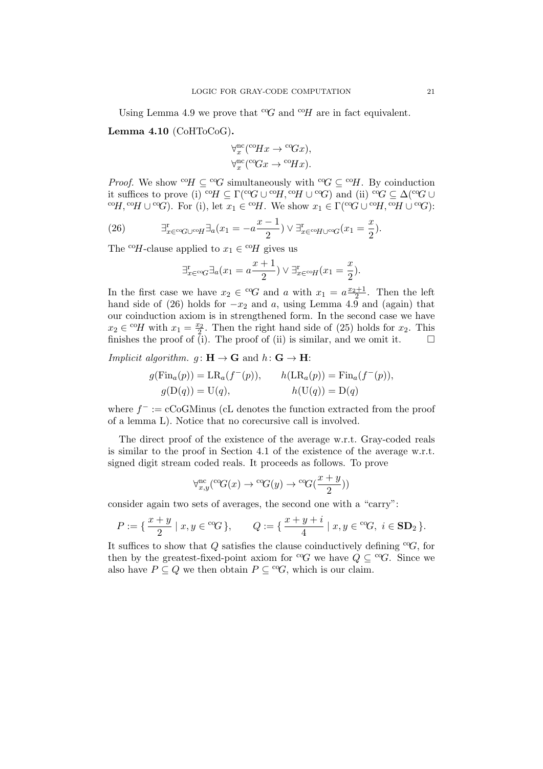Using Lemma 4.9 we prove that ${}^{\mathrm{co}}G$ and ${}^{\mathrm{co}}H$ are in fact equivalent.

**Lemma 4.10** (CoHToCoG)**.**

$$\forall^{\mathrm{nc}}_x({}^{\mathrm{co}}Hx \to {}^{\mathrm{co}}Gx),$$
$$\forall^{\mathrm{nc}}_x({}^{\mathrm{co}}Gx \to {}^{\mathrm{co}}Hx).$$

*Proof.* We show ${}^{\mathrm{co}}H \subseteq {}^{\mathrm{co}}G$ simultaneously with ${}^{\mathrm{co}}G \subseteq {}^{\mathrm{co}}H$. By coinduction it suffices to prove (i) ${}^{\mathrm{co}}H \subseteq \Gamma({}^{\mathrm{co}}G \cup {}^{\mathrm{co}}H, {}^{\mathrm{co}}H \cup {}^{\mathrm{co}}G)$ and (ii) ${}^{\mathrm{co}}G \subseteq \Delta({}^{\mathrm{co}}G \cup {}^{\mathrm{co}}H, {}^{\mathrm{co}}H \cup {}^{\mathrm{co}}G)$. For (i), let $x_1 \in {}^{\mathrm{co}}H$. We show $x_1 \in \Gamma({}^{\mathrm{co}}G \cup {}^{\mathrm{co}}H, {}^{\mathrm{co}}H \cup {}^{\mathrm{co}}G)$:

$$\exists^{\mathrm{r}}_{x \in {}^{\mathrm{co}}G \cup {}^{\mathrm{co}}H}\exists_a(x_1 = -a\frac{x-1}{2}) \vee \exists^{\mathrm{r}}_{x \in {}^{\mathrm{co}}H \cup {}^{\mathrm{co}}G}(x_1 = \frac{x}{2}). \tag{26}$$

The ${}^{\mathrm{co}}H$-clause applied to $x_1 \in {}^{\mathrm{co}}H$ gives us

$$\exists^{\mathrm{r}}_{x \in {}^{\mathrm{co}}G}\exists_a(x_1 = a\frac{x+1}{2}) \vee \exists^{\mathrm{r}}_{x \in {}^{\mathrm{co}}H}(x_1 = \frac{x}{2}).$$

In the first case we have $x_2 \in {}^{\mathrm{co}}G$ and $a$ with $x_1 = a\frac{x_2+1}{2}$. Then the left hand side of (26) holds for $-x_2$ and $a$, using Lemma 4.9 and (again) that our coinduction axiom is in strengthened form. In the second case we have $x_2 \in {}^{\mathrm{co}}H$ with $x_1 = \frac{x_2}{2}$. Then the right hand side of (25) holds for $x_2$. This finishes the proof of (i). The proof of (ii) is similar, and we omit it. $\square$

*Implicit algorithm.* $g\colon \mathbf{H} \to \mathbf{G}$ and $h\colon \mathbf{G} \to \mathbf{H}$:

$$g(\mathrm{Fin}_a(p)) = \mathrm{LR}_a(f^-(p)), \qquad h(\mathrm{LR}_a(p)) = \mathrm{Fin}_a(f^-(p)),$$
$$g(\mathrm{D}(q)) = \mathrm{U}(q), \qquad\qquad h(\mathrm{U}(q)) = \mathrm{D}(q)$$

where $f^- :=$ cCoGMinus (cL denotes the function extracted from the proof of a lemma L). Notice that no corecursive call is involved.

The direct proof of the existence of the average w.r.t. Gray-coded reals is similar to the proof in Section 4.1 of the existence of the average w.r.t. signed digit stream coded reals. It proceeds as follows. To prove

$$\forall^{\mathrm{nc}}_{x,y}({}^{\mathrm{co}}G(x) \to {}^{\mathrm{co}}G(y) \to {}^{\mathrm{co}}G(\frac{x+y}{2}))$$

consider again two sets of averages, the second one with a "carry":

$$P := \{\, \frac{x+y}{2} \mid x, y \in {}^{\mathrm{co}}G \,\}, \qquad Q := \{\, \frac{x+y+i}{4} \mid x, y \in {}^{\mathrm{co}}G,\ i \in \mathbf{SD}_2 \,\}.$$

It suffices to show that $Q$ satisfies the clause coinductively defining ${}^{\mathrm{co}}G$, for then by the greatest-fixed-point axiom for ${}^{\mathrm{co}}G$ we have $Q \subseteq {}^{\mathrm{co}}G$. Since we also have $P \subseteq Q$ we then obtain $P \subseteq {}^{\mathrm{co}}G$, which is our claim.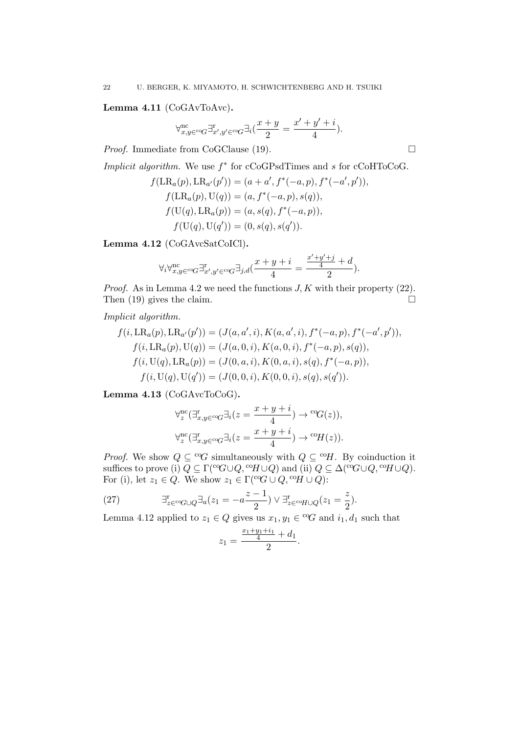**Lemma 4.11** (CoGAvToAvc)**.**

$$\forall^{\rm nc}_{x,y\in {}^{\rm co}G}\exists^{\rm r}_{x',y'\in {}^{\rm co}G}\exists_i(\frac{x+y}{2}=\frac{x'+y'+i}{4}).$$

*Proof.* Immediate from CoGClause (19). $\square$

*Implicit algorithm.* We use $f^*$ for cCoGPsdTimes and $s$ for cCoHToCoG.

$$\begin{aligned}
f(\mathrm{LR}_a(p),\mathrm{LR}_{a'}(p')) &= (a+a', f^*(-a,p), f^*(-a',p')),\\
f(\mathrm{LR}_a(p),\mathrm{U}(q)) &= (a, f^*(-a,p), s(q)),\\
f(\mathrm{U}(q),\mathrm{LR}_a(p)) &= (a, s(q), f^*(-a,p)),\\
f(\mathrm{U}(q),\mathrm{U}(q')) &= (0, s(q), s(q')).
\end{aligned}$$

**Lemma 4.12** (CoGAvcSatCoICl)**.**

$$\forall_i\forall^{\rm nc}_{x,y\in {}^{\rm co}G}\exists^{\rm r}_{x',y'\in {}^{\rm co}G}\exists_{j,d}(\frac{x+y+i}{4}=\frac{\frac{x'+y'+j}{4}+d}{2}).$$

*Proof.* As in Lemma 4.2 we need the functions $J,K$ with their property (22). Then (19) gives the claim. $\square$

*Implicit algorithm.*

$$\begin{aligned}
f(i,\mathrm{LR}_a(p),\mathrm{LR}_{a'}(p')) &= (J(a,a',i),K(a,a',i),f^*(-a,p),f^*(-a',p')),\\
f(i,\mathrm{LR}_a(p),\mathrm{U}(q)) &= (J(a,0,i),K(a,0,i),f^*(-a,p),s(q)),\\
f(i,\mathrm{U}(q),\mathrm{LR}_a(p)) &= (J(0,a,i),K(0,a,i),s(q),f^*(-a,p)),\\
f(i,\mathrm{U}(q),\mathrm{U}(q')) &= (J(0,0,i),K(0,0,i),s(q),s(q')).
\end{aligned}$$

**Lemma 4.13** (CoGAvcToCoG)**.**

$$\forall^{\rm nc}_z(\exists^{\rm r}_{x,y\in {}^{\rm co}G}\exists_i(z=\frac{x+y+i}{4})\to {}^{\rm co}G(z)),$$

$$\forall^{\rm nc}_z(\exists^{\rm r}_{x,y\in {}^{\rm co}G}\exists_i(z=\frac{x+y+i}{4})\to {}^{\rm co}H(z)).$$

*Proof.* We show $Q\subseteq {}^{\rm co}G$ simultaneously with $Q\subseteq {}^{\rm co}H$. By coinduction it suffices to prove (i) $Q\subseteq \Gamma({}^{\rm co}G\cup Q, {}^{\rm co}H\cup Q)$ and (ii) $Q\subseteq \Delta({}^{\rm co}G\cup Q, {}^{\rm co}H\cup Q)$. For (i), let $z_1\in Q$. We show $z_1\in \Gamma({}^{\rm co}G\cup Q, {}^{\rm co}H\cup Q)$:

$$\exists^{\rm r}_{z\in {}^{\rm co}G\cup Q}\exists_a(z_1=-a\frac{z-1}{2})\vee \exists^{\rm r}_{z\in {}^{\rm co}H\cup Q}(z_1=\frac{z}{2}). \tag{27}$$

Lemma 4.12 applied to $z_1\in Q$ gives us $x_1,y_1\in {}^{\rm co}G$ and $i_1,d_1$ such that

$$z_1=\frac{\frac{x_1+y_1+i_1}{4}+d_1}{2}.$$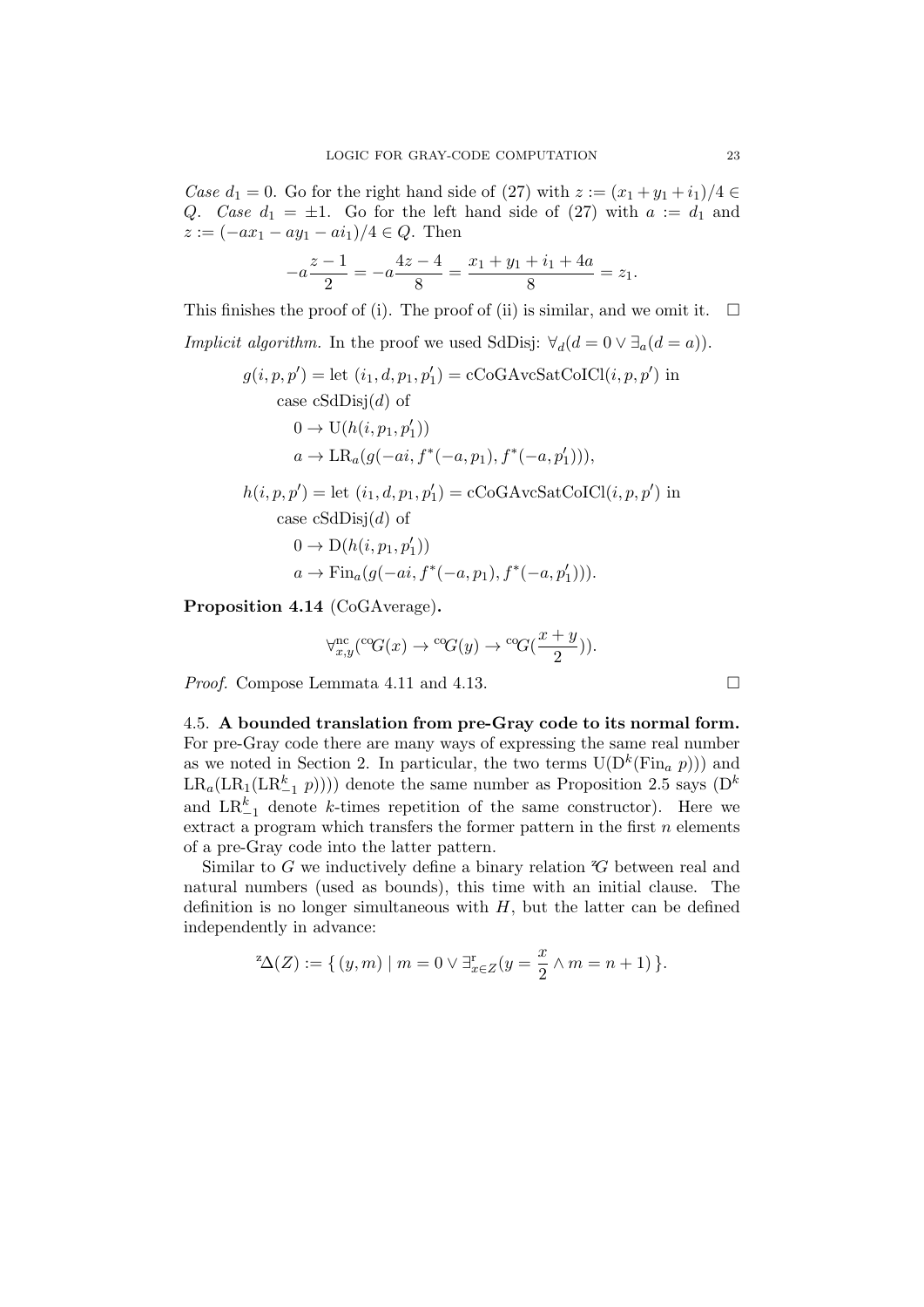*Case* $d_1 = 0$. Go for the right hand side of (27) with $z := (x_1 + y_1 + i_1)/4 \in Q$. *Case* $d_1 = \pm 1$. Go for the left hand side of (27) with $a := d_1$ and $z := (-ax_1 - ay_1 - ai_1)/4 \in Q$. Then

$$-a\frac{z-1}{2} = -a\frac{4z-4}{8} = \frac{x_1 + y_1 + i_1 + 4a}{8} = z_1.$$

This finishes the proof of (i). The proof of (ii) is similar, and we omit it. $\square$

*Implicit algorithm.* In the proof we used SdDisj: $\forall_d (d = 0 \vee \exists_a (d = a))$.

$$\begin{aligned}
g(i, p, p') = {} & \text{let } (i_1, d, p_1, p'_1) = \text{cCoGAvcSatCoICl}(i, p, p') \text{ in} \\
& \text{case cSdDisj}(d) \text{ of} \\
& \quad 0 \to \text{U}(h(i, p_1, p'_1)) \\
& \quad a \to \text{LR}_a(g(-ai, f^*(-a, p_1), f^*(-a, p'_1))), \\
h(i, p, p') = {} & \text{let } (i_1, d, p_1, p'_1) = \text{cCoGAvcSatCoICl}(i, p, p') \text{ in} \\
& \text{case cSdDisj}(d) \text{ of} \\
& \quad 0 \to \text{D}(h(i, p_1, p'_1)) \\
& \quad a \to \text{Fin}_a(g(-ai, f^*(-a, p_1), f^*(-a, p'_1))).
\end{aligned}$$

**Proposition 4.14** (CoGAverage)**.**

$$\forall^{\text{nc}}_{x,y} ({}^{\text{co}}G(x) \to {}^{\text{co}}G(y) \to {}^{\text{co}}G(\frac{x+y}{2})).$$

*Proof.* Compose Lemmata 4.11 and 4.13. $\square$

4.5. **A bounded translation from pre-Gray code to its normal form.** For pre-Gray code there are many ways of expressing the same real number as we noted in Section 2. In particular, the two terms $\text{U}(\text{D}^k(\text{Fin}_a\ p)))$ and $\text{LR}_a(\text{LR}_1(\text{LR}^k_{-1}\ p))))$ denote the same number as Proposition 2.5 says ($\text{D}^k$ and $\text{LR}^k_{-1}$ denote $k$-times repetition of the same constructor). Here we extract a program which transfers the former pattern in the first $n$ elements of a pre-Gray code into the latter pattern.

Similar to $G$ we inductively define a binary relation ${}^{\text{z}}G$ between real and natural numbers (used as bounds), this time with an initial clause. The definition is no longer simultaneous with $H$, but the latter can be defined independently in advance:

$${}^{\text{z}}\Delta(Z) := \{ (y, m) \mid m = 0 \vee \exists^{\text{r}}_{x \in Z} (y = \frac{x}{2} \wedge m = n + 1) \}.$$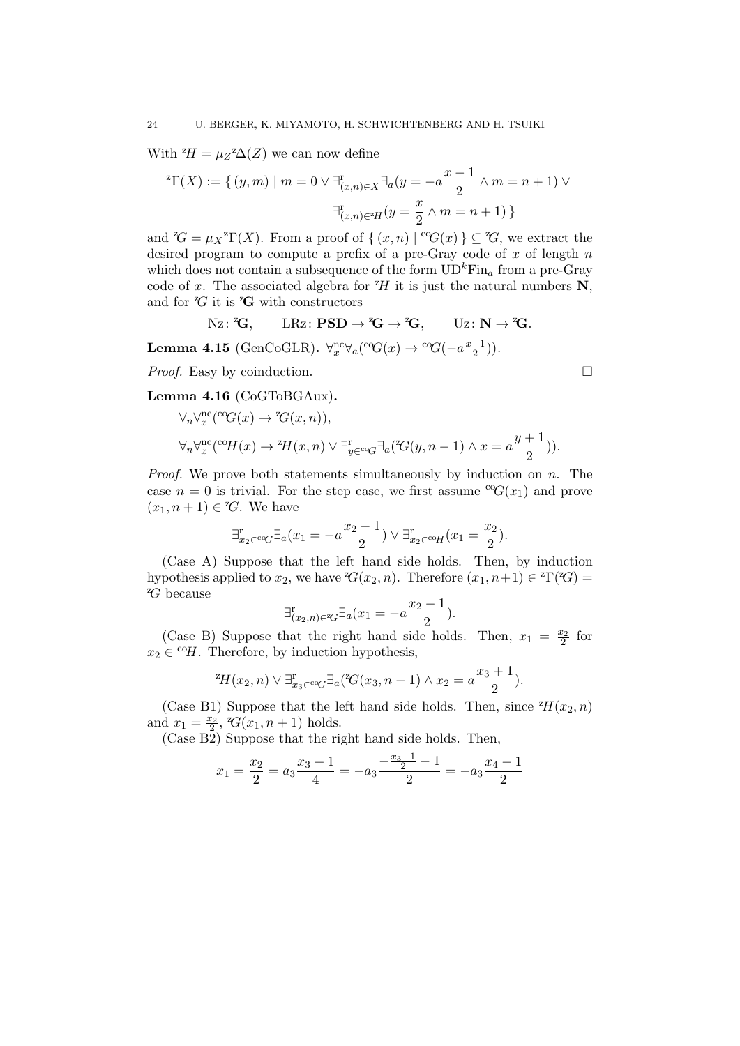With ${}^{\mathrm{z}}\!H = \mu_Z {}^{\mathrm{z}}\!\Delta(Z)$ we can now define

$$
{}^{\mathrm{z}}\Gamma(X) := \{\, (y, m) \mid m = 0 \vee \exists^{\mathrm{r}}_{(x,n)\in X} \exists_a (y = -a\frac{x-1}{2} \wedge m = n+1) \vee
\exists^{\mathrm{r}}_{(x,n)\in {}^{\mathrm{z}}\!H} (y = \frac{x}{2} \wedge m = n+1) \,\}
$$

and ${}^{\mathrm{z}}\!G = \mu_X {}^{\mathrm{z}}\Gamma(X)$. From a proof of $\{\, (x, n) \mid {}^{\mathrm{co}}\!G(x) \,\} \subseteq {}^{\mathrm{z}}\!G$, we extract the desired program to compute a prefix of a pre-Gray code of $x$ of length $n$ which does not contain a subsequence of the form $\mathrm{UD}^k\mathrm{Fin}_a$ from a pre-Gray code of $x$. The associated algebra for ${}^{\mathrm{z}}\!H$ it is just the natural numbers $\mathbf{N}$, and for ${}^{\mathrm{z}}\!G$ it is ${}^{\mathrm{z}}\mathbf{G}$ with constructors

$$
\mathrm{Nz}\colon {}^{\mathrm{z}}\mathbf{G}, \qquad \mathrm{LRz}\colon \mathbf{PSD} \to {}^{\mathrm{z}}\mathbf{G} \to {}^{\mathrm{z}}\mathbf{G}, \qquad \mathrm{Uz}\colon \mathbf{N} \to {}^{\mathrm{z}}\mathbf{G}.
$$

**Lemma 4.15** (GenCoGLR)**.** $\forall^{\mathrm{nc}}_x \forall_a ({}^{\mathrm{co}}\!G(x) \to {}^{\mathrm{co}}\!G(-a\frac{x-1}{2}))$.

*Proof.* Easy by coinduction. $\square$

**Lemma 4.16** (CoGToBGAux)**.**

$$
\forall_n \forall^{\mathrm{nc}}_x ({}^{\mathrm{co}}\!G(x) \to {}^{\mathrm{z}}\!G(x, n)),
$$

$$
\forall_n \forall^{\mathrm{nc}}_x ({}^{\mathrm{co}}\!H(x) \to {}^{\mathrm{z}}\!H(x, n) \vee \exists^{\mathrm{r}}_{y\in {}^{\mathrm{co}}\!G} \exists_a ({}^{\mathrm{z}}\!G(y, n-1) \wedge x = a\frac{y+1}{2})).
$$

*Proof.* We prove both statements simultaneously by induction on $n$. The case $n = 0$ is trivial. For the step case, we first assume ${}^{\mathrm{co}}\!G(x_1)$ and prove $(x_1, n+1) \in {}^{\mathrm{z}}\!G$. We have

$$
\exists^{\mathrm{r}}_{x_2\in {}^{\mathrm{co}}\!G} \exists_a (x_1 = -a\frac{x_2-1}{2}) \vee \exists^{\mathrm{r}}_{x_2\in {}^{\mathrm{co}}\!H} (x_1 = \frac{x_2}{2}).
$$

(Case A) Suppose that the left hand side holds. Then, by induction hypothesis applied to $x_2$, we have ${}^{\mathrm{z}}\!G(x_2, n)$. Therefore $(x_1, n+1) \in {}^{\mathrm{z}}\Gamma({}^{\mathrm{z}}\!G) = {}^{\mathrm{z}}\!G$ because

$$
\exists^{\mathrm{r}}_{(x_2,n)\in {}^{\mathrm{z}}\!G} \exists_a (x_1 = -a\frac{x_2-1}{2}).
$$

(Case B) Suppose that the right hand side holds. Then, $x_1 = \frac{x_2}{2}$ for $x_2 \in {}^{\mathrm{co}}\!H$. Therefore, by induction hypothesis,

$$
{}^{\mathrm{z}}\!H(x_2, n) \vee \exists^{\mathrm{r}}_{x_3\in {}^{\mathrm{co}}\!G} \exists_a ({}^{\mathrm{z}}\!G(x_3, n-1) \wedge x_2 = a\frac{x_3+1}{2}).
$$

(Case B1) Suppose that the left hand side holds. Then, since ${}^{\mathrm{z}}\!H(x_2, n)$ and $x_1 = \frac{x_2}{2}$, ${}^{\mathrm{z}}\!G(x_1, n+1)$ holds.

(Case B2) Suppose that the right hand side holds. Then,

$$
x_1 = \frac{x_2}{2} = a_3\frac{x_3+1}{4} = -a_3\frac{-\frac{x_3-1}{2} - 1}{2} = -a_3\frac{x_4-1}{2}
$$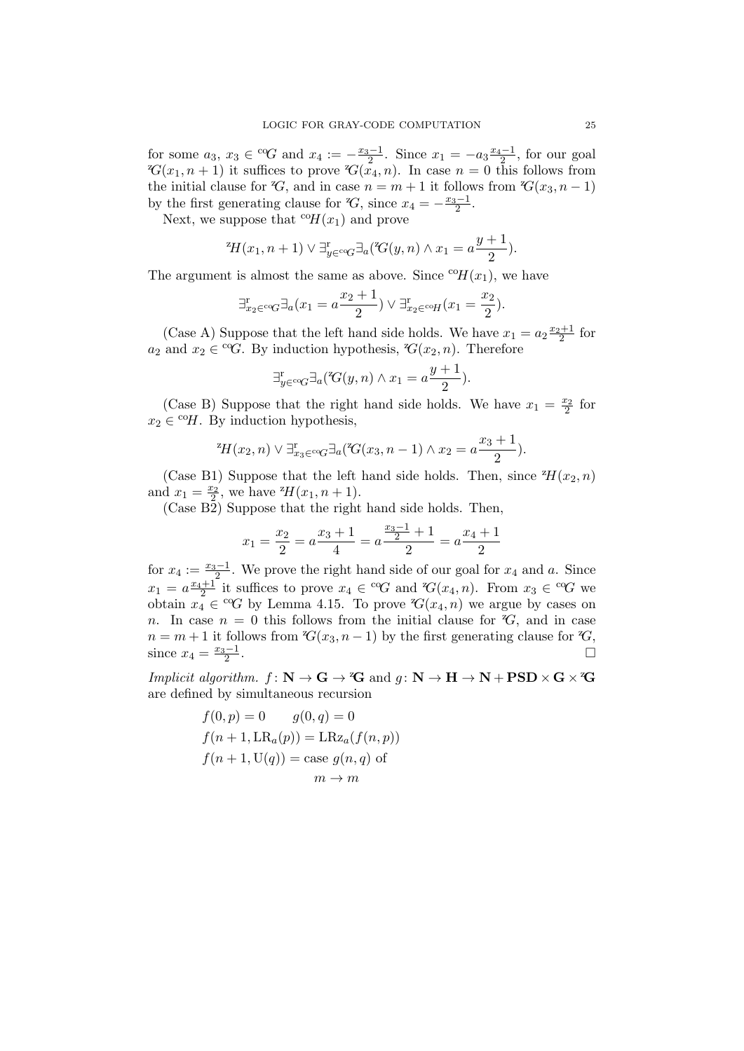for some $a_3$, $x_3 \in {}^{\mathrm{co}}G$ and $x_4 := -\frac{x_3-1}{2}$. Since $x_1 = -a_3\frac{x_4-1}{2}$, for our goal ${}^{\mathrm{z}}G(x_1, n+1)$ it suffices to prove ${}^{\mathrm{z}}G(x_4, n)$. In case $n = 0$ this follows from the initial clause for ${}^{\mathrm{z}}G$, and in case $n = m+1$ it follows from ${}^{\mathrm{z}}G(x_3, n-1)$ by the first generating clause for ${}^{\mathrm{z}}G$, since $x_4 = -\frac{x_3-1}{2}$.

Next, we suppose that ${}^{\mathrm{co}}H(x_1)$ and prove

$$
{}^{\mathrm{z}}H(x_1, n+1) \vee \exists^{\mathrm{r}}_{y \in {}^{\mathrm{co}}G} \exists_a ({}^{\mathrm{z}}G(y, n) \wedge x_1 = a\frac{y+1}{2}).
$$

The argument is almost the same as above. Since ${}^{\mathrm{co}}H(x_1)$, we have

$$
\exists^{\mathrm{r}}_{x_2 \in {}^{\mathrm{co}}G} \exists_a (x_1 = a\frac{x_2+1}{2}) \vee \exists^{\mathrm{r}}_{x_2 \in {}^{\mathrm{co}}H} (x_1 = \frac{x_2}{2}).
$$

(Case A) Suppose that the left hand side holds. We have $x_1 = a_2\frac{x_2+1}{2}$ for $a_2$ and $x_2 \in {}^{\mathrm{co}}G$. By induction hypothesis, ${}^{\mathrm{z}}G(x_2, n)$. Therefore

$$
\exists^{\mathrm{r}}_{y \in {}^{\mathrm{co}}G} \exists_a ({}^{\mathrm{z}}G(y, n) \wedge x_1 = a\frac{y+1}{2}).
$$

(Case B) Suppose that the right hand side holds. We have $x_1 = \frac{x_2}{2}$ for $x_2 \in {}^{\mathrm{co}}H$. By induction hypothesis,

$$
{}^{\mathrm{z}}H(x_2, n) \vee \exists^{\mathrm{r}}_{x_3 \in {}^{\mathrm{co}}G} \exists_a ({}^{\mathrm{z}}G(x_3, n-1) \wedge x_2 = a\frac{x_3+1}{2}).
$$

(Case B1) Suppose that the left hand side holds. Then, since ${}^{\mathrm{z}}H(x_2, n)$ and $x_1 = \frac{x_2}{2}$, we have ${}^{\mathrm{z}}H(x_1, n+1)$.

(Case B2) Suppose that the right hand side holds. Then,

$$
x_1 = \frac{x_2}{2} = a\frac{x_3+1}{4} = a\frac{\frac{x_3-1}{2}+1}{2} = a\frac{x_4+1}{2}
$$

for $x_4 := \frac{x_3-1}{2}$. We prove the right hand side of our goal for $x_4$ and $a$. Since $x_1 = a\frac{x_4+1}{2}$ it suffices to prove $x_4 \in {}^{\mathrm{co}}G$ and ${}^{\mathrm{z}}G(x_4, n)$. From $x_3 \in {}^{\mathrm{co}}G$ we obtain $x_4 \in {}^{\mathrm{co}}G$ by Lemma 4.15. To prove ${}^{\mathrm{z}}G(x_4, n)$ we argue by cases on $n$. In case $n = 0$ this follows from the initial clause for ${}^{\mathrm{z}}G$, and in case $n = m+1$ it follows from ${}^{\mathrm{z}}G(x_3, n-1)$ by the first generating clause for ${}^{\mathrm{z}}G$, since $x_4 = \frac{x_3-1}{2}$. $\square$

*Implicit algorithm.* $f\colon \mathbf{N} \to \mathbf{G} \to {}^{\mathrm{z}}\mathbf{G}$ and $g\colon \mathbf{N} \to \mathbf{H} \to \mathbf{N} + \mathbf{PSD} \times \mathbf{G} \times {}^{\mathrm{z}}\mathbf{G}$ are defined by simultaneous recursion

$$
\begin{aligned}
&f(0, p) = 0 \qquad g(0, q) = 0 \\
&f(n+1, \mathrm{LR}_a(p)) = \mathrm{LRz}_a(f(n, p)) \\
&f(n+1, \mathrm{U}(q)) = \text{case } g(n, q) \text{ of} \\
&\qquad\qquad m \to m
\end{aligned}
$$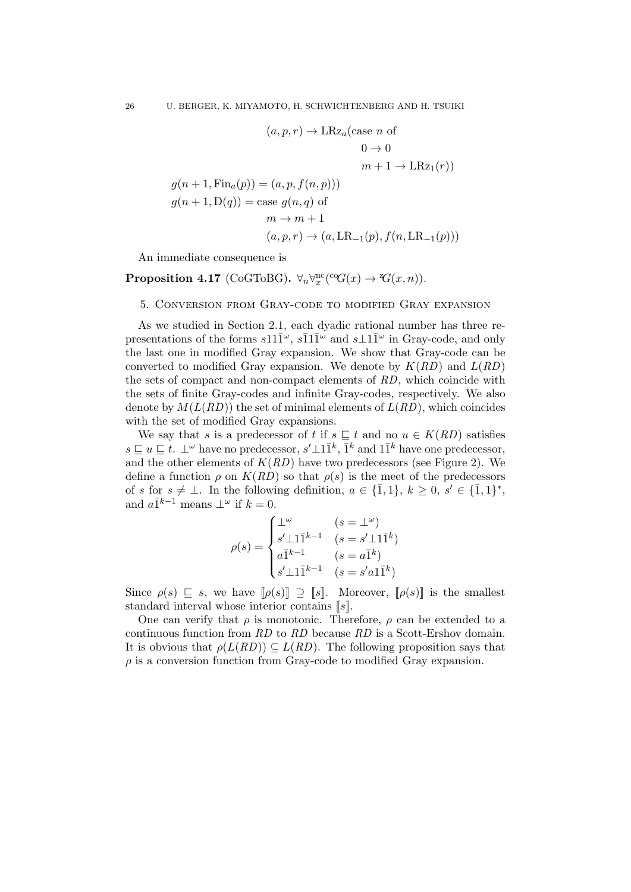$$
\begin{aligned}
&\qquad\qquad (a, p, r) \to \mathrm{LRz}_a(\text{case } n \text{ of} \\
&\qquad\qquad\qquad\qquad 0 \to 0 \\
&\qquad\qquad\qquad\qquad m+1 \to \mathrm{LRz}_1(r)) \\
&g(n+1, \mathrm{Fin}_a(p)) = (a, p, f(n, p))) \\
&g(n+1, \mathrm{D}(q)) = \text{case } g(n, q) \text{ of} \\
&\qquad\qquad m \to m+1 \\
&\qquad\qquad (a, p, r) \to (a, \mathrm{LR}_{-1}(p), f(n, \mathrm{LR}_{-1}(p)))
\end{aligned}
$$

An immediate consequence is

**Proposition 4.17** (CoGToBG). $\forall_n \forall_x^{\mathrm{nc}}({}^{\mathrm{co}}\mathcal{G}(x) \to {}^{\mathcal{Z}}\mathcal{G}(x, n))$.

## 5. Conversion from Gray-code to modified Gray expansion

As we studied in Section 2.1, each dyadic rational number has three representations of the forms $s11\bar{1}^\omega$, $s\bar{1}1\bar{1}^\omega$ and $s\bot 1\bar{1}^\omega$ in Gray-code, and only the last one in modified Gray expansion. We show that Gray-code can be converted to modified Gray expansion. We denote by $K(RD)$ and $L(RD)$ the sets of compact and non-compact elements of $RD$, which coincide with the sets of finite Gray-codes and infinite Gray-codes, respectively. We also denote by $M(L(RD))$ the set of minimal elements of $L(RD)$, which coincides with the set of modified Gray expansions.

We say that $s$ is a predecessor of $t$ if $s \sqsubseteq t$ and no $u \in K(RD)$ satisfies $s \sqsubseteq u \sqsubseteq t$. $\bot^\omega$ have no predecessor, $s'\bot 1\bar{1}^k$, $\bar{1}^k$ and $1\bar{1}^k$ have one predecessor, and the other elements of $K(RD)$ have two predecessors (see Figure 2). We define a function $\rho$ on $K(RD)$ so that $\rho(s)$ is the meet of the predecessors of $s$ for $s \neq \bot$. In the following definition, $a \in \{\bar{1}, 1\}$, $k \geq 0$, $s' \in \{\bar{1}, 1\}^*$, and $a\bar{1}^{k-1}$ means $\bot^\omega$ if $k = 0$.

$$
\rho(s) = \begin{cases}
\bot^\omega & (s = \bot^\omega) \\
s'\bot 1\bar{1}^{k-1} & (s = s'\bot 1\bar{1}^k) \\
a\bar{1}^{k-1} & (s = a\bar{1}^k) \\
s'\bot 1\bar{1}^{k-1} & (s = s'a1\bar{1}^k)
\end{cases}
$$

Since $\rho(s) \sqsubseteq s$, we have $[\![\rho(s)]\!] \supseteq [\![s]\!]$. Moreover, $[\![\rho(s)]\!]$ is the smallest standard interval whose interior contains $[\![s]\!]$.

One can verify that $\rho$ is monotonic. Therefore, $\rho$ can be extended to a continuous function from $RD$ to $RD$ because $RD$ is a Scott-Ershov domain. It is obvious that $\rho(L(RD)) \subseteq L(RD)$. The following proposition says that $\rho$ is a conversion function from Gray-code to modified Gray expansion.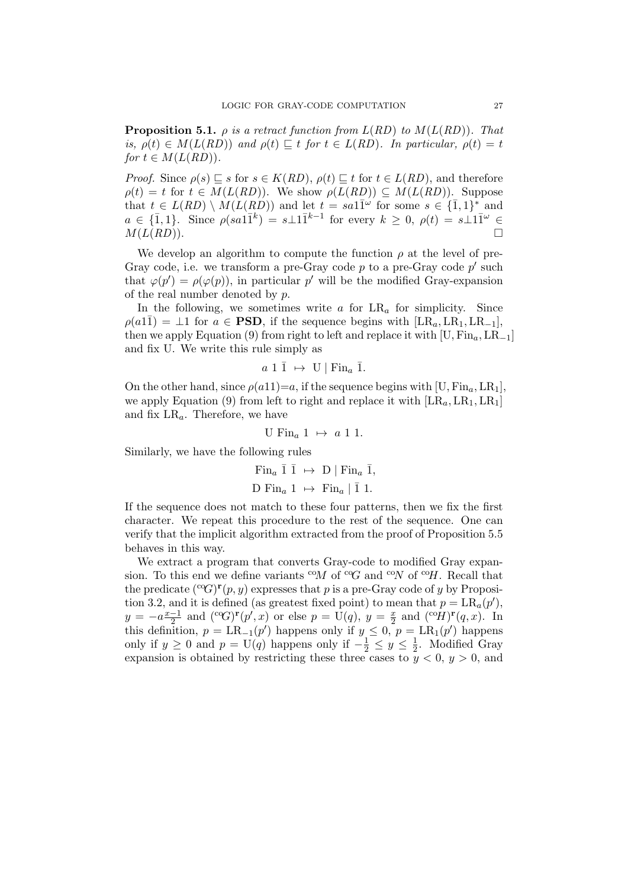**Proposition 5.1.** *$\rho$ is a retract function from $L(RD)$ to $M(L(RD))$. That is, $\rho(t) \in M(L(RD))$ and $\rho(t) \sqsubseteq t$ for $t \in L(RD)$. In particular, $\rho(t) = t$ for $t \in M(L(RD))$.*

*Proof.* Since $\rho(s) \sqsubseteq s$ for $s \in K(RD)$, $\rho(t) \sqsubseteq t$ for $t \in L(RD)$, and therefore $\rho(t) = t$ for $t \in M(L(RD))$. We show $\rho(L(RD)) \subseteq M(L(RD))$. Suppose that $t \in L(RD) \setminus M(L(RD))$ and let $t = sa1\bar{1}^\omega$ for some $s \in \{\bar{1}, 1\}^*$ and $a \in \{\bar{1}, 1\}$. Since $\rho(sa1\bar{1}^k) = s\bot 1\bar{1}^{k-1}$ for every $k \geq 0$, $\rho(t) = s\bot 1\bar{1}^\omega \in M(L(RD))$. □

We develop an algorithm to compute the function $\rho$ at the level of pre-Gray code, i.e. we transform a pre-Gray code $p$ to a pre-Gray code $p'$ such that $\varphi(p') = \rho(\varphi(p))$, in particular $p'$ will be the modified Gray-expansion of the real number denoted by $p$.

In the following, we sometimes write $a$ for $\mathrm{LR}_a$ for simplicity. Since $\rho(a1\bar{1}) = \bot 1$ for $a \in \mathbf{PSD}$, if the sequence begins with $[\mathrm{LR}_a, \mathrm{LR}_1, \mathrm{LR}_{-1}]$, then we apply Equation (9) from right to left and replace it with $[\mathrm{U}, \mathrm{Fin}_a, \mathrm{LR}_{-1}]$ and fix U. We write this rule simply as

$$a\ 1\ \bar{1}\ \mapsto\ \mathrm{U} \mid \mathrm{Fin}_a\ \bar{1}.$$

On the other hand, since $\rho(a11)=a$, if the sequence begins with $[\mathrm{U}, \mathrm{Fin}_a, \mathrm{LR}_1]$, we apply Equation (9) from left to right and replace it with $[\mathrm{LR}_a, \mathrm{LR}_1, \mathrm{LR}_1]$ and fix $\mathrm{LR}_a$. Therefore, we have

$$\mathrm{U}\ \mathrm{Fin}_a\ 1\ \mapsto\ a\ 1\ 1.$$

Similarly, we have the following rules

$$\mathrm{Fin}_a\ \bar{1}\ \bar{1}\ \mapsto\ \mathrm{D} \mid \mathrm{Fin}_a\ \bar{1},$$

$$\mathrm{D}\ \mathrm{Fin}_a\ 1\ \mapsto\ \mathrm{Fin}_a \mid \bar{1}\ 1.$$

If the sequence does not match to these four patterns, then we fix the first character. We repeat this procedure to the rest of the sequence. One can verify that the implicit algorithm extracted from the proof of Proposition 5.5 behaves in this way.

We extract a program that converts Gray-code to modified Gray expansion. To this end we define variants ${}^{\mathrm{co}}M$ of ${}^{\mathrm{co}}G$ and ${}^{\mathrm{co}}N$ of ${}^{\mathrm{co}}H$. Recall that the predicate $({}^{\mathrm{co}}G)^{\mathbf{r}}(p, y)$ expresses that $p$ is a pre-Gray code of $y$ by Proposition 3.2, and it is defined (as greatest fixed point) to mean that $p = \mathrm{LR}_a(p')$, $y = -a\frac{x-1}{2}$ and $({}^{\mathrm{co}}G)^{\mathbf{r}}(p', x)$ or else $p = \mathrm{U}(q)$, $y = \frac{x}{2}$ and $({}^{\mathrm{co}}H)^{\mathbf{r}}(q, x)$. In this definition, $p = \mathrm{LR}_{-1}(p')$ happens only if $y \leq 0$, $p = \mathrm{LR}_1(p')$ happens only if $y \geq 0$ and $p = \mathrm{U}(q)$ happens only if $-\frac{1}{2} \leq y \leq \frac{1}{2}$. Modified Gray expansion is obtained by restricting these three cases to $y < 0$, $y > 0$, and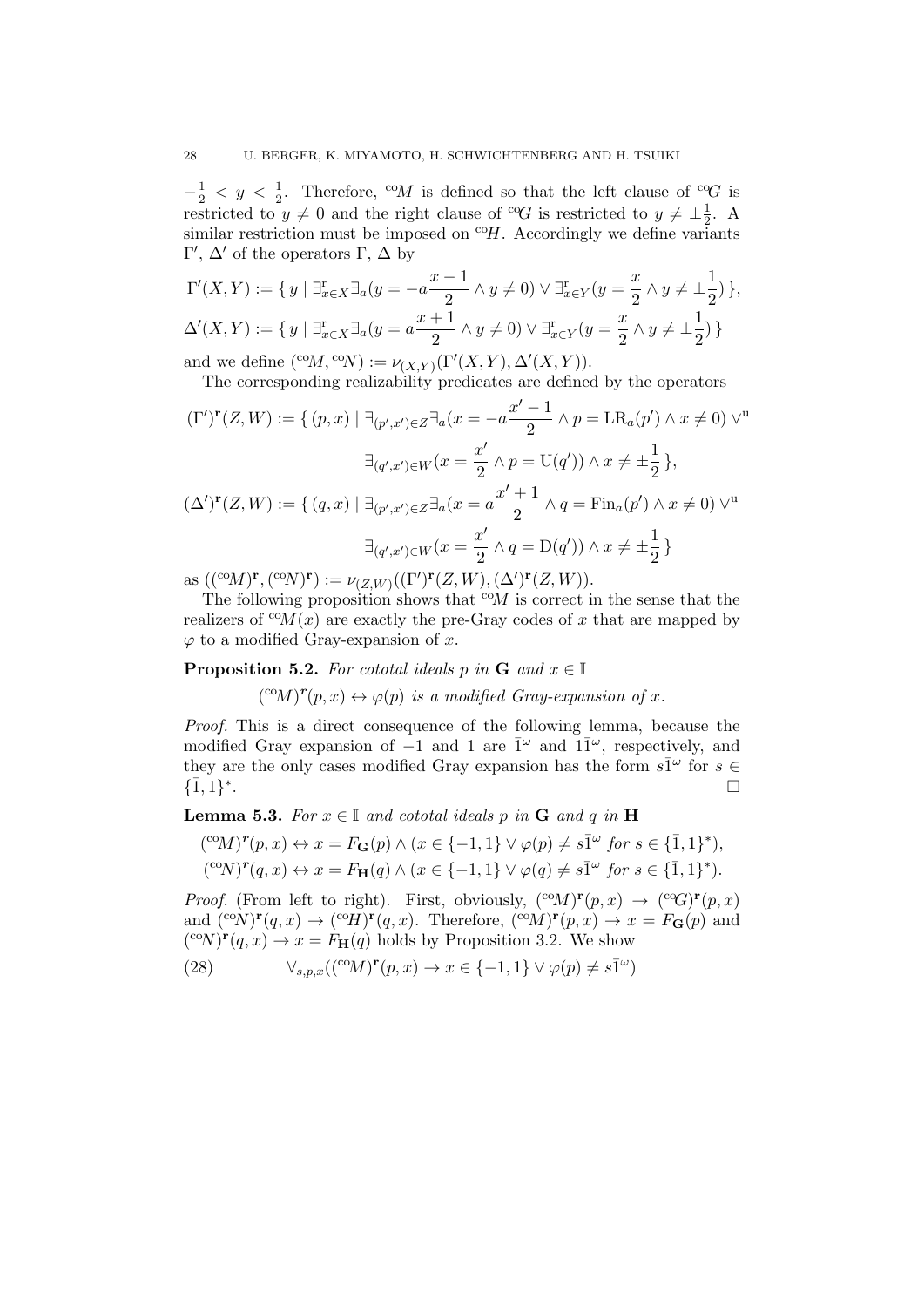$-\frac{1}{2} < y < \frac{1}{2}$. Therefore, ${}^{\mathrm{co}}M$ is defined so that the left clause of ${}^{\mathrm{co}}G$ is restricted to $y \neq 0$ and the right clause of ${}^{\mathrm{co}}G$ is restricted to $y \neq \pm\frac{1}{2}$. A similar restriction must be imposed on ${}^{\mathrm{co}}H$. Accordingly we define variants $\Gamma'$, $\Delta'$ of the operators $\Gamma$, $\Delta$ by

$$\Gamma'(X,Y) := \{\, y \mid \exists^{\mathrm{r}}_{x\in X}\exists_a(y = -a\frac{x-1}{2} \wedge y \neq 0) \vee \exists^{\mathrm{r}}_{x\in Y}(y = \frac{x}{2} \wedge y \neq \pm\frac{1}{2})\,\},$$

$$\Delta'(X,Y) := \{\, y \mid \exists^{\mathrm{r}}_{x\in X}\exists_a(y = a\frac{x+1}{2} \wedge y \neq 0) \vee \exists^{\mathrm{r}}_{x\in Y}(y = \frac{x}{2} \wedge y \neq \pm\frac{1}{2})\,\}$$

and we define $({}^{\mathrm{co}}M, {}^{\mathrm{co}}N) := \nu_{(X,Y)}(\Gamma'(X,Y), \Delta'(X,Y))$.

The corresponding realizability predicates are defined by the operators

$$(\Gamma')^{\mathbf{r}}(Z,W) := \{\, (p,x) \mid \exists_{(p',x')\in Z}\exists_a(x = -a\frac{x'-1}{2} \wedge p = \mathrm{LR}_a(p') \wedge x \neq 0) \vee^{\mathrm{u}}$$
$$\exists_{(q',x')\in W}(x = \frac{x'}{2} \wedge p = \mathrm{U}(q')) \wedge x \neq \pm\frac{1}{2}\,\},$$

$$(\Delta')^{\mathbf{r}}(Z,W) := \{\, (q,x) \mid \exists_{(p',x')\in Z}\exists_a(x = a\frac{x'+1}{2} \wedge q = \mathrm{Fin}_a(p') \wedge x \neq 0) \vee^{\mathrm{u}}$$
$$\exists_{(q',x')\in W}(x = \frac{x'}{2} \wedge q = \mathrm{D}(q')) \wedge x \neq \pm\frac{1}{2}\,\}$$

as $(({}^{\mathrm{co}}M)^{\mathbf{r}}, ({}^{\mathrm{co}}N)^{\mathbf{r}}) := \nu_{(Z,W)}((\Gamma')^{\mathbf{r}}(Z,W), (\Delta')^{\mathbf{r}}(Z,W))$.

The following proposition shows that ${}^{\mathrm{co}}M$ is correct in the sense that the realizers of ${}^{\mathrm{co}}M(x)$ are exactly the pre-Gray codes of $x$ that are mapped by $\varphi$ to a modified Gray-expansion of $x$.

**Proposition 5.2.** *For cototal ideals $p$ in $\mathbf{G}$ and $x \in \mathbb{I}$*

$$({}^{\mathrm{co}}M)^{\mathbf{r}}(p,x) \leftrightarrow \varphi(p) \textit{ is a modified Gray-expansion of } x.$$

*Proof.* This is a direct consequence of the following lemma, because the modified Gray expansion of $-1$ and $1$ are $\bar{1}^{\omega}$ and $1\bar{1}^{\omega}$, respectively, and they are the only cases modified Gray expansion has the form $s\bar{1}^{\omega}$ for $s \in \{\bar{1},1\}^*$. □

**Lemma 5.3.** *For $x \in \mathbb{I}$ and cototal ideals $p$ in $\mathbf{G}$ and $q$ in $\mathbf{H}$*

$$({}^{\mathrm{co}}M)^{\mathbf{r}}(p,x) \leftrightarrow x = F_{\mathbf{G}}(p) \wedge (x \in \{-1,1\} \vee \varphi(p) \neq s\bar{1}^{\omega} \textit{ for } s \in \{\bar{1},1\}^*),$$
$$({}^{\mathrm{co}}N)^{\mathbf{r}}(q,x) \leftrightarrow x = F_{\mathbf{H}}(q) \wedge (x \in \{-1,1\} \vee \varphi(q) \neq s\bar{1}^{\omega} \textit{ for } s \in \{\bar{1},1\}^*).$$

*Proof.* (From left to right). First, obviously, $({}^{\mathrm{co}}M)^{\mathbf{r}}(p,x) \to ({}^{\mathrm{co}}G)^{\mathbf{r}}(p,x)$ and $({}^{\mathrm{co}}N)^{\mathbf{r}}(q,x) \to ({}^{\mathrm{co}}H)^{\mathbf{r}}(q,x)$. Therefore, $({}^{\mathrm{co}}M)^{\mathbf{r}}(p,x) \to x = F_{\mathbf{G}}(p)$ and $({}^{\mathrm{co}}N)^{\mathbf{r}}(q,x) \to x = F_{\mathbf{H}}(q)$ holds by Proposition 3.2. We show

$$\forall_{s,p,x}(({}^{\mathrm{co}}M)^{\mathbf{r}}(p,x) \to x \in \{-1,1\} \vee \varphi(p) \neq s\bar{1}^{\omega}) \tag{28}$$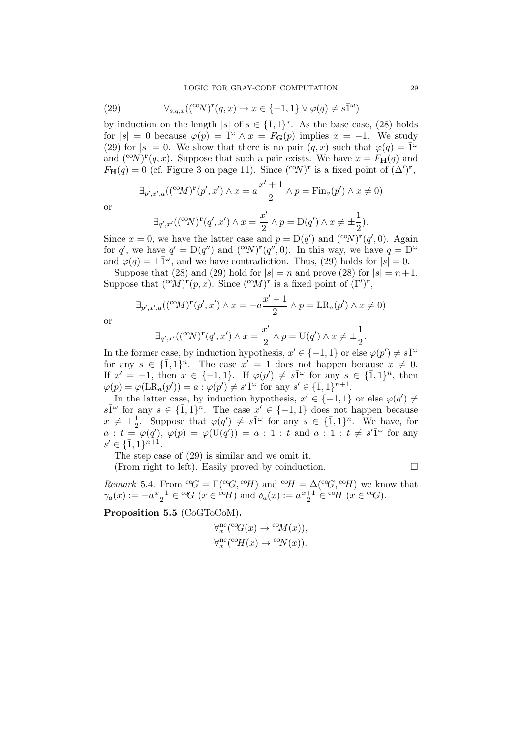$$\forall_{s,q,x}((^{\mathrm{co}}N)^{\mathbf{r}}(q,x) \to x \in \{-1,1\} \vee \varphi(q) \neq s\bar{1}^{\omega}) \tag{29}$$

by induction on the length $|s|$ of $s \in \{\bar{1},1\}^*$. As the base case, (28) holds for $|s|=0$ because $\varphi(p) = \bar{1}^{\omega} \wedge x = F_{\mathbf{G}}(p)$ implies $x=-1$. We study (29) for $|s|=0$. We show that there is no pair $(q,x)$ such that $\varphi(q) = \bar{1}^{\omega}$ and $(^{\mathrm{co}}N)^{\mathbf{r}}(q,x)$. Suppose that such a pair exists. We have $x = F_{\mathbf{H}}(q)$ and $F_{\mathbf{H}}(q) = 0$ (cf. Figure 3 on page 11). Since $(^{\mathrm{co}}N)^{\mathbf{r}}$ is a fixed point of $(\Delta')^{\mathbf{r}}$,

$$\exists_{p',x',a}((^{\mathrm{co}}M)^{\mathbf{r}}(p',x') \wedge x = a\frac{x'+1}{2} \wedge p = \mathrm{Fin}_a(p') \wedge x \neq 0)$$

or

$$\exists_{q',x'}((^{\mathrm{co}}N)^{\mathbf{r}}(q',x') \wedge x = \frac{x'}{2} \wedge p = \mathrm{D}(q') \wedge x \neq \pm\frac{1}{2}).$$

Since $x=0$, we have the latter case and $p = \mathrm{D}(q')$ and $(^{\mathrm{co}}N)^{\mathbf{r}}(q',0)$. Again for $q'$, we have $q' = \mathrm{D}(q'')$ and $(^{\mathrm{co}}N)^{\mathbf{r}}(q'',0)$. In this way, we have $q = \mathrm{D}^{\omega}$ and $\varphi(q) = \bot\bar{1}^{\omega}$, and we have contradiction. Thus, (29) holds for $|s|=0$.

Suppose that (28) and (29) hold for $|s| = n$ and prove (28) for $|s| = n+1$. Suppose that $(^{\mathrm{co}}M)^{\mathbf{r}}(p,x)$. Since $(^{\mathrm{co}}M)^{\mathbf{r}}$ is a fixed point of $(\Gamma')^{\mathbf{r}}$,

$$\exists_{p',x',a}((^{\mathrm{co}}M)^{\mathbf{r}}(p',x') \wedge x = -a\frac{x'-1}{2} \wedge p = \mathrm{LR}_a(p') \wedge x \neq 0)$$

or

$$\exists_{q',x'}((^{\mathrm{co}}N)^{\mathbf{r}}(q',x') \wedge x = \frac{x'}{2} \wedge p = \mathrm{U}(q') \wedge x \neq \pm\frac{1}{2}.$$

In the former case, by induction hypothesis, $x' \in \{-1,1\}$ or else $\varphi(p') \neq s\bar{1}^{\omega}$ for any $s \in \{\bar{1},1\}^n$. The case $x'=1$ does not happen because $x \neq 0$. If $x' = -1$, then $x \in \{-1,1\}$. If $\varphi(p') \neq s\bar{1}^{\omega}$ for any $s \in \{\bar{1},1\}^n$, then $\varphi(p) = \varphi(\mathrm{LR}_a(p')) = a : \varphi(p') \neq s'\bar{1}^{\omega}$ for any $s' \in \{\bar{1},1\}^{n+1}$.

In the latter case, by induction hypothesis, $x' \in \{-1,1\}$ or else $\varphi(q') \neq s\bar{1}^{\omega}$ for any $s \in \{\bar{1},1\}^n$. The case $x' \in \{-1,1\}$ does not happen because $x \neq \pm\frac{1}{2}$. Suppose that $\varphi(q') \neq s\bar{1}^{\omega}$ for any $s \in \{\bar{1},1\}^n$. We have, for $a : t = \varphi(q')$, $\varphi(p) = \varphi(\mathrm{U}(q')) = a : 1 : t$ and $a : 1 : t \neq s'\bar{1}^{\omega}$ for any $s' \in \{\bar{1},1\}^{n+1}$.

The step case of (29) is similar and we omit it.

(From right to left). Easily proved by coinduction. □

*Remark* 5.4. From $^{\mathrm{co}}G = \Gamma(^{\mathrm{co}}G, {}^{\mathrm{co}}H)$ and $^{\mathrm{co}}H = \Delta(^{\mathrm{co}}G, {}^{\mathrm{co}}H)$ we know that $\gamma_a(x) := -a\frac{x-1}{2} \in {}^{\mathrm{co}}G$ ($x \in {}^{\mathrm{co}}H$) and $\delta_a(x) := a\frac{x+1}{2} \in {}^{\mathrm{co}}H$ ($x \in {}^{\mathrm{co}}G$).

**Proposition 5.5** (CoGToCoM)**.**

$$\forall^{\mathrm{nc}}_x(^{\mathrm{co}}G(x) \to {}^{\mathrm{co}}M(x)),$$
$$\forall^{\mathrm{nc}}_x(^{\mathrm{co}}H(x) \to {}^{\mathrm{co}}N(x)).$$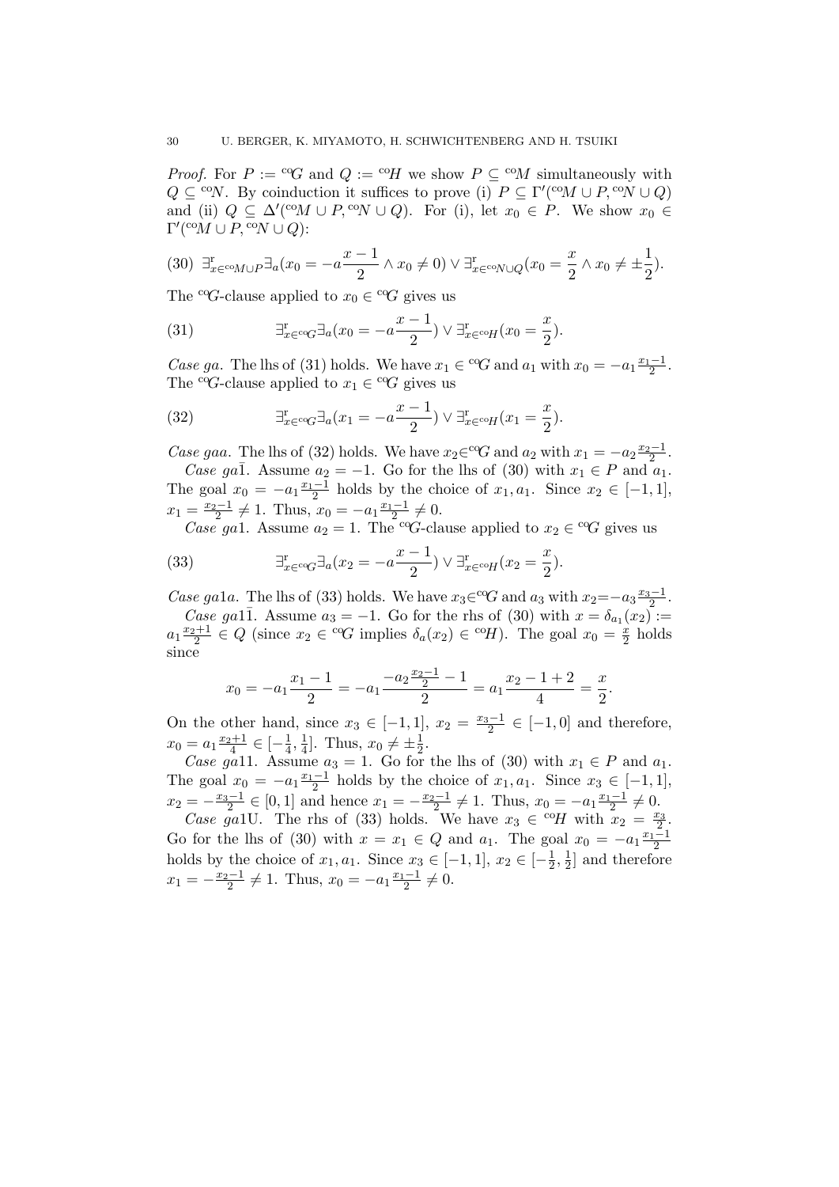*Proof.* For $P := {}^{\mathrm{co}}\!G$ and $Q := {}^{\mathrm{co}}\!H$ we show $P \subseteq {}^{\mathrm{co}}\!M$ simultaneously with $Q \subseteq {}^{\mathrm{co}}\!N$. By coinduction it suffices to prove (i) $P \subseteq \Gamma'({}^{\mathrm{co}}\!M \cup P, {}^{\mathrm{co}}\!N \cup Q)$ and (ii) $Q \subseteq \Delta'({}^{\mathrm{co}}\!M \cup P, {}^{\mathrm{co}}\!N \cup Q)$. For (i), let $x_0 \in P$. We show $x_0 \in \Gamma'({}^{\mathrm{co}}\!M \cup P, {}^{\mathrm{co}}\!N \cup Q)$:

$$\text{(30)}\quad \exists^{\mathrm{r}}_{x \in {}^{\mathrm{co}}\!M \cup P} \exists_a (x_0 = -a\frac{x-1}{2} \wedge x_0 \neq 0) \vee \exists^{\mathrm{r}}_{x \in {}^{\mathrm{co}}\!N \cup Q}(x_0 = \frac{x}{2} \wedge x_0 \neq \pm\frac{1}{2}).$$

The ${}^{\mathrm{co}}\!G$-clause applied to $x_0 \in {}^{\mathrm{co}}\!G$ gives us

$$\text{(31)}\qquad \exists^{\mathrm{r}}_{x \in {}^{\mathrm{co}}\!G} \exists_a (x_0 = -a\frac{x-1}{2}) \vee \exists^{\mathrm{r}}_{x \in {}^{\mathrm{co}}\!H}(x_0 = \frac{x}{2}).$$

*Case ga.* The lhs of (31) holds. We have $x_1 \in {}^{\mathrm{co}}\!G$ and $a_1$ with $x_0 = -a_1\frac{x_1-1}{2}$. The ${}^{\mathrm{co}}\!G$-clause applied to $x_1 \in {}^{\mathrm{co}}\!G$ gives us

$$\text{(32)}\qquad \exists^{\mathrm{r}}_{x \in {}^{\mathrm{co}}\!G} \exists_a (x_1 = -a\frac{x-1}{2}) \vee \exists^{\mathrm{r}}_{x \in {}^{\mathrm{co}}\!H}(x_1 = \frac{x}{2}).$$

*Case gaa.* The lhs of (32) holds. We have $x_2 \in {}^{\mathrm{co}}\!G$ and $a_2$ with $x_1 = -a_2\frac{x_2-1}{2}$.

*Case ga$\bar{1}$.* Assume $a_2 = -1$. Go for the lhs of (30) with $x_1 \in P$ and $a_1$. The goal $x_0 = -a_1\frac{x_1-1}{2}$ holds by the choice of $x_1, a_1$. Since $x_2 \in [-1, 1]$, $x_1 = \frac{x_2-1}{2} \neq 1$. Thus, $x_0 = -a_1\frac{x_1-1}{2} \neq 0$.

*Case ga1.* Assume $a_2 = 1$. The ${}^{\mathrm{co}}\!G$-clause applied to $x_2 \in {}^{\mathrm{co}}\!G$ gives us

$$\text{(33)}\qquad \exists^{\mathrm{r}}_{x \in {}^{\mathrm{co}}\!G} \exists_a (x_2 = -a\frac{x-1}{2}) \vee \exists^{\mathrm{r}}_{x \in {}^{\mathrm{co}}\!H}(x_2 = \frac{x}{2}).$$

*Case ga1a.* The lhs of (33) holds. We have $x_3 \in {}^{\mathrm{co}}\!G$ and $a_3$ with $x_2 = -a_3\frac{x_3-1}{2}$.

*Case ga1$\bar{1}$.* Assume $a_3 = -1$. Go for the rhs of (30) with $x = \delta_{a_1}(x_2) := a_1\frac{x_2+1}{2} \in Q$ (since $x_2 \in {}^{\mathrm{co}}\!G$ implies $\delta_a(x_2) \in {}^{\mathrm{co}}\!H$). The goal $x_0 = \frac{x}{2}$ holds since

$$x_0 = -a_1\frac{x_1-1}{2} = -a_1\frac{-a_2\frac{x_2-1}{2} - 1}{2} = a_1\frac{x_2 - 1 + 2}{4} = \frac{x}{2}.$$

On the other hand, since $x_3 \in [-1, 1]$, $x_2 = \frac{x_3-1}{2} \in [-1, 0]$ and therefore, $x_0 = a_1\frac{x_2+1}{4} \in [-\frac{1}{4}, \frac{1}{4}]$. Thus, $x_0 \neq \pm\frac{1}{2}$.

*Case ga11.* Assume $a_3 = 1$. Go for the lhs of (30) with $x_1 \in P$ and $a_1$. The goal $x_0 = -a_1\frac{x_1-1}{2}$ holds by the choice of $x_1, a_1$. Since $x_3 \in [-1, 1]$, $x_2 = -\frac{x_3-1}{2} \in [0, 1]$ and hence $x_1 = -\frac{x_2-1}{2} \neq 1$. Thus, $x_0 = -a_1\frac{x_1-1}{2} \neq 0$.

*Case ga1U.* The rhs of (33) holds. We have $x_3 \in {}^{\mathrm{co}}\!H$ with $x_2 = \frac{x_3}{2}$. Go for the lhs of (30) with $x = x_1 \in Q$ and $a_1$. The goal $x_0 = -a_1\frac{x_1-1}{2}$ holds by the choice of $x_1, a_1$. Since $x_3 \in [-1, 1]$, $x_2 \in [-\frac{1}{2}, \frac{1}{2}]$ and therefore $x_1 = -\frac{x_2-1}{2} \neq 1$. Thus, $x_0 = -a_1\frac{x_1-1}{2} \neq 0$.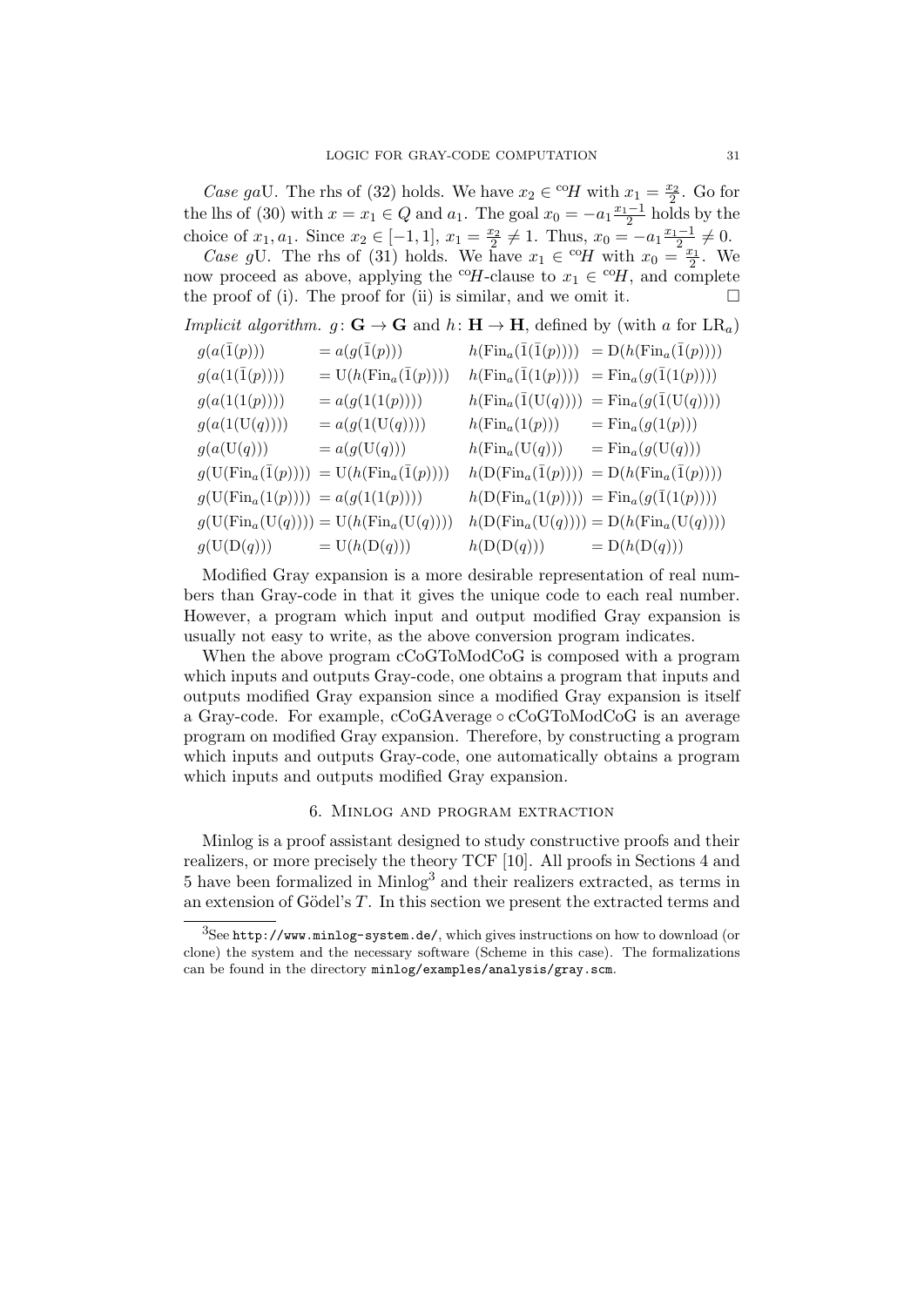*Case* $ga$U. The rhs of (32) holds. We have $x_2 \in {}^{\mathrm{co}}H$ with $x_1 = \frac{x_2}{2}$. Go for the lhs of (30) with $x = x_1 \in Q$ and $a_1$. The goal $x_0 = -a_1 \frac{x_1 - 1}{2}$ holds by the choice of $x_1, a_1$. Since $x_2 \in [-1, 1]$, $x_1 = \frac{x_2}{2} \neq 1$. Thus, $x_0 = -a_1 \frac{x_1 - 1}{2} \neq 0$.

*Case* $g$U. The rhs of (31) holds. We have $x_1 \in {}^{\mathrm{co}}H$ with $x_0 = \frac{x_1}{2}$. We now proceed as above, applying the ${}^{\mathrm{co}}H$-clause to $x_1 \in {}^{\mathrm{co}}H$, and complete the proof of (i). The proof for (ii) is similar, and we omit it. □

*Implicit algorithm.* $g\colon \mathbf{G} \to \mathbf{G}$ and $h\colon \mathbf{H} \to \mathbf{H}$, defined by (with $a$ for $\mathrm{LR}_a$)

$$
\begin{array}{llll}
g(a(\bar{1}(p))) & = a(g(\bar{1}(p))) & h(\mathrm{Fin}_a(\bar{1}(\bar{1}(p)))) & = \mathrm{D}(h(\mathrm{Fin}_a(\bar{1}(p)))) \\
g(a(1(\bar{1}(p)))) & = \mathrm{U}(h(\mathrm{Fin}_a(\bar{1}(p)))) & h(\mathrm{Fin}_a(\bar{1}(1(p)))) & = \mathrm{Fin}_a(g(\bar{1}(1(p)))) \\
g(a(1(1(p)))) & = a(g(1(1(p)))) & h(\mathrm{Fin}_a(\bar{1}(\mathrm{U}(q)))) & = \mathrm{Fin}_a(g(\bar{1}(\mathrm{U}(q)))) \\
g(a(1(\mathrm{U}(q)))) & = a(g(1(\mathrm{U}(q)))) & h(\mathrm{Fin}_a(1(p))) & = \mathrm{Fin}_a(g(1(p))) \\
g(a(\mathrm{U}(q))) & = a(g(\mathrm{U}(q))) & h(\mathrm{Fin}_a(\mathrm{U}(q))) & = \mathrm{Fin}_a(g(\mathrm{U}(q))) \\
g(\mathrm{U}(\mathrm{Fin}_a(\bar{1}(p)))) & = \mathrm{U}(h(\mathrm{Fin}_a(\bar{1}(p)))) & h(\mathrm{D}(\mathrm{Fin}_a(\bar{1}(p)))) & = \mathrm{D}(h(\mathrm{Fin}_a(\bar{1}(p)))) \\
g(\mathrm{U}(\mathrm{Fin}_a(1(p)))) & = a(g(1(1(p)))) & h(\mathrm{D}(\mathrm{Fin}_a(1(p)))) & = \mathrm{Fin}_a(g(\bar{1}(1(p)))) \\
g(\mathrm{U}(\mathrm{Fin}_a(\mathrm{U}(q)))) & = \mathrm{U}(h(\mathrm{Fin}_a(\mathrm{U}(q)))) & h(\mathrm{D}(\mathrm{Fin}_a(\mathrm{U}(q)))) & = \mathrm{D}(h(\mathrm{Fin}_a(\mathrm{U}(q)))) \\
g(\mathrm{U}(\mathrm{D}(q))) & = \mathrm{U}(h(\mathrm{D}(q))) & h(\mathrm{D}(\mathrm{D}(q))) & = \mathrm{D}(h(\mathrm{D}(q)))
\end{array}
$$

Modified Gray expansion is a more desirable representation of real numbers than Gray-code in that it gives the unique code to each real number. However, a program which input and output modified Gray expansion is usually not easy to write, as the above conversion program indicates.

When the above program cCoGToModCoG is composed with a program which inputs and outputs Gray-code, one obtains a program that inputs and outputs modified Gray expansion since a modified Gray expansion is itself a Gray-code. For example, cCoGAverage ∘ cCoGToModCoG is an average program on modified Gray expansion. Therefore, by constructing a program which inputs and outputs Gray-code, one automatically obtains a program which inputs and outputs modified Gray expansion.

## 6. Minlog and program extraction

Minlog is a proof assistant designed to study constructive proofs and their realizers, or more precisely the theory TCF [10]. All proofs in Sections 4 and 5 have been formalized in Minlog[3] and their realizers extracted, as terms in an extension of Gödel's $T$. In this section we present the extracted terms and

[3]See `http://www.minlog-system.de/`, which gives instructions on how to download (or clone) the system and the necessary software (Scheme in this case). The formalizations can be found in the directory `minlog/examples/analysis/gray.scm`.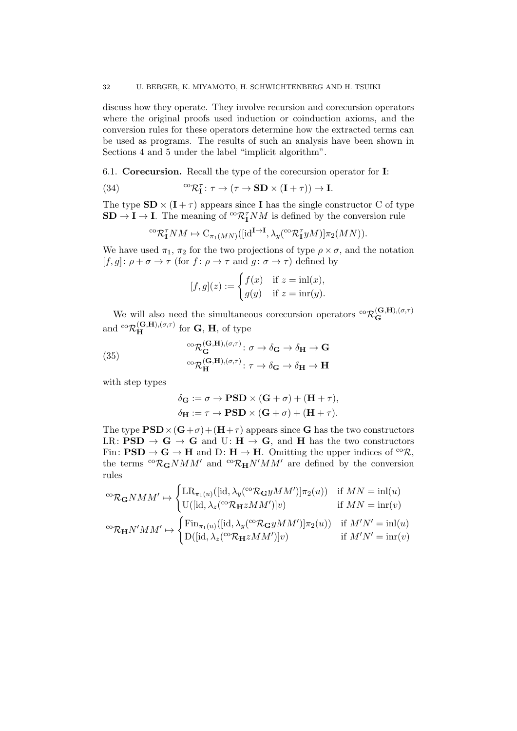discuss how they operate. They involve recursion and corecursion operators where the original proofs used induction or coinduction axioms, and the conversion rules for these operators determine how the extracted terms can be used as programs. The results of such an analysis have been shown in Sections 4 and 5 under the label "implicit algorithm".

### 6.1. Corecursion.

Recall the type of the corecursion operator for $\mathbf{I}$:

$$
{}^{\mathrm{co}}\mathcal{R}^{\tau}_{\mathbf{I}} \colon \tau \to (\tau \to \mathbf{SD} \times (\mathbf{I} + \tau)) \to \mathbf{I}. \tag{34}
$$

The type $\mathbf{SD} \times (\mathbf{I} + \tau)$ appears since $\mathbf{I}$ has the single constructor C of type $\mathbf{SD} \to \mathbf{I} \to \mathbf{I}$. The meaning of ${}^{\mathrm{co}}\mathcal{R}^{\tau}_{\mathbf{I}} NM$ is defined by the conversion rule

$$
{}^{\mathrm{co}}\mathcal{R}^{\tau}_{\mathbf{I}} NM \mapsto \mathrm{C}_{\pi_1(MN)}([\mathrm{id}^{\mathbf{I} \to \mathbf{I}}, \lambda_y({}^{\mathrm{co}}\mathcal{R}^{\tau}_{\mathbf{I}} yM)]\pi_2(MN)).
$$

We have used $\pi_1$, $\pi_2$ for the two projections of type $\rho \times \sigma$, and the notation $[f, g] \colon \rho + \sigma \to \tau$ (for $f \colon \rho \to \tau$ and $g \colon \sigma \to \tau$) defined by

$$
[f, g](z) := \begin{cases} f(x) & \text{if } z = \mathrm{inl}(x), \\ g(y) & \text{if } z = \mathrm{inr}(y). \end{cases}
$$

We will also need the simultaneous corecursion operators ${}^{\mathrm{co}}\mathcal{R}^{(\mathbf{G},\mathbf{H}),(\sigma,\tau)}_{\mathbf{G}}$ and ${}^{\mathrm{co}}\mathcal{R}^{(\mathbf{G},\mathbf{H}),(\sigma,\tau)}_{\mathbf{H}}$ for $\mathbf{G}$, $\mathbf{H}$, of type

$$
\begin{aligned}
&{}^{\mathrm{co}}\mathcal{R}^{(\mathbf{G},\mathbf{H}),(\sigma,\tau)}_{\mathbf{G}} \colon \sigma \to \delta_{\mathbf{G}} \to \delta_{\mathbf{H}} \to \mathbf{G} \\
&{}^{\mathrm{co}}\mathcal{R}^{(\mathbf{G},\mathbf{H}),(\sigma,\tau)}_{\mathbf{H}} \colon \tau \to \delta_{\mathbf{G}} \to \delta_{\mathbf{H}} \to \mathbf{H}
\end{aligned} \tag{35}
$$

with step types

$$
\begin{aligned}
\delta_{\mathbf{G}} &:= \sigma \to \mathbf{PSD} \times (\mathbf{G} + \sigma) + (\mathbf{H} + \tau), \\
\delta_{\mathbf{H}} &:= \tau \to \mathbf{PSD} \times (\mathbf{G} + \sigma) + (\mathbf{H} + \tau).
\end{aligned}
$$

The type $\mathbf{PSD} \times (\mathbf{G} + \sigma) + (\mathbf{H} + \tau)$ appears since $\mathbf{G}$ has the two constructors $\mathrm{LR} \colon \mathbf{PSD} \to \mathbf{G} \to \mathbf{G}$ and $\mathrm{U} \colon \mathbf{H} \to \mathbf{G}$, and $\mathbf{H}$ has the two constructors $\mathrm{Fin} \colon \mathbf{PSD} \to \mathbf{G} \to \mathbf{H}$ and $\mathrm{D} \colon \mathbf{H} \to \mathbf{H}$. Omitting the upper indices of ${}^{\mathrm{co}}\mathcal{R}$, the terms ${}^{\mathrm{co}}\mathcal{R}_{\mathbf{G}} NMM'$ and ${}^{\mathrm{co}}\mathcal{R}_{\mathbf{H}} N'MM'$ are defined by the conversion rules

$$
{}^{\mathrm{co}}\mathcal{R}_{\mathbf{G}} NMM' \mapsto \begin{cases} \mathrm{LR}_{\pi_1(u)}([\mathrm{id}, \lambda_y({}^{\mathrm{co}}\mathcal{R}_{\mathbf{G}} yMM')]\pi_2(u)) & \text{if } MN = \mathrm{inl}(u) \\ \mathrm{U}([\mathrm{id}, \lambda_z({}^{\mathrm{co}}\mathcal{R}_{\mathbf{H}} zMM')]v) & \text{if } MN = \mathrm{inr}(v) \end{cases}
$$

$$
{}^{\mathrm{co}}\mathcal{R}_{\mathbf{H}} N'MM' \mapsto \begin{cases} \mathrm{Fin}_{\pi_1(u)}([\mathrm{id}, \lambda_y({}^{\mathrm{co}}\mathcal{R}_{\mathbf{G}} yMM')]\pi_2(u)) & \text{if } M'N' = \mathrm{inl}(u) \\ \mathrm{D}([\mathrm{id}, \lambda_z({}^{\mathrm{co}}\mathcal{R}_{\mathbf{H}} zMM')]v) & \text{if } M'N' = \mathrm{inr}(v) \end{cases}
$$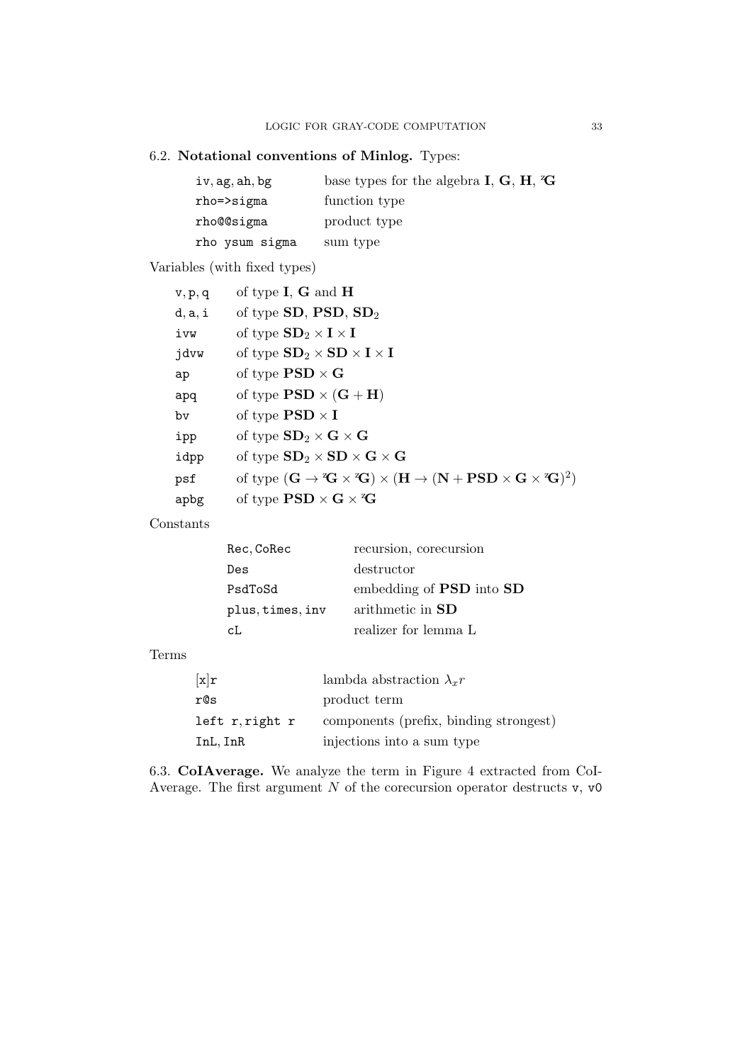### 6.2. Notational conventions of Minlog.

Types:

| | |
|---|---|
| `iv, ag, ah, bg` | base types for the algebra $\mathbf{I}$, $\mathbf{G}$, $\mathbf{H}$, ${}^{\mathbf{2}}\mathbf{G}$ |
| `rho=>sigma` | function type |
| `rho@@sigma` | product type |
| `rho ysum sigma` | sum type |

Variables (with fixed types)

| | |
|---|---|
| `v, p, q` | of type $\mathbf{I}$, $\mathbf{G}$ and $\mathbf{H}$ |
| `d, a, i` | of type $\mathbf{SD}$, $\mathbf{PSD}$, $\mathbf{SD}_2$ |
| `ivw` | of type $\mathbf{SD}_2 \times \mathbf{I} \times \mathbf{I}$ |
| `jdvw` | of type $\mathbf{SD}_2 \times \mathbf{SD} \times \mathbf{I} \times \mathbf{I}$ |
| `ap` | of type $\mathbf{PSD} \times \mathbf{G}$ |
| `apq` | of type $\mathbf{PSD} \times (\mathbf{G} + \mathbf{H})$ |
| `bv` | of type $\mathbf{PSD} \times \mathbf{I}$ |
| `ipp` | of type $\mathbf{SD}_2 \times \mathbf{G} \times \mathbf{G}$ |
| `idpp` | of type $\mathbf{SD}_2 \times \mathbf{SD} \times \mathbf{G} \times \mathbf{G}$ |
| `psf` | of type $(\mathbf{G} \to {}^{\mathbf{2}}\mathbf{G} \times {}^{\mathbf{2}}\mathbf{G}) \times (\mathbf{H} \to (\mathbf{N} + \mathbf{PSD} \times \mathbf{G} \times {}^{\mathbf{2}}\mathbf{G})^2)$ |
| `apbg` | of type $\mathbf{PSD} \times \mathbf{G} \times {}^{\mathbf{2}}\mathbf{G}$ |

Constants

| | |
|---|---|
| `Rec, CoRec` | recursion, corecursion |
| `Des` | destructor |
| `PsdToSd` | embedding of $\mathbf{PSD}$ into $\mathbf{SD}$ |
| `plus, times, inv` | arithmetic in $\mathbf{SD}$ |
| `cL` | realizer for lemma L |

Terms

| | |
|---|---|
| `[x]r` | lambda abstraction $\lambda_x r$ |
| `r@s` | product term |
| `left r, right r` | components (prefix, binding strongest) |
| `InL, InR` | injections into a sum type |

### 6.3. CoIAverage.

We analyze the term in Figure 4 extracted from CoIAverage. The first argument $N$ of the corecursion operator destructs `v`, `v0`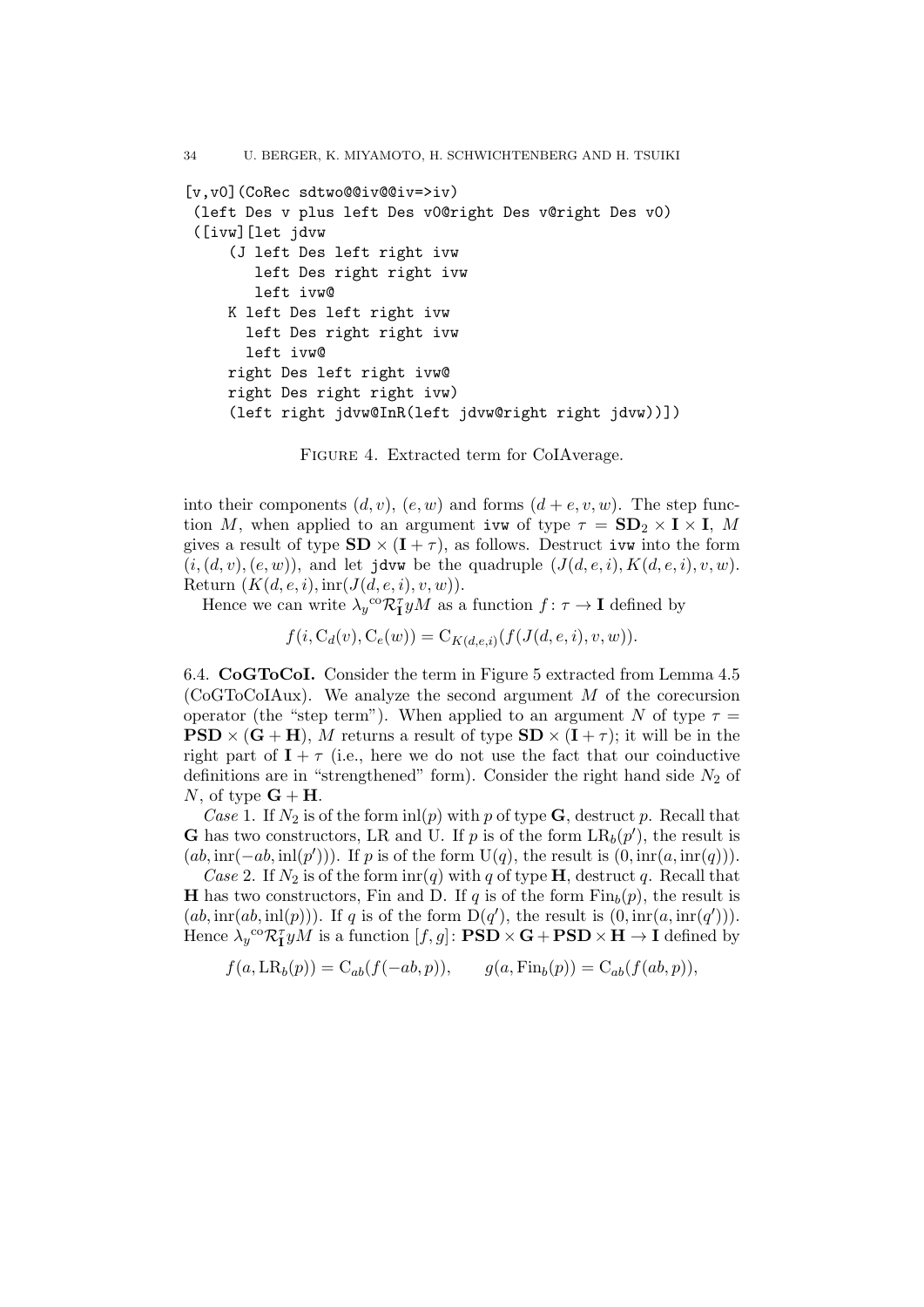```
[v,v0](CoRec sdtwo@@iv@@iv=>iv)
 (left Des v plus left Des v0@right Des v@right Des v0)
 ([ivw][let jdvw
     (J left Des left right ivw
        left Des right right ivw
        left ivw@
     K left Des left right ivw
       left Des right right ivw
       left ivw@
     right Des left right ivw@
     right Des right right ivw)
     (left right jdvw@InR(left jdvw@right right jdvw))])
```

Figure 4. Extracted term for CoIAverage.

into their components $(d, v)$, $(e, w)$ and forms $(d + e, v, w)$. The step function $M$, when applied to an argument `ivw` of type $\tau = \mathbf{SD}_2 \times \mathbf{I} \times \mathbf{I}$, $M$ gives a result of type $\mathbf{SD} \times (\mathbf{I} + \tau)$, as follows. Destruct `ivw` into the form $(i, (d, v), (e, w))$, and let `jdvw` be the quadruple $(J(d, e, i), K(d, e, i), v, w)$. Return $(K(d, e, i), \mathrm{inr}(J(d, e, i), v, w))$.

Hence we can write $\lambda_y{}^{\mathrm{co}}\mathcal{R}^{\tau}_{\mathbf{I}} yM$ as a function $f \colon \tau \to \mathbf{I}$ defined by

$$f(i, \mathrm{C}_d(v), \mathrm{C}_e(w)) = \mathrm{C}_{K(d,e,i)}(f(J(d, e, i), v, w)).$$

6.4. **CoGToCoI.** Consider the term in Figure 5 extracted from Lemma 4.5 (CoGToCoIAux). We analyze the second argument $M$ of the corecursion operator (the "step term"). When applied to an argument $N$ of type $\tau = \mathbf{PSD} \times (\mathbf{G} + \mathbf{H})$, $M$ returns a result of type $\mathbf{SD} \times (\mathbf{I} + \tau)$; it will be in the right part of $\mathbf{I} + \tau$ (i.e., here we do not use the fact that our coinductive definitions are in "strengthened" form). Consider the right hand side $N_2$ of $N$, of type $\mathbf{G} + \mathbf{H}$.

*Case* 1. If $N_2$ is of the form $\mathrm{inl}(p)$ with $p$ of type $\mathbf{G}$, destruct $p$. Recall that $\mathbf{G}$ has two constructors, LR and U. If $p$ is of the form $\mathrm{LR}_b(p')$, the result is $(ab, \mathrm{inr}(-ab, \mathrm{inl}(p')))$. If $p$ is of the form $\mathrm{U}(q)$, the result is $(0, \mathrm{inr}(a, \mathrm{inr}(q)))$.

*Case* 2. If $N_2$ is of the form $\mathrm{inr}(q)$ with $q$ of type $\mathbf{H}$, destruct $q$. Recall that $\mathbf{H}$ has two constructors, Fin and D. If $q$ is of the form $\mathrm{Fin}_b(p)$, the result is $(ab, \mathrm{inr}(ab, \mathrm{inl}(p)))$. If $q$ is of the form $\mathrm{D}(q')$, the result is $(0, \mathrm{inr}(a, \mathrm{inr}(q')))$. Hence $\lambda_y{}^{\mathrm{co}}\mathcal{R}^{\tau}_{\mathbf{I}} yM$ is a function $[f, g] \colon \mathbf{PSD} \times \mathbf{G} + \mathbf{PSD} \times \mathbf{H} \to \mathbf{I}$ defined by

$$f(a, \mathrm{LR}_b(p)) = \mathrm{C}_{ab}(f(-ab, p)), \qquad g(a, \mathrm{Fin}_b(p)) = \mathrm{C}_{ab}(f(ab, p)),$$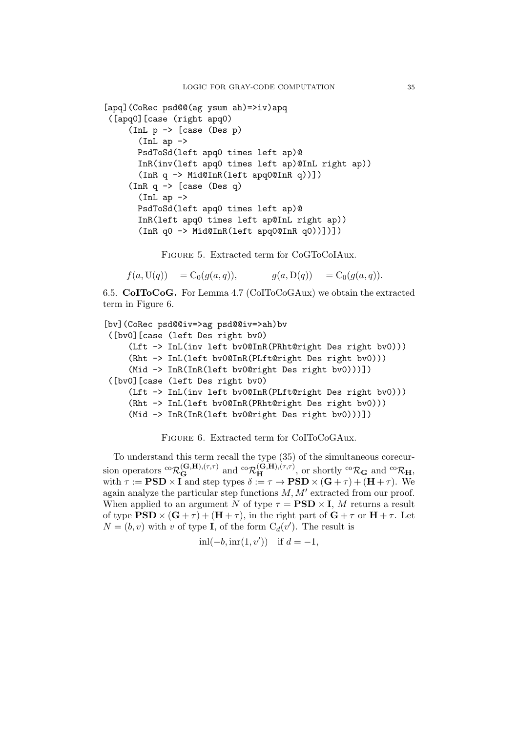```
[apq](CoRec psd@@(ag ysum ah)=>iv)apq
 ([apq0][case (right apq0)
     (InL p -> [case (Des p)
       (InL ap ->
       PsdToSd(left apq0 times left ap)@
       InR(inv(left apq0 times left ap)@InL right ap))
       (InR q -> Mid@InR(left apq0@InR q))])
     (InR q -> [case (Des q)
       (InL ap ->
       PsdToSd(left apq0 times left ap)@
       InR(left apq0 times left ap@InL right ap))
       (InR q0 -> Mid@InR(left apq0@InR q0))])])
```

Figure 5. Extracted term for CoGToCoIAux.

$$f(a, \mathrm{U}(q)) \quad = \mathrm{C}_0(g(a,q)), \qquad\qquad g(a, \mathrm{D}(q)) \quad = \mathrm{C}_0(g(a,q)).$$

6.5. **CoIToCoG.** For Lemma 4.7 (CoIToCoGAux) we obtain the extracted term in Figure 6.

```
[bv](CoRec psd@@iv=>ag psd@@iv=>ah)bv
 ([bv0][case (left Des right bv0)
     (Lft -> InL(inv left bv0@InR(PRht@right Des right bv0)))
     (Rht -> InL(left bv0@InR(PLft@right Des right bv0)))
     (Mid -> InR(InR(left bv0@right Des right bv0)))])
 ([bv0][case (left Des right bv0)
     (Lft -> InL(inv left bv0@InR(PLft@right Des right bv0)))
     (Rht -> InL(left bv0@InR(PRht@right Des right bv0)))
     (Mid -> InR(InR(left bv0@right Des right bv0)))])
```

Figure 6. Extracted term for CoIToCoGAux.

To understand this term recall the type (35) of the simultaneous corecursion operators ${}^{\mathrm{co}}\mathcal{R}_{\mathbf{G}}^{(\mathbf{G},\mathbf{H}),(\tau,\tau)}$ and ${}^{\mathrm{co}}\mathcal{R}_{\mathbf{H}}^{(\mathbf{G},\mathbf{H}),(\tau,\tau)}$, or shortly ${}^{\mathrm{co}}\mathcal{R}_{\mathbf{G}}$ and ${}^{\mathrm{co}}\mathcal{R}_{\mathbf{H}}$, with $\tau := \mathbf{PSD} \times \mathbf{I}$ and step types $\delta := \tau \to \mathbf{PSD} \times (\mathbf{G} + \tau) + (\mathbf{H} + \tau)$. We again analyze the particular step functions $M, M'$ extracted from our proof. When applied to an argument $N$ of type $\tau = \mathbf{PSD} \times \mathbf{I}$, $M$ returns a result of type $\mathbf{PSD} \times (\mathbf{G} + \tau) + (\mathbf{H} + \tau)$, in the right part of $\mathbf{G} + \tau$ or $\mathbf{H} + \tau$. Let $N = (b, v)$ with $v$ of type $\mathbf{I}$, of the form $\mathrm{C}_d(v')$. The result is

$$\mathrm{inl}(-b, \mathrm{inr}(1, v')) \quad \text{if } d = -1,$$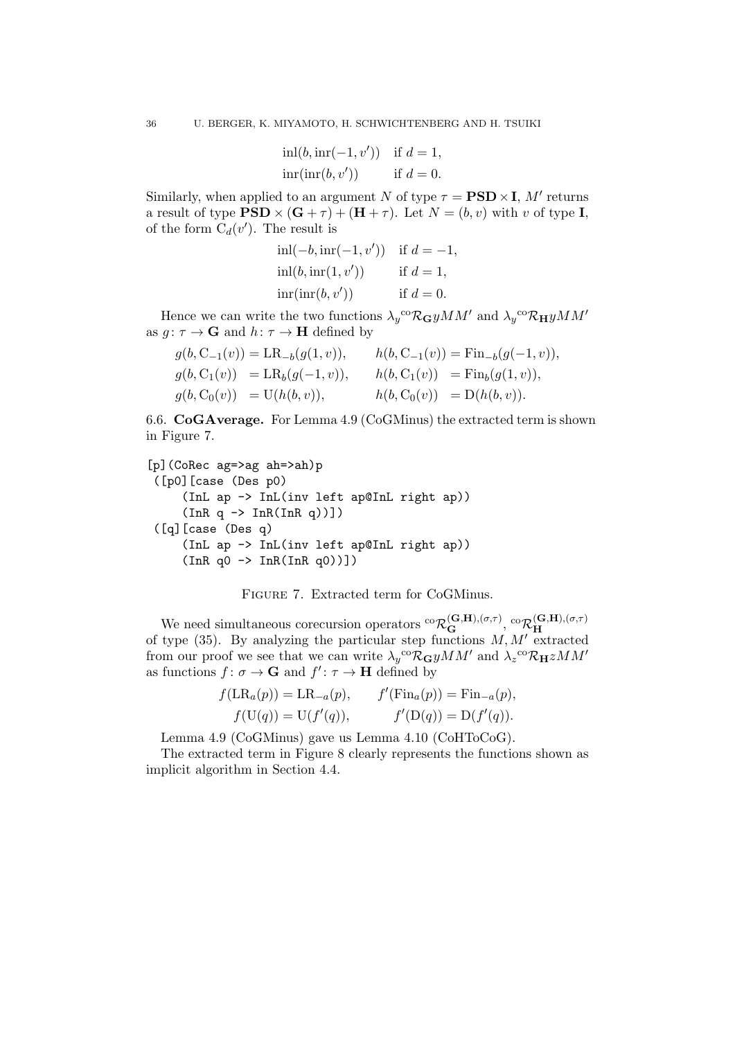$$\begin{array}{ll} \mathrm{inl}(b, \mathrm{inr}(-1, v')) & \text{if } d = 1, \\ \mathrm{inr}(\mathrm{inr}(b, v')) & \text{if } d = 0. \end{array}$$

Similarly, when applied to an argument $N$ of type $\tau = \mathbf{PSD} \times \mathbf{I}$, $M'$ returns a result of type $\mathbf{PSD} \times (\mathbf{G} + \tau) + (\mathbf{H} + \tau)$. Let $N = (b, v)$ with $v$ of type $\mathbf{I}$, of the form $\mathrm{C}_d(v')$. The result is

$$\begin{array}{ll} \mathrm{inl}(-b, \mathrm{inr}(-1, v')) & \text{if } d = -1, \\ \mathrm{inl}(b, \mathrm{inr}(1, v')) & \text{if } d = 1, \\ \mathrm{inr}(\mathrm{inr}(b, v')) & \text{if } d = 0. \end{array}$$

Hence we can write the two functions $\lambda_y {}^{\mathrm{co}}\mathcal{R}_{\mathbf{G}} y M M'$ and $\lambda_y {}^{\mathrm{co}}\mathcal{R}_{\mathbf{H}} y M M'$ as $g\colon \tau \to \mathbf{G}$ and $h\colon \tau \to \mathbf{H}$ defined by

$$\begin{array}{ll} g(b, \mathrm{C}_{-1}(v)) = \mathrm{LR}_{-b}(g(1, v)), & h(b, \mathrm{C}_{-1}(v)) = \mathrm{Fin}_{-b}(g(-1, v)), \\ g(b, \mathrm{C}_{1}(v)) \ \ = \mathrm{LR}_{b}(g(-1, v)), & h(b, \mathrm{C}_{1}(v)) \ \ = \mathrm{Fin}_{b}(g(1, v)), \\ g(b, \mathrm{C}_{0}(v)) \ \ = \mathrm{U}(h(b, v)), & h(b, \mathrm{C}_{0}(v)) \ \ = \mathrm{D}(h(b, v)). \end{array}$$

6.6. **CoGAverage.** For Lemma 4.9 (CoGMinus) the extracted term is shown in Figure 7.

```
[p](CoRec ag=>ag ah=>ah)p
 ([p0][case (Des p0)
     (InL ap -> InL(inv left ap@InL right ap))
     (InR q -> InR(InR q))])
 ([q][case (Des q)
     (InL ap -> InL(inv left ap@InL right ap))
     (InR q0 -> InR(InR q0))])
```

Figure 7. Extracted term for CoGMinus.

We need simultaneous corecursion operators ${}^{\mathrm{co}}\mathcal{R}_{\mathbf{G}}^{(\mathbf{G},\mathbf{H}),(\sigma,\tau)}$, ${}^{\mathrm{co}}\mathcal{R}_{\mathbf{H}}^{(\mathbf{G},\mathbf{H}),(\sigma,\tau)}$ of type (35). By analyzing the particular step functions $M, M'$ extracted from our proof we see that we can write $\lambda_y {}^{\mathrm{co}}\mathcal{R}_{\mathbf{G}} y M M'$ and $\lambda_z {}^{\mathrm{co}}\mathcal{R}_{\mathbf{H}} z M M'$ as functions $f\colon \sigma \to \mathbf{G}$ and $f'\colon \tau \to \mathbf{H}$ defined by

$$\begin{array}{ll} f(\mathrm{LR}_a(p)) = \mathrm{LR}_{-a}(p), & f'(\mathrm{Fin}_a(p)) = \mathrm{Fin}_{-a}(p), \\ f(\mathrm{U}(q)) = \mathrm{U}(f'(q)), & f'(\mathrm{D}(q)) = \mathrm{D}(f'(q)). \end{array}$$

Lemma 4.9 (CoGMinus) gave us Lemma 4.10 (CoHToCoG).

The extracted term in Figure 8 clearly represents the functions shown as implicit algorithm in Section 4.4.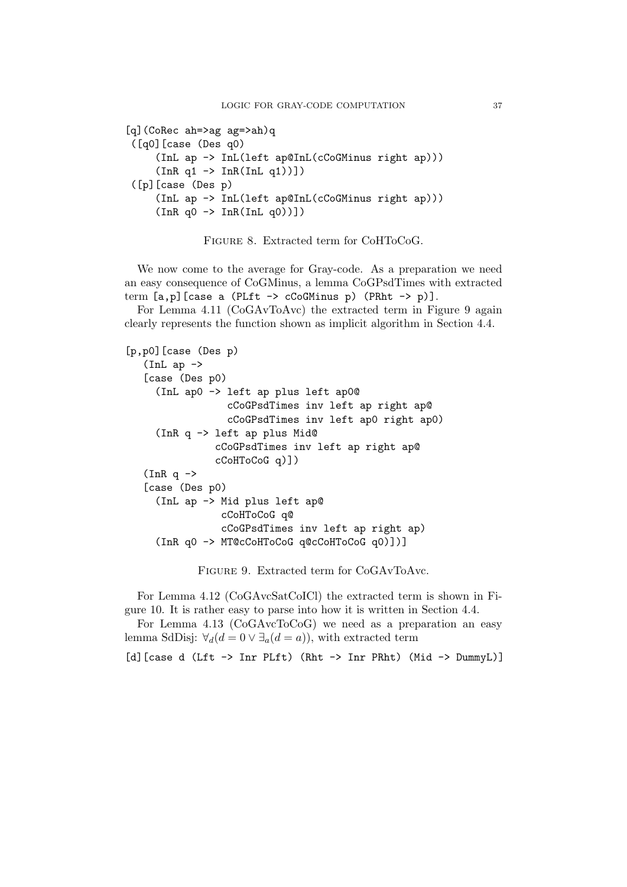```
[q](CoRec ah=>ag ag=>ah)q
 ([q0][case (Des q0)
     (InL ap -> InL(left ap@InL(cCoGMinus right ap)))
     (InR q1 -> InR(InL q1))])
 ([p][case (Des p)
     (InL ap -> InL(left ap@InL(cCoGMinus right ap)))
     (InR q0 -> InR(InL q0))])
```

Figure 8. Extracted term for CoHToCoG.

We now come to the average for Gray-code. As a preparation we need an easy consequence of CoGMinus, a lemma CoGPsdTimes with extracted term `[a,p][case a (PLft -> cCoGMinus p) (PRht -> p)]`.

For Lemma 4.11 (CoGAvToAvc) the extracted term in Figure 9 again clearly represents the function shown as implicit algorithm in Section 4.4.

```
[p,p0][case (Des p)
   (InL ap ->
   [case (Des p0)
     (InL ap0 -> left ap plus left ap0@
                 cCoGPsdTimes inv left ap right ap@
                 cCoGPsdTimes inv left ap0 right ap0)
     (InR q -> left ap plus Mid@
               cCoGPsdTimes inv left ap right ap@
               cCoHToCoG q)])
   (InR q ->
   [case (Des p0)
     (InL ap -> Mid plus left ap@
                cCoHToCoG q@
                cCoGPsdTimes inv left ap right ap)
     (InR q0 -> MT@cCoHToCoG q@cCoHToCoG q0)])]
```

Figure 9. Extracted term for CoGAvToAvc.

For Lemma 4.12 (CoGAvcSatCoICl) the extracted term is shown in Figure 10. It is rather easy to parse into how it is written in Section 4.4.

For Lemma 4.13 (CoGAvcToCoG) we need as a preparation an easy lemma SdDisj: $\forall_d(d = 0 \vee \exists_a(d = a))$, with extracted term

```
[d][case d (Lft -> Inr PLft) (Rht -> Inr PRht) (Mid -> DummyL)]
```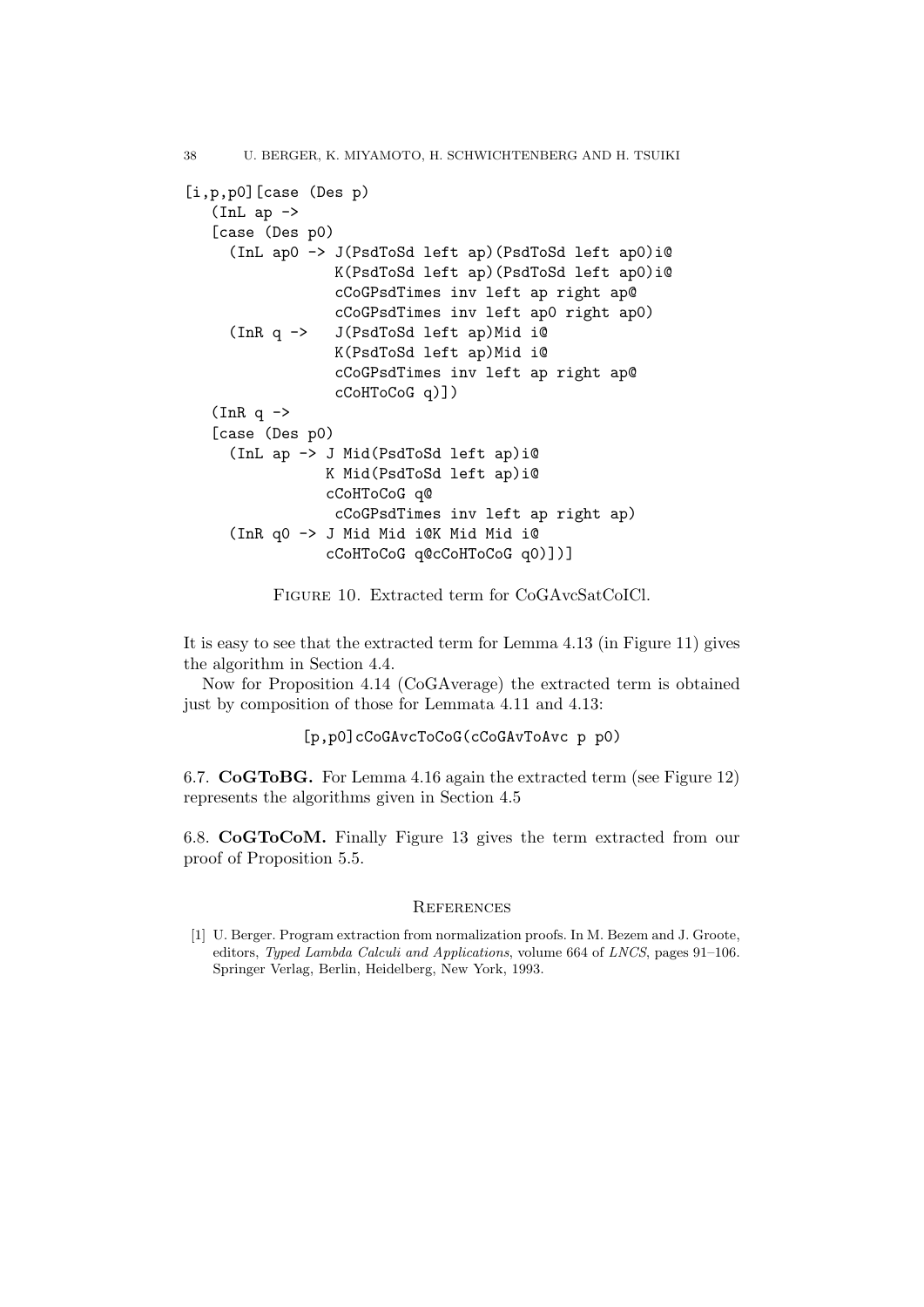```
[i,p,p0][case (Des p)
   (InL ap ->
   [case (Des p0)
     (InL ap0 -> J(PsdToSd left ap)(PsdToSd left ap0)i@
                K(PsdToSd left ap)(PsdToSd left ap0)i@
                cCoGPsdTimes inv left ap right ap@
                cCoGPsdTimes inv left ap0 right ap0)
     (InR q ->  J(PsdToSd left ap)Mid i@
                K(PsdToSd left ap)Mid i@
                cCoGPsdTimes inv left ap right ap@
                cCoHToCoG q)])
   (InR q ->
   [case (Des p0)
     (InL ap -> J Mid(PsdToSd left ap)i@
               K Mid(PsdToSd left ap)i@
               cCoHToCoG q@
                cCoGPsdTimes inv left ap right ap)
     (InR q0 -> J Mid Mid i@K Mid Mid i@
               cCoHToCoG q@cCoHToCoG q0)])]
```

Figure 10. Extracted term for CoGAvcSatCoICl.

It is easy to see that the extracted term for Lemma 4.13 (in Figure 11) gives the algorithm in Section 4.4.

Now for Proposition 4.14 (CoGAverage) the extracted term is obtained just by composition of those for Lemmata 4.11 and 4.13:

```
[p,p0]cCoGAvcToCoG(cCoGAvToAvc p p0)
```

6.7. **CoGToBG.** For Lemma 4.16 again the extracted term (see Figure 12) represents the algorithms given in Section 4.5

6.8. **CoGToCoM.** Finally Figure 13 gives the term extracted from our proof of Proposition 5.5.

## References

[1] U. Berger. Program extraction from normalization proofs. In M. Bezem and J. Groote, editors, *Typed Lambda Calculi and Applications*, volume 664 of *LNCS*, pages 91–106. Springer Verlag, Berlin, Heidelberg, New York, 1993.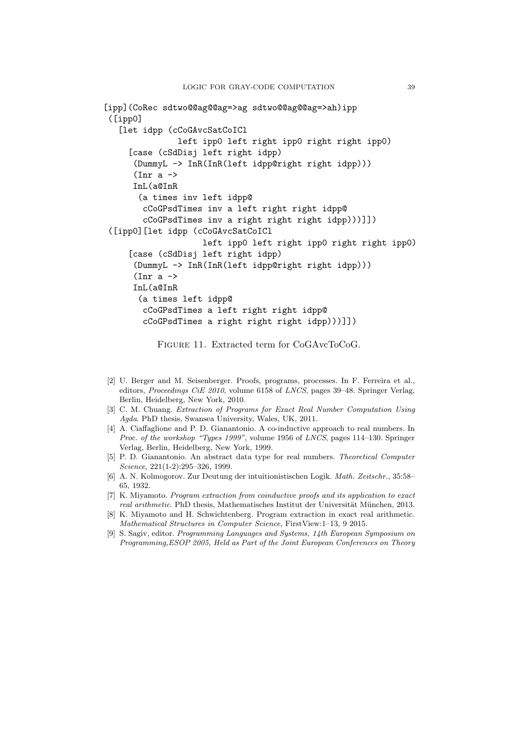```
[ipp](CoRec sdtwo@@ag@@ag=>ag sdtwo@@ag@@ag=>ah)ipp
 ([ipp0]
   [let idpp (cCoGAvcSatCoICl
               left ipp0 left right ipp0 right right ipp0)
     [case (cSdDisj left right idpp)
      (DummyL -> InR(InR(left idpp@right right idpp)))
      (Inr a ->
      InL(a@InR
       (a times inv left idpp@
        cCoGPsdTimes inv a left right right idpp@
        cCoGPsdTimes inv a right right right idpp)))]])
 ([ipp0][let idpp (cCoGAvcSatCoICl
                   left ipp0 left right ipp0 right right ipp0)
     [case (cSdDisj left right idpp)
      (DummyL -> InR(InR(left idpp@right right idpp)))
      (Inr a ->
      InL(a@InR
       (a times left idpp@
        cCoGPsdTimes a left right right idpp@
        cCoGPsdTimes a right right right idpp)))]])
```

Figure 11. Extracted term for CoGAvcToCoG.

[2] U. Berger and M. Seisenberger. Proofs, programs, processes. In F. Ferreira et al., editors, *Proceedings CiE 2010*, volume 6158 of *LNCS*, pages 39–48. Springer Verlag, Berlin, Heidelberg, New York, 2010.

[3] C. M. Chuang. *Extraction of Programs for Exact Real Number Computation Using Agda*. PhD thesis, Swansea University, Wales, UK, 2011.

[4] A. Ciaffaglione and P. D. Gianantonio. A co-inductive approach to real numbers. In *Proc. of the workshop "Types 1999"*, volume 1956 of *LNCS*, pages 114–130. Springer Verlag, Berlin, Heidelberg, New York, 1999.

[5] P. D. Gianantonio. An abstract data type for real numbers. *Theoretical Computer Science*, 221(1-2):295–326, 1999.

[6] A. N. Kolmogorov. Zur Deutung der intuitionistischen Logik. *Math. Zeitschr.*, 35:58–65, 1932.

[7] K. Miyamoto. *Program extraction from coinductive proofs and its application to exact real arithmetic*. PhD thesis, Mathematisches Institut der Universität München, 2013.

[8] K. Miyamoto and H. Schwichtenberg. Program extraction in exact real arithmetic. *Mathematical Structures in Computer Science*, FirstView:1–13, 9 2015.

[9] S. Sagiv, editor. *Programming Languages and Systems, 14th European Symposium on Programming,ESOP 2005, Held as Part of the Joint European Conferences on Theory*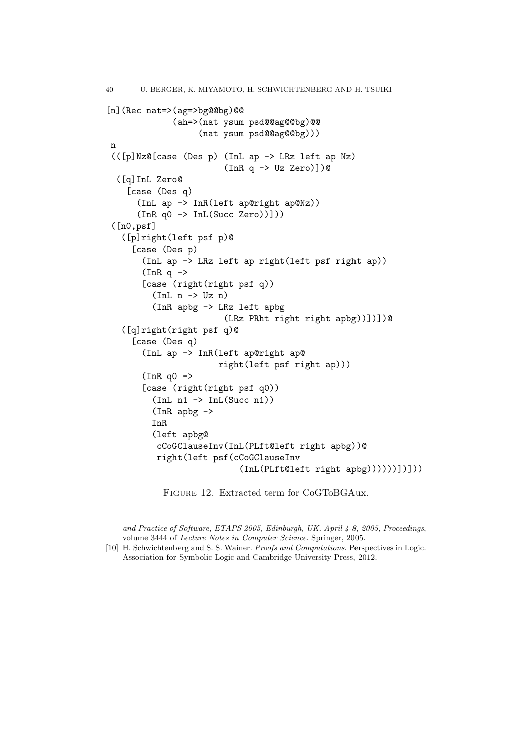```
[n](Rec nat=>(ag=>bg@@bg)@@
            (ah=>(nat ysum psd@@ag@@bg)@@
                 (nat ysum psd@@ag@@bg)))
 n
 (([p]Nz@[case (Des p) (InL ap -> LRz left ap Nz)
                       (InR q -> Uz Zero)])@
  ([q]InL Zero@
    [case (Des q)
      (InL ap -> InR(left ap@right ap@Nz))
      (InR q0 -> InL(Succ Zero))]))
 ([n0,psf]
   ([p]right(left psf p)@
     [case (Des p)
       (InL ap -> LRz left ap right(left psf right ap))
       (InR q ->
       [case (right(right psf q))
         (InL n -> Uz n)
         (InR apbg -> LRz left apbg
                      (LRz PRht right right apbg))])])@
   ([q]right(right psf q)@
     [case (Des q)
       (InL ap -> InR(left ap@right ap@
                    right(left psf right ap)))
       (InR q0 ->
       [case (right(right psf q0))
         (InL n1 -> InL(Succ n1))
         (InR apbg ->
         InR
         (left apbg@
          cCoGClauseInv(InL(PLft@left right apbg))@
          right(left psf(cCoGClauseInv
                          (InL(PLft@left right apbg))))))])]))
```

Figure 12. Extracted term for CoGToBGAux.

and Practice of Software, ETAPS 2005, Edinburgh, UK, April 4-8, 2005, Proceedings, volume 3444 of *Lecture Notes in Computer Science*. Springer, 2005.

[10] H. Schwichtenberg and S. S. Wainer. *Proofs and Computations*. Perspectives in Logic. Association for Symbolic Logic and Cambridge University Press, 2012.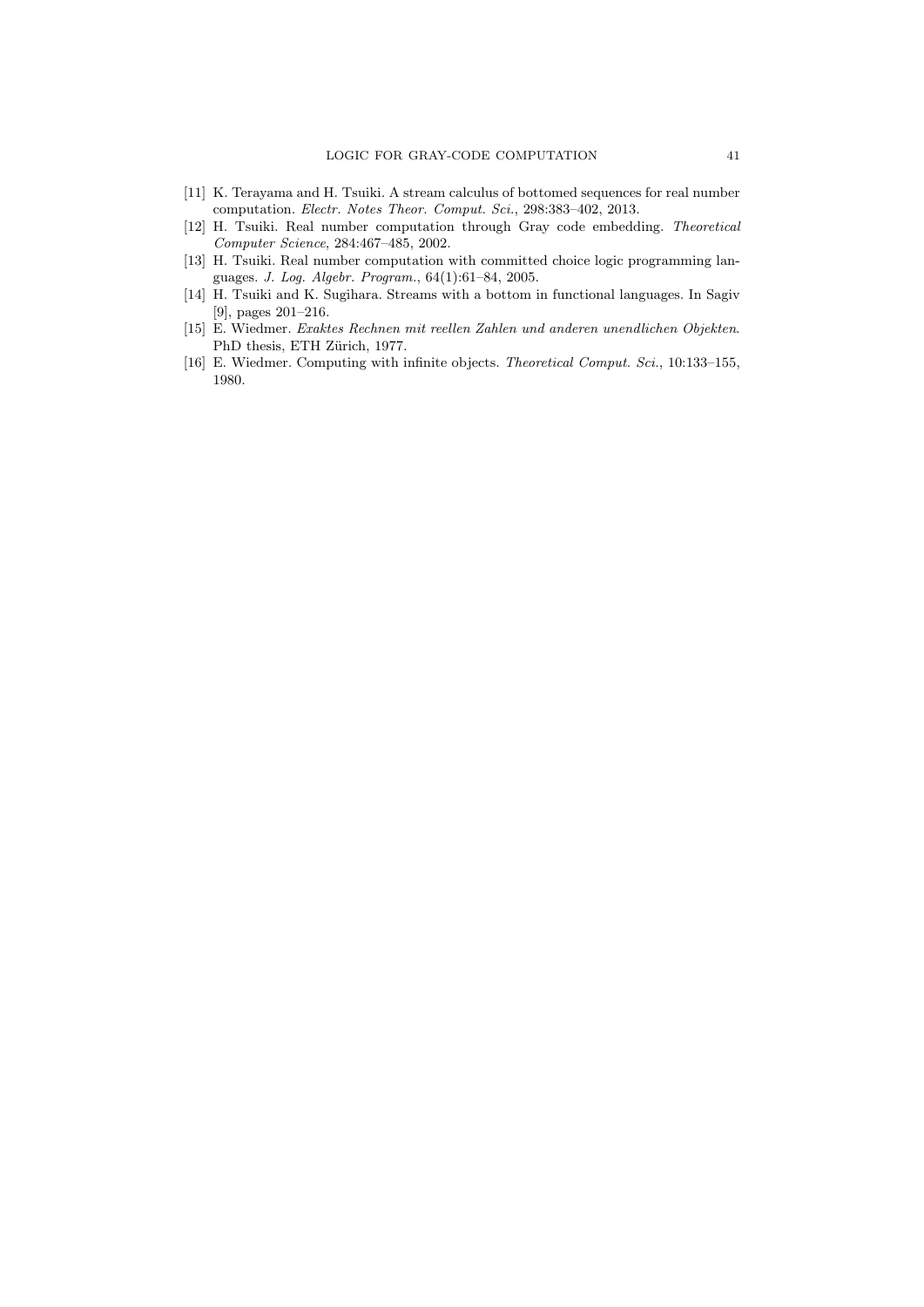[11] K. Terayama and H. Tsuiki. A stream calculus of bottomed sequences for real number computation. *Electr. Notes Theor. Comput. Sci.*, 298:383–402, 2013.

[12] H. Tsuiki. Real number computation through Gray code embedding. *Theoretical Computer Science*, 284:467–485, 2002.

[13] H. Tsuiki. Real number computation with committed choice logic programming languages. *J. Log. Algebr. Program.*, 64(1):61–84, 2005.

[14] H. Tsuiki and K. Sugihara. Streams with a bottom in functional languages. In Sagiv [9], pages 201–216.

[15] E. Wiedmer. *Exaktes Rechnen mit reellen Zahlen und anderen unendlichen Objekten*. PhD thesis, ETH Zürich, 1977.

[16] E. Wiedmer. Computing with infinite objects. *Theoretical Comput. Sci.*, 10:133–155, 1980.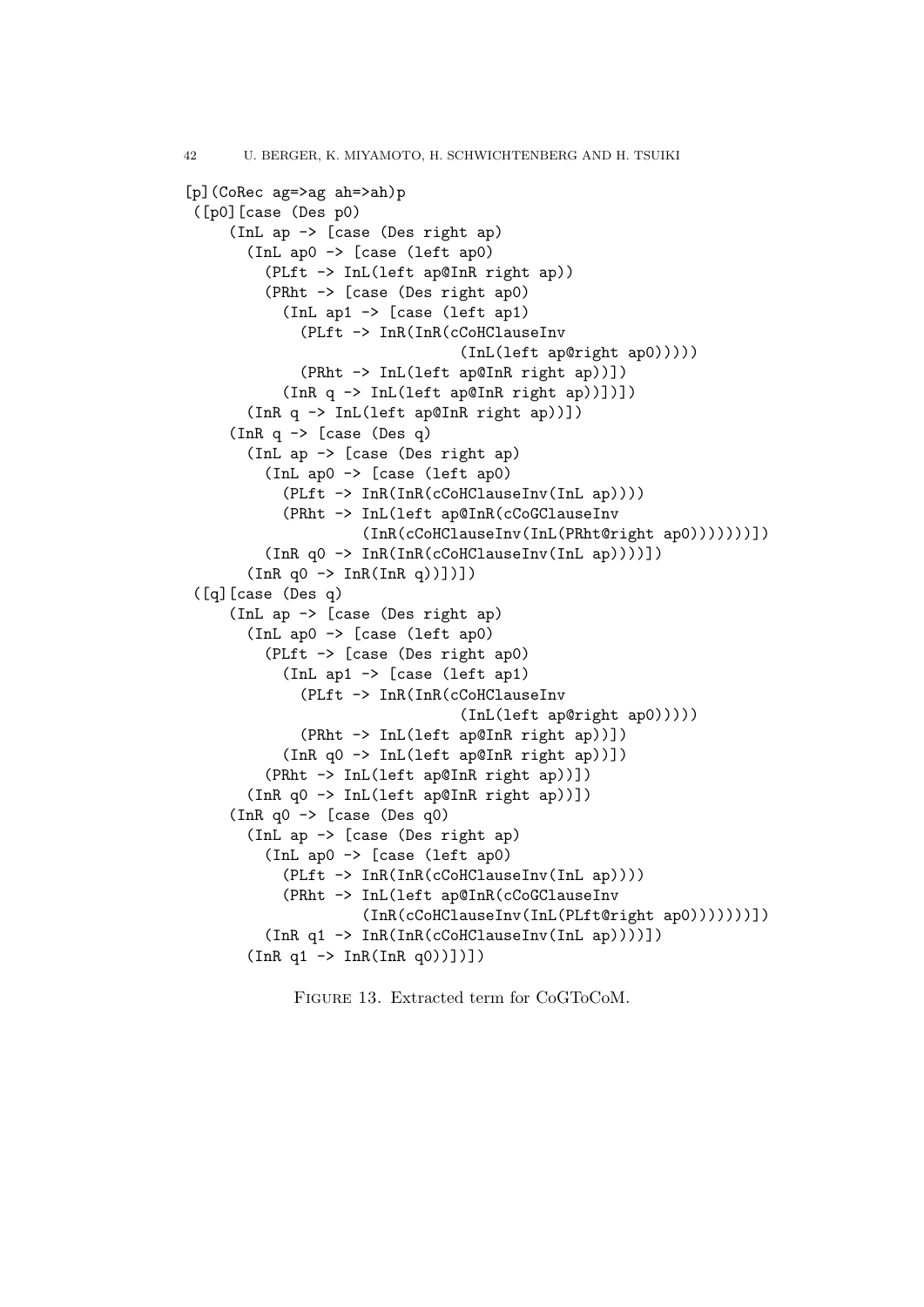```
[p](CoRec ag=>ag ah=>ah)p
 ([p0][case (Des p0)
     (InL ap -> [case (Des right ap)
       (InL ap0 -> [case (left ap0)
         (PLft -> InL(left ap@InR right ap))
         (PRht -> [case (Des right ap0)
           (InL ap1 -> [case (left ap1)
             (PLft -> InR(InR(cCoHClauseInv
                                 (InL(left ap@right ap0)))))
             (PRht -> InL(left ap@InR right ap))])
           (InR q -> InL(left ap@InR right ap))])])
       (InR q -> InL(left ap@InR right ap))])
     (InR q -> [case (Des q)
       (InL ap -> [case (Des right ap)
         (InL ap0 -> [case (left ap0)
           (PLft -> InR(InR(cCoHClauseInv(InL ap))))
           (PRht -> InL(left ap@InR(cCoGClauseInv
                     (InR(cCoHClauseInv(InL(PRht@right ap0)))))))])
         (InR q0 -> InR(InR(cCoHClauseInv(InL ap))))])
       (InR q0 -> InR(InR q))])])
 ([q][case (Des q)
     (InL ap -> [case (Des right ap)
       (InL ap0 -> [case (left ap0)
         (PLft -> [case (Des right ap0)
           (InL ap1 -> [case (left ap1)
             (PLft -> InR(InR(cCoHClauseInv
                                 (InL(left ap@right ap0)))))
             (PRht -> InL(left ap@InR right ap))])
           (InR q0 -> InL(left ap@InR right ap))])
         (PRht -> InL(left ap@InR right ap))])
       (InR q0 -> InL(left ap@InR right ap))])
     (InR q0 -> [case (Des q0)
       (InL ap -> [case (Des right ap)
         (InL ap0 -> [case (left ap0)
           (PLft -> InR(InR(cCoHClauseInv(InL ap))))
           (PRht -> InL(left ap@InR(cCoGClauseInv
                     (InR(cCoHClauseInv(InL(PLft@right ap0)))))))])
         (InR q1 -> InR(InR(cCoHClauseInv(InL ap))))])
       (InR q1 -> InR(InR q0))])])
```

Figure 13. Extracted term for CoGToCoM.